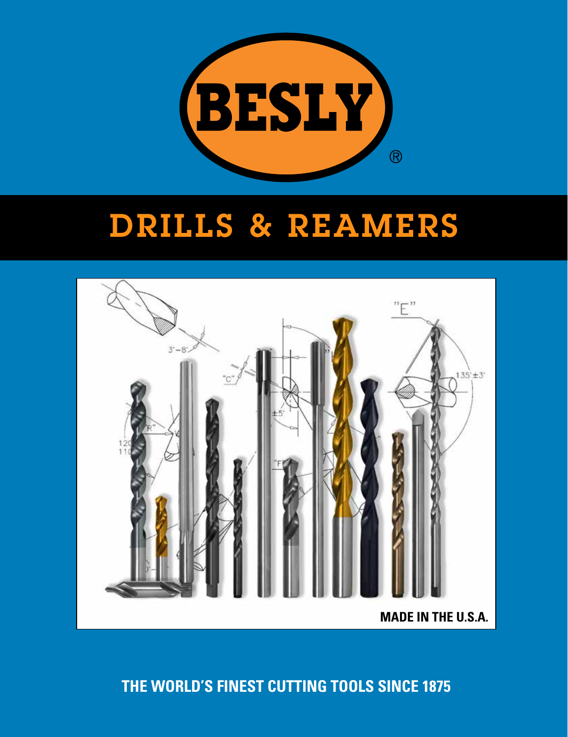# BESLY®

## DRILLS & REAMERS

**MADE IN THE U.S.A.**

**THE WORLD'S FINEST CUTTING TOOLS SINCE 1875**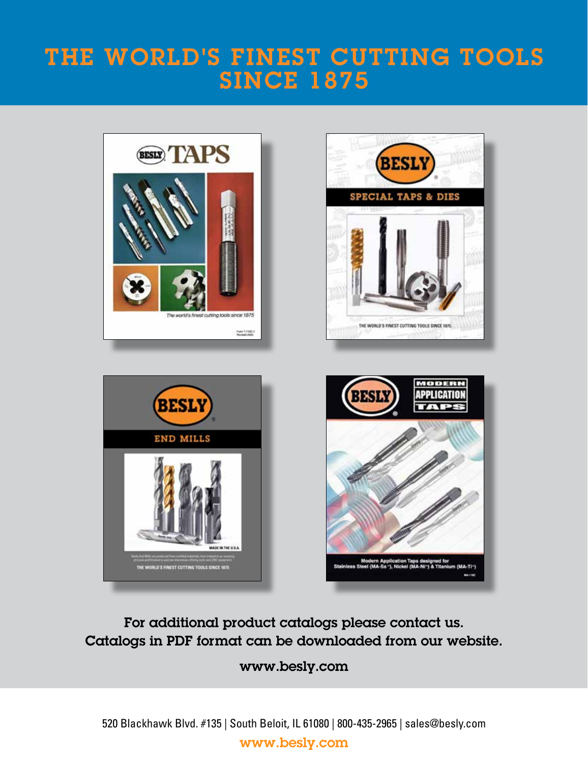# THE WORLD'S FINEST CUTTING TOOLS SINCE 1875

BESLY TAPS

*The world's finest cutting tools since 1875*

BESLY SPECIAL TAPS & DIES

THE WORLD'S FINEST CUTTING TOOLS SINCE 1875

BESLY END MILLS

MADE IN THE U.S.A.

THE WORLD'S FINEST CUTTING TOOLS SINCE 1875

BESLY MODERN APPLICATION TAPS

Modern Application Taps designed for Stainless Steel (MA-Ss™), Nickel (MA-Ni™) & Titanium (MA-Ti™)

For additional product catalogs please contact us.
Catalogs in PDF format can be downloaded from our website.

www.besly.com

520 Blackhawk Blvd. #135 | South Beloit, IL 61080 | 800-435-2965 | sales@besly.com

www.besly.com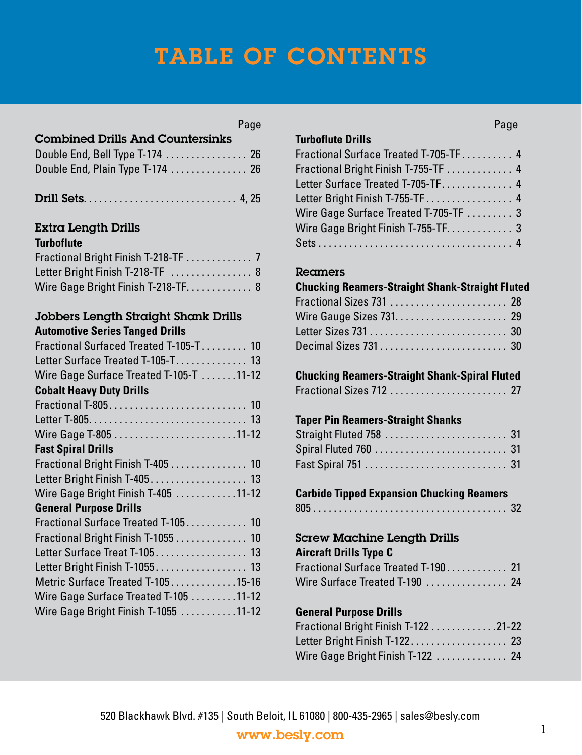# TABLE OF CONTENTS

| | Page |
|---|---|
| **Combined Drills And Countersinks** | |
| Double End, Bell Type T-174 | 26 |
| Double End, Plain Type T-174 | 26 |
| | |
| **Drill Sets** | 4, 25 |
| | |
| **Extra Length Drills** | |
| **Turboflute** | |
| Fractional Bright Finish T-218-TF | 7 |
| Letter Bright Finish T-218-TF | 8 |
| Wire Gage Bright Finish T-218-TF | 8 |
| | |
| **Jobbers Length Straight Shank Drills** | |
| **Automotive Series Tanged Drills** | |
| Fractional Surfaced Treated T-105-T | 10 |
| Letter Surface Treated T-105-T | 13 |
| Wire Gage Surface Treated T-105-T | 11-12 |
| **Cobalt Heavy Duty Drills** | |
| Fractional T-805 | 10 |
| Letter T-805 | 13 |
| Wire Gage T-805 | 11-12 |
| **Fast Spiral Drills** | |
| Fractional Bright Finish T-405 | 10 |
| Letter Bright Finish T-405 | 13 |
| Wire Gage Bright Finish T-405 | 11-12 |
| **General Purpose Drills** | |
| Fractional Surface Treated T-105 | 10 |
| Fractional Bright Finish T-1055 | 10 |
| Letter Surface Treat T-105 | 13 |
| Letter Bright Finish T-1055 | 13 |
| Metric Surface Treated T-105 | 15-16 |
| Wire Gage Surface Treated T-105 | 11-12 |
| Wire Gage Bright Finish T-1055 | 11-12 |

| | Page |
|---|---|
| **Turboflute Drills** | |
| Fractional Surface Treated T-705-TF | 4 |
| Fractional Bright Finish T-755-TF | 4 |
| Letter Surface Treated T-705-TF | 4 |
| Letter Bright Finish T-755-TF | 4 |
| Wire Gage Surface Treated T-705-TF | 3 |
| Wire Gage Bright Finish T-755-TF | 3 |
| Sets | 4 |
| | |
| **Reamers** | |
| **Chucking Reamers-Straight Shank-Straight Fluted** | |
| Fractional Sizes 731 | 28 |
| Wire Gauge Sizes 731 | 29 |
| Letter Sizes 731 | 30 |
| Decimal Sizes 731 | 30 |
| | |
| **Chucking Reamers-Straight Shank-Spiral Fluted** | |
| Fractional Sizes 712 | 27 |
| | |
| **Taper Pin Reamers-Straight Shanks** | |
| Straight Fluted 758 | 31 |
| Spiral Fluted 760 | 31 |
| Fast Spiral 751 | 31 |
| | |
| **Carbide Tipped Expansion Chucking Reamers** | |
| 805 | 32 |
| | |
| **Screw Machine Length Drills** | |
| **Aircraft Drills Type C** | |
| Fractional Surface Treated T-190 | 21 |
| Wire Surface Treated T-190 | 24 |
| | |
| **General Purpose Drills** | |
| Fractional Bright Finish T-122 | 21-22 |
| Letter Bright Finish T-122 | 23 |
| Wire Gage Bright Finish T-122 | 24 |

520 Blackhawk Blvd. #135 | South Beloit, IL 61080 | 800-435-2965 | sales@besly.com

www.besly.com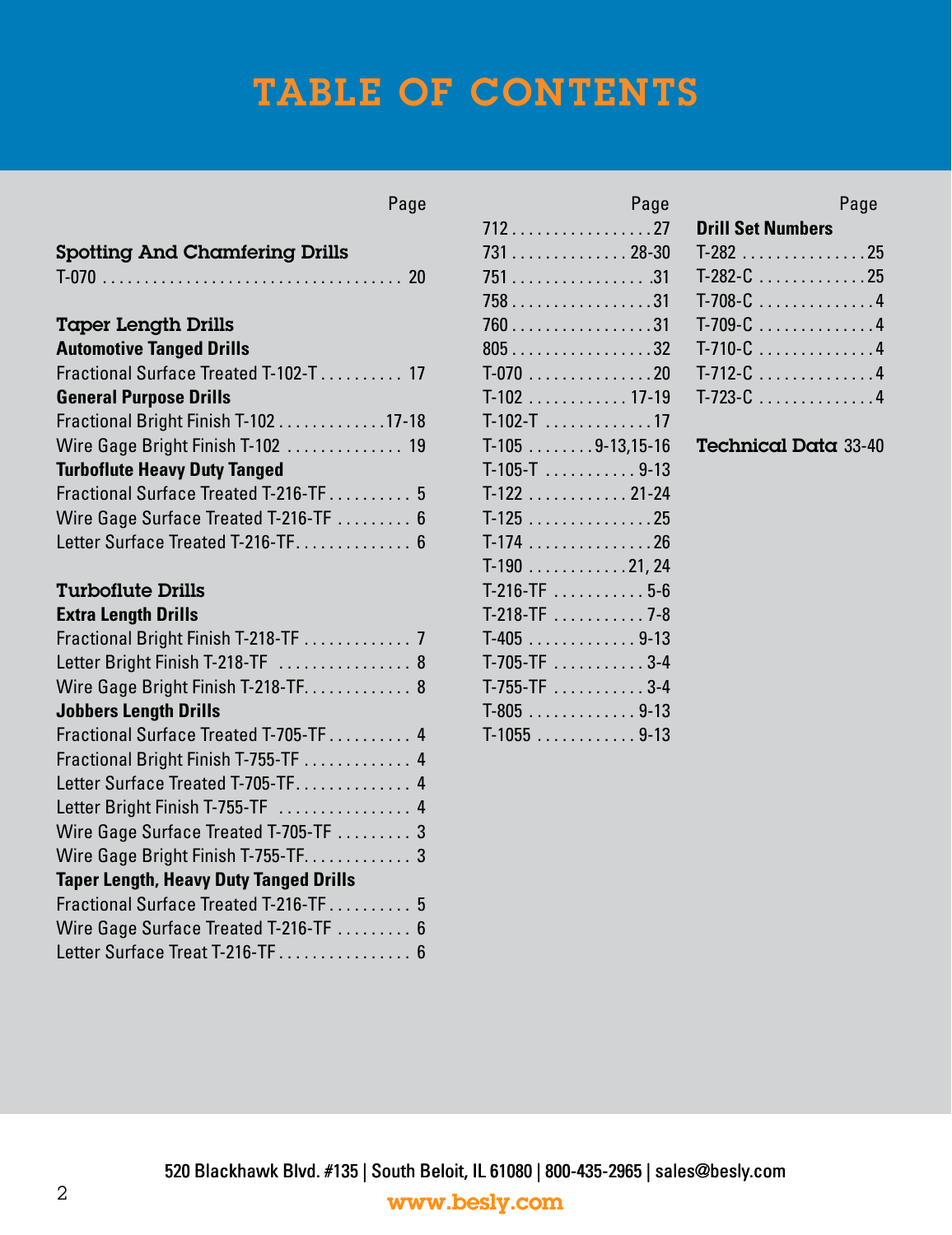# TABLE OF CONTENTS

## Spotting And Chamfering Drills

| | Page |
|---|---|
| T-070 | 20 |

## Taper Length Drills

**Automotive Tanged Drills**

| | Page |
|---|---|
| Fractional Surface Treated T-102-T | 17 |

**General Purpose Drills**

| | Page |
|---|---|
| Fractional Bright Finish T-102 | 17-18 |
| Wire Gage Bright Finish T-102 | 19 |

**Turboflute Heavy Duty Tanged**

| | Page |
|---|---|
| Fractional Surface Treated T-216-TF | 5 |
| Wire Gage Surface Treated T-216-TF | 6 |
| Letter Surface Treated T-216-TF | 6 |

## Turboflute Drills

**Extra Length Drills**

| | Page |
|---|---|
| Fractional Bright Finish T-218-TF | 7 |
| Letter Bright Finish T-218-TF | 8 |
| Wire Gage Bright Finish T-218-TF | 8 |

**Jobbers Length Drills**

| | Page |
|---|---|
| Fractional Surface Treated T-705-TF | 4 |
| Fractional Bright Finish T-755-TF | 4 |
| Letter Surface Treated T-705-TF | 4 |
| Letter Bright Finish T-755-TF | 4 |
| Wire Gage Surface Treated T-705-TF | 3 |
| Wire Gage Bright Finish T-755-TF | 3 |

**Taper Length, Heavy Duty Tanged Drills**

| | Page |
|---|---|
| Fractional Surface Treated T-216-TF | 5 |
| Wire Gage Surface Treated T-216-TF | 6 |
| Letter Surface Treat T-216-TF | 6 |

| | Page |
|---|---|
| 712 | 27 |
| 731 | 28-30 |
| 751 | 31 |
| 758 | 31 |
| 760 | 31 |
| 805 | 32 |
| T-070 | 20 |
| T-102 | 17-19 |
| T-102-T | 17 |
| T-105 | 9-13,15-16 |
| T-105-T | 9-13 |
| T-122 | 21-24 |
| T-125 | 25 |
| T-174 | 26 |
| T-190 | 21, 24 |
| T-216-TF | 5-6 |
| T-218-TF | 7-8 |
| T-405 | 9-13 |
| T-705-TF | 3-4 |
| T-755-TF | 3-4 |
| T-805 | 9-13 |
| T-1055 | 9-13 |

**Drill Set Numbers**

| | Page |
|---|---|
| T-282 | 25 |
| T-282-C | 25 |
| T-708-C | 4 |
| T-709-C | 4 |
| T-710-C | 4 |
| T-712-C | 4 |
| T-723-C | 4 |

## Technical Data 33-40

520 Blackhawk Blvd. #135 | South Beloit, IL 61080 | 800-435-2965 | sales@besly.com

www.besly.com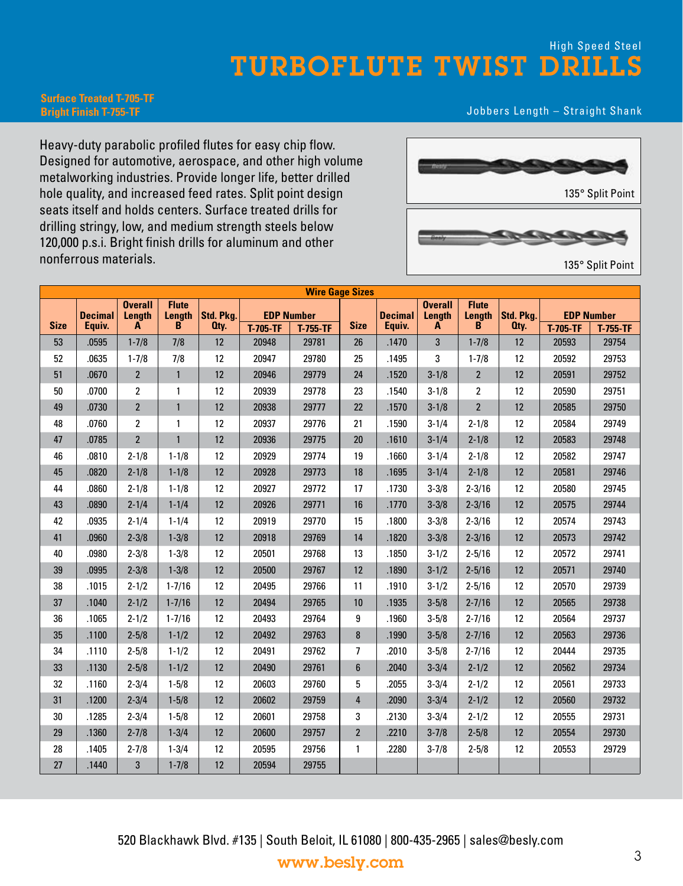High Speed Steel

# TURBOFLUTE TWIST DRILLS

**Surface Treated T-705-TF**
**Bright Finish T-755-TF**

Jobbers Length – Straight Shank

Heavy-duty parabolic profiled flutes for easy chip flow. Designed for automotive, aerospace, and other high volume metalworking industries. Provide longer life, better drilled hole quality, and increased feed rates. Split point design seats itself and holds centers. Surface treated drills for drilling stringy, low, and medium strength steels below 120,000 p.s.i. Bright finish drills for aluminum and other nonferrous materials.

135° Split Point

135° Split Point

**Wire Gage Sizes**

| Size | Decimal Equiv. | Overall Length A | Flute Length B | Std. Pkg. Qty. | EDP Number | | Size | Decimal Equiv. | Overall Length A | Flute Length B | Std. Pkg. Qty. | EDP Number | |
|---|---|---|---|---|---|---|---|---|---|---|---|---|---|
| | | | | | T-705-TF | T-755-TF | | | | | | T-705-TF | T-755-TF |
| 53 | .0595 | 1-7/8 | 7/8 | 12 | 20948 | 29781 | 26 | .1470 | 3 | 1-7/8 | 12 | 20593 | 29754 |
| 52 | .0635 | 1-7/8 | 7/8 | 12 | 20947 | 29780 | 25 | .1495 | 3 | 1-7/8 | 12 | 20592 | 29753 |
| 51 | .0670 | 2 | 1 | 12 | 20946 | 29779 | 24 | .1520 | 3-1/8 | 2 | 12 | 20591 | 29752 |
| 50 | .0700 | 2 | 1 | 12 | 20939 | 29778 | 23 | .1540 | 3-1/8 | 2 | 12 | 20590 | 29751 |
| 49 | .0730 | 2 | 1 | 12 | 20938 | 29777 | 22 | .1570 | 3-1/8 | 2 | 12 | 20585 | 29750 |
| 48 | .0760 | 2 | 1 | 12 | 20937 | 29776 | 21 | .1590 | 3-1/4 | 2-1/8 | 12 | 20584 | 29749 |
| 47 | .0785 | 2 | 1 | 12 | 20936 | 29775 | 20 | .1610 | 3-1/4 | 2-1/8 | 12 | 20583 | 29748 |
| 46 | .0810 | 2-1/8 | 1-1/8 | 12 | 20929 | 29774 | 19 | .1660 | 3-1/4 | 2-1/8 | 12 | 20582 | 29747 |
| 45 | .0820 | 2-1/8 | 1-1/8 | 12 | 20928 | 29773 | 18 | .1695 | 3-1/4 | 2-1/8 | 12 | 20581 | 29746 |
| 44 | .0860 | 2-1/8 | 1-1/8 | 12 | 20927 | 29772 | 17 | .1730 | 3-3/8 | 2-3/16 | 12 | 20580 | 29745 |
| 43 | .0890 | 2-1/4 | 1-1/4 | 12 | 20926 | 29771 | 16 | .1770 | 3-3/8 | 2-3/16 | 12 | 20575 | 29744 |
| 42 | .0935 | 2-1/4 | 1-1/4 | 12 | 20919 | 29770 | 15 | .1800 | 3-3/8 | 2-3/16 | 12 | 20574 | 29743 |
| 41 | .0960 | 2-3/8 | 1-3/8 | 12 | 20918 | 29769 | 14 | .1820 | 3-3/8 | 2-3/16 | 12 | 20573 | 29742 |
| 40 | .0980 | 2-3/8 | 1-3/8 | 12 | 20501 | 29768 | 13 | .1850 | 3-1/2 | 2-5/16 | 12 | 20572 | 29741 |
| 39 | .0995 | 2-3/8 | 1-3/8 | 12 | 20500 | 29767 | 12 | .1890 | 3-1/2 | 2-5/16 | 12 | 20571 | 29740 |
| 38 | .1015 | 2-1/2 | 1-7/16 | 12 | 20495 | 29766 | 11 | .1910 | 3-1/2 | 2-5/16 | 12 | 20570 | 29739 |
| 37 | .1040 | 2-1/2 | 1-7/16 | 12 | 20494 | 29765 | 10 | .1935 | 3-5/8 | 2-7/16 | 12 | 20565 | 29738 |
| 36 | .1065 | 2-1/2 | 1-7/16 | 12 | 20493 | 29764 | 9 | .1960 | 3-5/8 | 2-7/16 | 12 | 20564 | 29737 |
| 35 | .1100 | 2-5/8 | 1-1/2 | 12 | 20492 | 29763 | 8 | .1990 | 3-5/8 | 2-7/16 | 12 | 20563 | 29736 |
| 34 | .1110 | 2-5/8 | 1-1/2 | 12 | 20491 | 29762 | 7 | .2010 | 3-5/8 | 2-7/16 | 12 | 20444 | 29735 |
| 33 | .1130 | 2-5/8 | 1-1/2 | 12 | 20490 | 29761 | 6 | .2040 | 3-3/4 | 2-1/2 | 12 | 20562 | 29734 |
| 32 | .1160 | 2-3/4 | 1-5/8 | 12 | 20603 | 29760 | 5 | .2055 | 3-3/4 | 2-1/2 | 12 | 20561 | 29733 |
| 31 | .1200 | 2-3/4 | 1-5/8 | 12 | 20602 | 29759 | 4 | .2090 | 3-3/4 | 2-1/2 | 12 | 20560 | 29732 |
| 30 | .1285 | 2-3/4 | 1-5/8 | 12 | 20601 | 29758 | 3 | .2130 | 3-3/4 | 2-1/2 | 12 | 20555 | 29731 |
| 29 | .1360 | 2-7/8 | 1-3/4 | 12 | 20600 | 29757 | 2 | .2210 | 3-7/8 | 2-5/8 | 12 | 20554 | 29730 |
| 28 | .1405 | 2-7/8 | 1-3/4 | 12 | 20595 | 29756 | 1 | .2280 | 3-7/8 | 2-5/8 | 12 | 20553 | 29729 |
| 27 | .1440 | 3 | 1-7/8 | 12 | 20594 | 29755 | | | | | | | |

520 Blackhawk Blvd. #135 | South Beloit, IL 61080 | 800-435-2965 | sales@besly.com

www.besly.com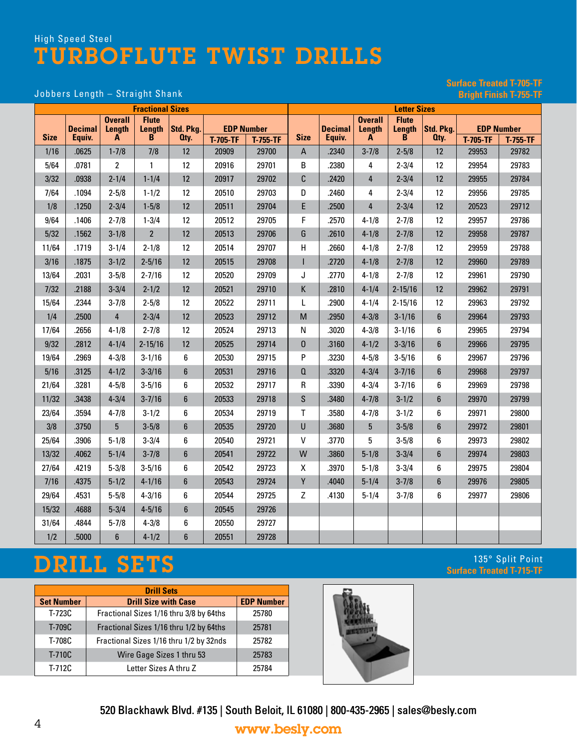High Speed Steel

# TURBOFLUTE TWIST DRILLS

Jobbers Length – Straight Shank

Surface Treated T-705-TF
Bright Finish T-755-TF

| Fractional Sizes | | | | | | | Letter Sizes | | | | | | |
|---|---|---|---|---|---|---|---|---|---|---|---|---|---|
| Size | Decimal Equiv. | Overall Length A | Flute Length B | Std. Pkg. Qty. | EDP Number T-705-TF | EDP Number T-755-TF | Size | Decimal Equiv. | Overall Length A | Flute Length B | Std. Pkg. Qty. | EDP Number T-705-TF | EDP Number T-755-TF |
| 1/16 | .0625 | 1-7/8 | 7/8 | 12 | 20909 | 29700 | A | .2340 | 3-7/8 | 2-5/8 | 12 | 29953 | 29782 |
| 5/64 | .0781 | 2 | 1 | 12 | 20916 | 29701 | B | .2380 | 4 | 2-3/4 | 12 | 29954 | 29783 |
| 3/32 | .0938 | 2-1/4 | 1-1/4 | 12 | 20917 | 29702 | C | .2420 | 4 | 2-3/4 | 12 | 29955 | 29784 |
| 7/64 | .1094 | 2-5/8 | 1-1/2 | 12 | 20510 | 29703 | D | .2460 | 4 | 2-3/4 | 12 | 29956 | 29785 |
| 1/8 | .1250 | 2-3/4 | 1-5/8 | 12 | 20511 | 29704 | E | .2500 | 4 | 2-3/4 | 12 | 20523 | 29712 |
| 9/64 | .1406 | 2-7/8 | 1-3/4 | 12 | 20512 | 29705 | F | .2570 | 4-1/8 | 2-7/8 | 12 | 29957 | 29786 |
| 5/32 | .1562 | 3-1/8 | 2 | 12 | 20513 | 29706 | G | .2610 | 4-1/8 | 2-7/8 | 12 | 29958 | 29787 |
| 11/64 | .1719 | 3-1/4 | 2-1/8 | 12 | 20514 | 29707 | H | .2660 | 4-1/8 | 2-7/8 | 12 | 29959 | 29788 |
| 3/16 | .1875 | 3-1/2 | 2-5/16 | 12 | 20515 | 29708 | I | .2720 | 4-1/8 | 2-7/8 | 12 | 29960 | 29789 |
| 13/64 | .2031 | 3-5/8 | 2-7/16 | 12 | 20520 | 29709 | J | .2770 | 4-1/8 | 2-7/8 | 12 | 29961 | 29790 |
| 7/32 | .2188 | 3-3/4 | 2-1/2 | 12 | 20521 | 29710 | K | .2810 | 4-1/4 | 2-15/16 | 12 | 29962 | 29791 |
| 15/64 | .2344 | 3-7/8 | 2-5/8 | 12 | 20522 | 29711 | L | .2900 | 4-1/4 | 2-15/16 | 12 | 29963 | 29792 |
| 1/4 | .2500 | 4 | 2-3/4 | 12 | 20523 | 29712 | M | .2950 | 4-3/8 | 3-1/16 | 6 | 29964 | 29793 |
| 17/64 | .2656 | 4-1/8 | 2-7/8 | 12 | 20524 | 29713 | N | .3020 | 4-3/8 | 3-1/16 | 6 | 29965 | 29794 |
| 9/32 | .2812 | 4-1/4 | 2-15/16 | 12 | 20525 | 29714 | O | .3160 | 4-1/2 | 3-3/16 | 6 | 29966 | 29795 |
| 19/64 | .2969 | 4-3/8 | 3-1/16 | 6 | 20530 | 29715 | P | .3230 | 4-5/8 | 3-5/16 | 6 | 29967 | 29796 |
| 5/16 | .3125 | 4-1/2 | 3-3/16 | 6 | 20531 | 29716 | Q | .3320 | 4-3/4 | 3-7/16 | 6 | 29968 | 29797 |
| 21/64 | .3281 | 4-5/8 | 3-5/16 | 6 | 20532 | 29717 | R | .3390 | 4-3/4 | 3-7/16 | 6 | 29969 | 29798 |
| 11/32 | .3438 | 4-3/4 | 3-7/16 | 6 | 20533 | 29718 | S | .3480 | 4-7/8 | 3-1/2 | 6 | 29970 | 29799 |
| 23/64 | .3594 | 4-7/8 | 3-1/2 | 6 | 20534 | 29719 | T | .3580 | 4-7/8 | 3-1/2 | 6 | 29971 | 29800 |
| 3/8 | .3750 | 5 | 3-5/8 | 6 | 20535 | 29720 | U | .3680 | 5 | 3-5/8 | 6 | 29972 | 29801 |
| 25/64 | .3906 | 5-1/8 | 3-3/4 | 6 | 20540 | 29721 | V | .3770 | 5 | 3-5/8 | 6 | 29973 | 29802 |
| 13/32 | .4062 | 5-1/4 | 3-7/8 | 6 | 20541 | 29722 | W | .3860 | 5-1/8 | 3-3/4 | 6 | 29974 | 29803 |
| 27/64 | .4219 | 5-3/8 | 3-5/16 | 6 | 20542 | 29723 | X | .3970 | 5-1/8 | 3-3/4 | 6 | 29975 | 29804 |
| 7/16 | .4375 | 5-1/2 | 4-1/16 | 6 | 20543 | 29724 | Y | .4040 | 5-1/4 | 3-7/8 | 6 | 29976 | 29805 |
| 29/64 | .4531 | 5-5/8 | 4-3/16 | 6 | 20544 | 29725 | Z | .4130 | 5-1/4 | 3-7/8 | 6 | 29977 | 29806 |
| 15/32 | .4688 | 5-3/4 | 4-5/16 | 6 | 20545 | 29726 | | | | | | | |
| 31/64 | .4844 | 5-7/8 | 4-3/8 | 6 | 20550 | 29727 | | | | | | | |
| 1/2 | .5000 | 6 | 4-1/2 | 6 | 20551 | 29728 | | | | | | | |

# DRILL SETS

135° Split Point
Surface Treated T-715-TF

| Drill Sets | | |
|---|---|---|
| Set Number | Drill Size with Case | EDP Number |
| T-723C | Fractional Sizes 1/16 thru 3/8 by 64ths | 25780 |
| T-709C | Fractional Sizes 1/16 thru 1/2 by 64ths | 25781 |
| T-708C | Fractional Sizes 1/16 thru 1/2 by 32nds | 25782 |
| T-710C | Wire Gage Sizes 1 thru 53 | 25783 |
| T-712C | Letter Sizes A thru Z | 25784 |

520 Blackhawk Blvd. #135 | South Beloit, IL 61080 | 800-435-2965 | sales@besly.com

www.besly.com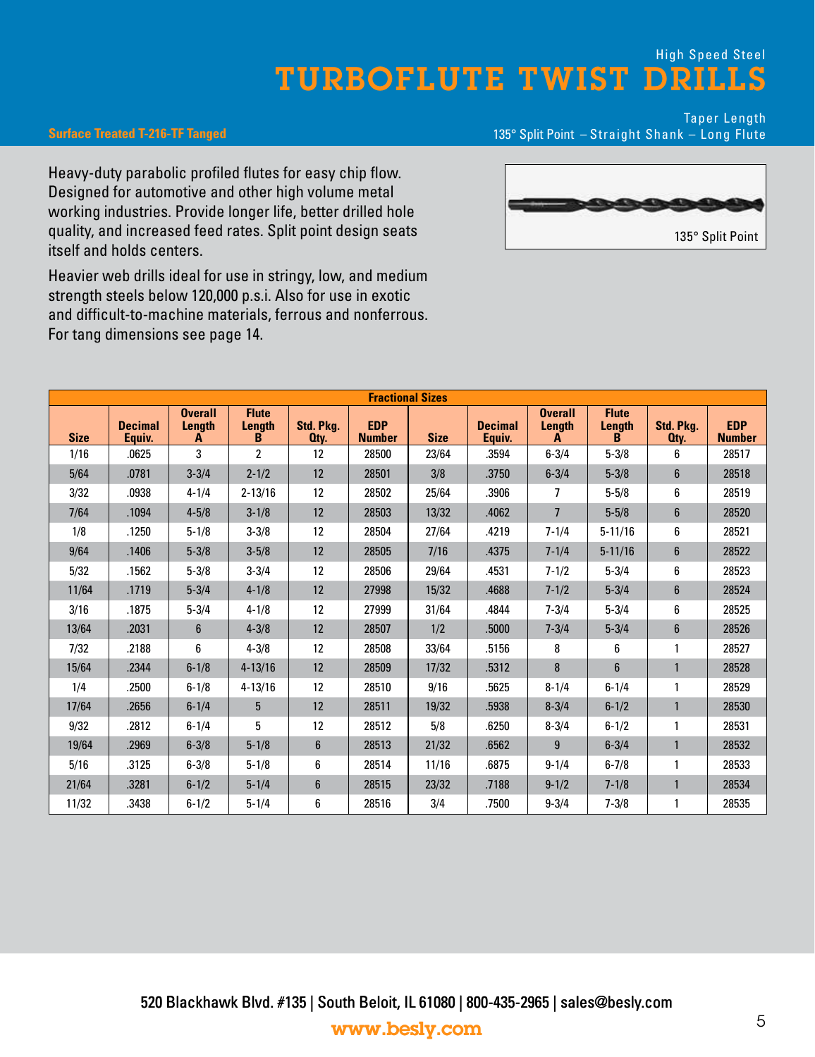High Speed Steel

# TURBOFLUTE TWIST DRILLS

**Surface Treated T-216-TF Tanged**

Taper Length
135° Split Point – Straight Shank – Long Flute

Heavy-duty parabolic profiled flutes for easy chip flow. Designed for automotive and other high volume metal working industries. Provide longer life, better drilled hole quality, and increased feed rates. Split point design seats itself and holds centers.

Heavier web drills ideal for use in stringy, low, and medium strength steels below 120,000 p.s.i. Also for use in exotic and difficult-to-machine materials, ferrous and nonferrous. For tang dimensions see page 14.

135° Split Point

| Fractional Sizes | | | | | | | | | | | |
|---|---|---|---|---|---|---|---|---|---|---|---|
| Size | Decimal Equiv. | Overall Length A | Flute Length B | Std. Pkg. Qty. | EDP Number | Size | Decimal Equiv. | Overall Length A | Flute Length B | Std. Pkg. Qty. | EDP Number |
| 1/16 | .0625 | 3 | 2 | 12 | 28500 | 23/64 | .3594 | 6-3/4 | 5-3/8 | 6 | 28517 |
| 5/64 | .0781 | 3-3/4 | 2-1/2 | 12 | 28501 | 3/8 | .3750 | 6-3/4 | 5-3/8 | 6 | 28518 |
| 3/32 | .0938 | 4-1/4 | 2-13/16 | 12 | 28502 | 25/64 | .3906 | 7 | 5-5/8 | 6 | 28519 |
| 7/64 | .1094 | 4-5/8 | 3-1/8 | 12 | 28503 | 13/32 | .4062 | 7 | 5-5/8 | 6 | 28520 |
| 1/8 | .1250 | 5-1/8 | 3-3/8 | 12 | 28504 | 27/64 | .4219 | 7-1/4 | 5-11/16 | 6 | 28521 |
| 9/64 | .1406 | 5-3/8 | 3-5/8 | 12 | 28505 | 7/16 | .4375 | 7-1/4 | 5-11/16 | 6 | 28522 |
| 5/32 | .1562 | 5-3/8 | 3-3/4 | 12 | 28506 | 29/64 | .4531 | 7-1/2 | 5-3/4 | 6 | 28523 |
| 11/64 | .1719 | 5-3/4 | 4-1/8 | 12 | 27998 | 15/32 | .4688 | 7-1/2 | 5-3/4 | 6 | 28524 |
| 3/16 | .1875 | 5-3/4 | 4-1/8 | 12 | 27999 | 31/64 | .4844 | 7-3/4 | 5-3/4 | 6 | 28525 |
| 13/64 | .2031 | 6 | 4-3/8 | 12 | 28507 | 1/2 | .5000 | 7-3/4 | 5-3/4 | 6 | 28526 |
| 7/32 | .2188 | 6 | 4-3/8 | 12 | 28508 | 33/64 | .5156 | 8 | 6 | 1 | 28527 |
| 15/64 | .2344 | 6-1/8 | 4-13/16 | 12 | 28509 | 17/32 | .5312 | 8 | 6 | 1 | 28528 |
| 1/4 | .2500 | 6-1/8 | 4-13/16 | 12 | 28510 | 9/16 | .5625 | 8-1/4 | 6-1/4 | 1 | 28529 |
| 17/64 | .2656 | 6-1/4 | 5 | 12 | 28511 | 19/32 | .5938 | 8-3/4 | 6-1/2 | 1 | 28530 |
| 9/32 | .2812 | 6-1/4 | 5 | 12 | 28512 | 5/8 | .6250 | 8-3/4 | 6-1/2 | 1 | 28531 |
| 19/64 | .2969 | 6-3/8 | 5-1/8 | 6 | 28513 | 21/32 | .6562 | 9 | 6-3/4 | 1 | 28532 |
| 5/16 | .3125 | 6-3/8 | 5-1/8 | 6 | 28514 | 11/16 | .6875 | 9-1/4 | 6-7/8 | 1 | 28533 |
| 21/64 | .3281 | 6-1/2 | 5-1/4 | 6 | 28515 | 23/32 | .7188 | 9-1/2 | 7-1/8 | 1 | 28534 |
| 11/32 | .3438 | 6-1/2 | 5-1/4 | 6 | 28516 | 3/4 | .7500 | 9-3/4 | 7-3/8 | 1 | 28535 |

520 Blackhawk Blvd. #135 | South Beloit, IL 61080 | 800-435-2965 | sales@besly.com

www.besly.com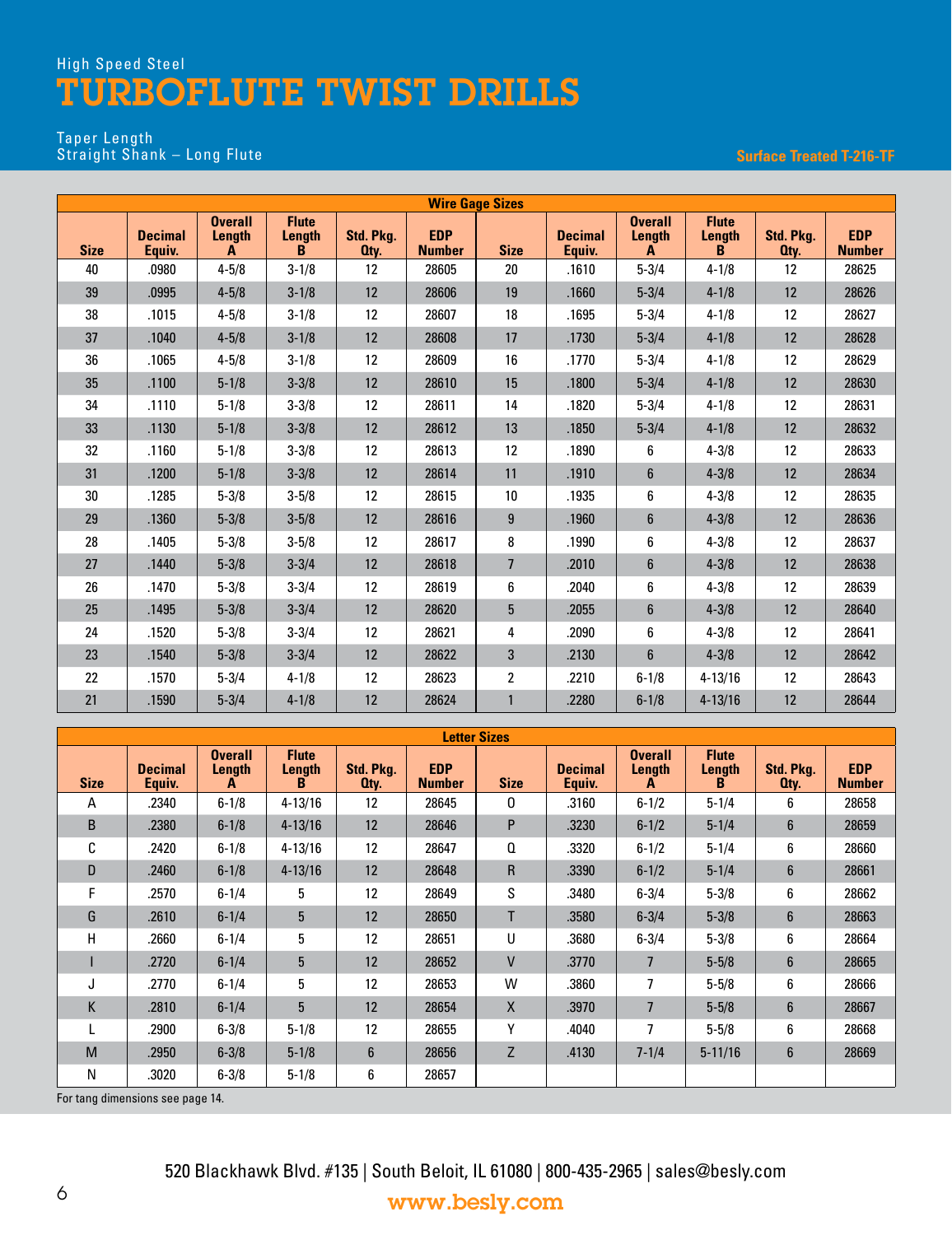High Speed Steel

# TURBOFLUTE TWIST DRILLS

Taper Length
Straight Shank – Long Flute

**Surface Treated T-216-TF**

| Wire Gage Sizes | | | | | | | | | | | |
|---|---|---|---|---|---|---|---|---|---|---|---|
| Size | Decimal Equiv. | Overall Length A | Flute Length B | Std. Pkg. Qty. | EDP Number | Size | Decimal Equiv. | Overall Length A | Flute Length B | Std. Pkg. Qty. | EDP Number |
| 40 | .0980 | 4-5/8 | 3-1/8 | 12 | 28605 | 20 | .1610 | 5-3/4 | 4-1/8 | 12 | 28625 |
| 39 | .0995 | 4-5/8 | 3-1/8 | 12 | 28606 | 19 | .1660 | 5-3/4 | 4-1/8 | 12 | 28626 |
| 38 | .1015 | 4-5/8 | 3-1/8 | 12 | 28607 | 18 | .1695 | 5-3/4 | 4-1/8 | 12 | 28627 |
| 37 | .1040 | 4-5/8 | 3-1/8 | 12 | 28608 | 17 | .1730 | 5-3/4 | 4-1/8 | 12 | 28628 |
| 36 | .1065 | 4-5/8 | 3-1/8 | 12 | 28609 | 16 | .1770 | 5-3/4 | 4-1/8 | 12 | 28629 |
| 35 | .1100 | 5-1/8 | 3-3/8 | 12 | 28610 | 15 | .1800 | 5-3/4 | 4-1/8 | 12 | 28630 |
| 34 | .1110 | 5-1/8 | 3-3/8 | 12 | 28611 | 14 | .1820 | 5-3/4 | 4-1/8 | 12 | 28631 |
| 33 | .1130 | 5-1/8 | 3-3/8 | 12 | 28612 | 13 | .1850 | 5-3/4 | 4-1/8 | 12 | 28632 |
| 32 | .1160 | 5-1/8 | 3-3/8 | 12 | 28613 | 12 | .1890 | 6 | 4-3/8 | 12 | 28633 |
| 31 | .1200 | 5-1/8 | 3-3/8 | 12 | 28614 | 11 | .1910 | 6 | 4-3/8 | 12 | 28634 |
| 30 | .1285 | 5-3/8 | 3-5/8 | 12 | 28615 | 10 | .1935 | 6 | 4-3/8 | 12 | 28635 |
| 29 | .1360 | 5-3/8 | 3-5/8 | 12 | 28616 | 9 | .1960 | 6 | 4-3/8 | 12 | 28636 |
| 28 | .1405 | 5-3/8 | 3-5/8 | 12 | 28617 | 8 | .1990 | 6 | 4-3/8 | 12 | 28637 |
| 27 | .1440 | 5-3/8 | 3-3/4 | 12 | 28618 | 7 | .2010 | 6 | 4-3/8 | 12 | 28638 |
| 26 | .1470 | 5-3/8 | 3-3/4 | 12 | 28619 | 6 | .2040 | 6 | 4-3/8 | 12 | 28639 |
| 25 | .1495 | 5-3/8 | 3-3/4 | 12 | 28620 | 5 | .2055 | 6 | 4-3/8 | 12 | 28640 |
| 24 | .1520 | 5-3/8 | 3-3/4 | 12 | 28621 | 4 | .2090 | 6 | 4-3/8 | 12 | 28641 |
| 23 | .1540 | 5-3/8 | 3-3/4 | 12 | 28622 | 3 | .2130 | 6 | 4-3/8 | 12 | 28642 |
| 22 | .1570 | 5-3/4 | 4-1/8 | 12 | 28623 | 2 | .2210 | 6-1/8 | 4-13/16 | 12 | 28643 |
| 21 | .1590 | 5-3/4 | 4-1/8 | 12 | 28624 | 1 | .2280 | 6-1/8 | 4-13/16 | 12 | 28644 |

| Letter Sizes | | | | | | | | | | | |
|---|---|---|---|---|---|---|---|---|---|---|---|
| Size | Decimal Equiv. | Overall Length A | Flute Length B | Std. Pkg. Qty. | EDP Number | Size | Decimal Equiv. | Overall Length A | Flute Length B | Std. Pkg. Qty. | EDP Number |
| A | .2340 | 6-1/8 | 4-13/16 | 12 | 28645 | O | .3160 | 6-1/2 | 5-1/4 | 6 | 28658 |
| B | .2380 | 6-1/8 | 4-13/16 | 12 | 28646 | P | .3230 | 6-1/2 | 5-1/4 | 6 | 28659 |
| C | .2420 | 6-1/8 | 4-13/16 | 12 | 28647 | Q | .3320 | 6-1/2 | 5-1/4 | 6 | 28660 |
| D | .2460 | 6-1/8 | 4-13/16 | 12 | 28648 | R | .3390 | 6-1/2 | 5-1/4 | 6 | 28661 |
| F | .2570 | 6-1/4 | 5 | 12 | 28649 | S | .3480 | 6-3/4 | 5-3/8 | 6 | 28662 |
| G | .2610 | 6-1/4 | 5 | 12 | 28650 | T | .3580 | 6-3/4 | 5-3/8 | 6 | 28663 |
| H | .2660 | 6-1/4 | 5 | 12 | 28651 | U | .3680 | 6-3/4 | 5-3/8 | 6 | 28664 |
| I | .2720 | 6-1/4 | 5 | 12 | 28652 | V | .3770 | 7 | 5-5/8 | 6 | 28665 |
| J | .2770 | 6-1/4 | 5 | 12 | 28653 | W | .3860 | 7 | 5-5/8 | 6 | 28666 |
| K | .2810 | 6-1/4 | 5 | 12 | 28654 | X | .3970 | 7 | 5-5/8 | 6 | 28667 |
| L | .2900 | 6-3/8 | 5-1/8 | 12 | 28655 | Y | .4040 | 7 | 5-5/8 | 6 | 28668 |
| M | .2950 | 6-3/8 | 5-1/8 | 6 | 28656 | Z | .4130 | 7-1/4 | 5-11/16 | 6 | 28669 |
| N | .3020 | 6-3/8 | 5-1/8 | 6 | 28657 | | | | | | |

For tang dimensions see page 14.

520 Blackhawk Blvd. #135 | South Beloit, IL 61080 | 800-435-2965 | sales@besly.com

www.besly.com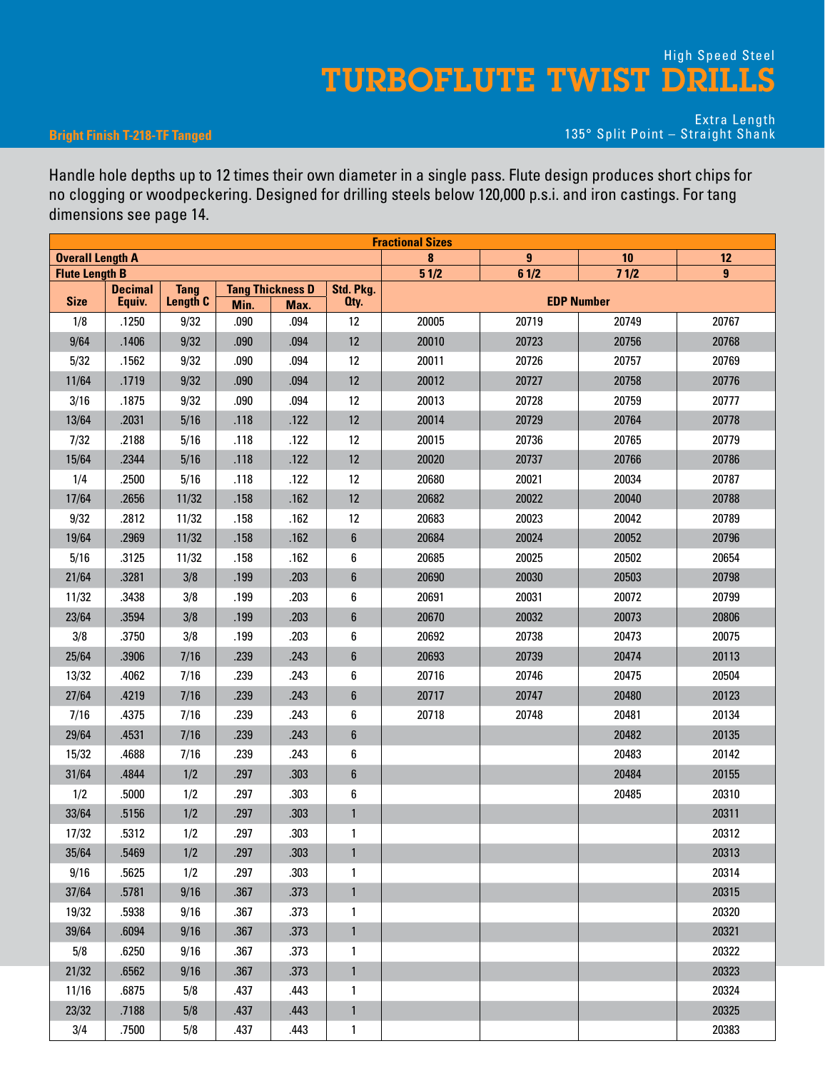High Speed Steel

# TURBOFLUTE TWIST DRILLS

**Bright Finish T-218-TF Tanged**

Extra Length
135° Split Point – Straight Shank

Handle hole depths up to 12 times their own diameter in a single pass. Flute design produces short chips for no clogging or woodpeckering. Designed for drilling steels below 120,000 p.s.i. and iron castings. For tang dimensions see page 14.

| Fractional Sizes | | | | | | | | | |
|---|---|---|---|---|---|---|---|---|---|
| **Overall Length A** | | | | | | **8** | **9** | **10** | **12** |
| **Flute Length B** | | | | | | **5 1/2** | **6 1/2** | **7 1/2** | **9** |
| **Size** | **Decimal Equiv.** | **Tang Length C** | **Tang Thickness D Min.** | **Tang Thickness D Max.** | **Std. Pkg. Qty.** | **EDP Number** | | | |
| 1/8 | .1250 | 9/32 | .090 | .094 | 12 | 20005 | 20719 | 20749 | 20767 |
| 9/64 | .1406 | 9/32 | .090 | .094 | 12 | 20010 | 20723 | 20756 | 20768 |
| 5/32 | .1562 | 9/32 | .090 | .094 | 12 | 20011 | 20726 | 20757 | 20769 |
| 11/64 | .1719 | 9/32 | .090 | .094 | 12 | 20012 | 20727 | 20758 | 20776 |
| 3/16 | .1875 | 9/32 | .090 | .094 | 12 | 20013 | 20728 | 20759 | 20777 |
| 13/64 | .2031 | 5/16 | .118 | .122 | 12 | 20014 | 20729 | 20764 | 20778 |
| 7/32 | .2188 | 5/16 | .118 | .122 | 12 | 20015 | 20736 | 20765 | 20779 |
| 15/64 | .2344 | 5/16 | .118 | .122 | 12 | 20020 | 20737 | 20766 | 20786 |
| 1/4 | .2500 | 5/16 | .118 | .122 | 12 | 20680 | 20021 | 20034 | 20787 |
| 17/64 | .2656 | 11/32 | .158 | .162 | 12 | 20682 | 20022 | 20040 | 20788 |
| 9/32 | .2812 | 11/32 | .158 | .162 | 12 | 20683 | 20023 | 20042 | 20789 |
| 19/64 | .2969 | 11/32 | .158 | .162 | 6 | 20684 | 20024 | 20052 | 20796 |
| 5/16 | .3125 | 11/32 | .158 | .162 | 6 | 20685 | 20025 | 20502 | 20654 |
| 21/64 | .3281 | 3/8 | .199 | .203 | 6 | 20690 | 20030 | 20503 | 20798 |
| 11/32 | .3438 | 3/8 | .199 | .203 | 6 | 20691 | 20031 | 20072 | 20799 |
| 23/64 | .3594 | 3/8 | .199 | .203 | 6 | 20670 | 20032 | 20073 | 20806 |
| 3/8 | .3750 | 3/8 | .199 | .203 | 6 | 20692 | 20738 | 20473 | 20075 |
| 25/64 | .3906 | 7/16 | .239 | .243 | 6 | 20693 | 20739 | 20474 | 20113 |
| 13/32 | .4062 | 7/16 | .239 | .243 | 6 | 20716 | 20746 | 20475 | 20504 |
| 27/64 | .4219 | 7/16 | .239 | .243 | 6 | 20717 | 20747 | 20480 | 20123 |
| 7/16 | .4375 | 7/16 | .239 | .243 | 6 | 20718 | 20748 | 20481 | 20134 |
| 29/64 | .4531 | 7/16 | .239 | .243 | 6 | | | 20482 | 20135 |
| 15/32 | .4688 | 7/16 | .239 | .243 | 6 | | | 20483 | 20142 |
| 31/64 | .4844 | 1/2 | .297 | .303 | 6 | | | 20484 | 20155 |
| 1/2 | .5000 | 1/2 | .297 | .303 | 6 | | | 20485 | 20310 |
| 33/64 | .5156 | 1/2 | .297 | .303 | 1 | | | | 20311 |
| 17/32 | .5312 | 1/2 | .297 | .303 | 1 | | | | 20312 |
| 35/64 | .5469 | 1/2 | .297 | .303 | 1 | | | | 20313 |
| 9/16 | .5625 | 1/2 | .297 | .303 | 1 | | | | 20314 |
| 37/64 | .5781 | 9/16 | .367 | .373 | 1 | | | | 20315 |
| 19/32 | .5938 | 9/16 | .367 | .373 | 1 | | | | 20320 |
| 39/64 | .6094 | 9/16 | .367 | .373 | 1 | | | | 20321 |
| 5/8 | .6250 | 9/16 | .367 | .373 | 1 | | | | 20322 |
| 21/32 | .6562 | 9/16 | .367 | .373 | 1 | | | | 20323 |
| 11/16 | .6875 | 5/8 | .437 | .443 | 1 | | | | 20324 |
| 23/32 | .7188 | 5/8 | .437 | .443 | 1 | | | | 20325 |
| 3/4 | .7500 | 5/8 | .437 | .443 | 1 | | | | 20383 |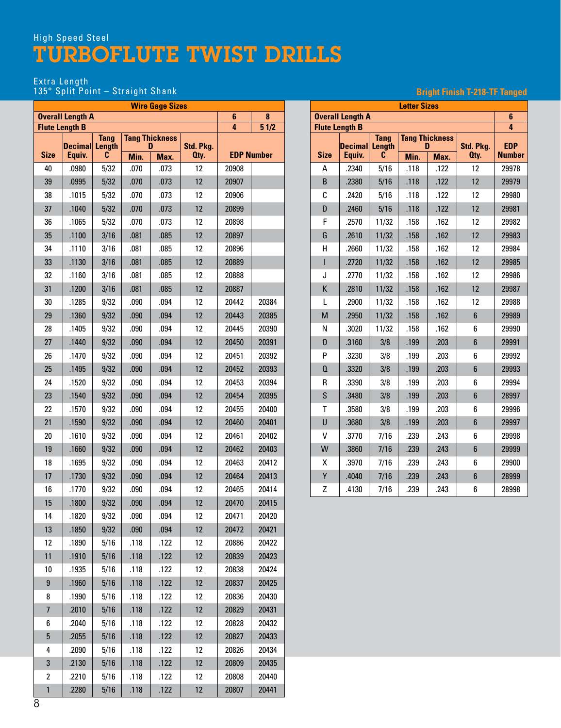High Speed Steel

# TURBOFLUTE TWIST DRILLS

Extra Length
135° Split Point – Straight Shank

**Bright Finish T-218-TF Tanged**

## Wire Gage Sizes

| Overall Length A | | | | | | 6 | 8 |
|---|---|---|---|---|---|---|---|
| **Flute Length B** | | | | | | **4** | **5 1/2** |
| **Size** | **Decimal Equiv.** | **Tang Length C** | **Tang Thickness D Min.** | **Tang Thickness D Max.** | **Std. Pkg. Qty.** | **EDP Number** | |
| 40 | .0980 | 5/32 | .070 | .073 | 12 | 20908 | |
| 39 | .0995 | 5/32 | .070 | .073 | 12 | 20907 | |
| 38 | .1015 | 5/32 | .070 | .073 | 12 | 20906 | |
| 37 | .1040 | 5/32 | .070 | .073 | 12 | 20899 | |
| 36 | .1065 | 5/32 | .070 | .073 | 12 | 20898 | |
| 35 | .1100 | 3/16 | .081 | .085 | 12 | 20897 | |
| 34 | .1110 | 3/16 | .081 | .085 | 12 | 20896 | |
| 33 | .1130 | 3/16 | .081 | .085 | 12 | 20889 | |
| 32 | .1160 | 3/16 | .081 | .085 | 12 | 20888 | |
| 31 | .1200 | 3/16 | .081 | .085 | 12 | 20887 | |
| 30 | .1285 | 9/32 | .090 | .094 | 12 | 20442 | 20384 |
| 29 | .1360 | 9/32 | .090 | .094 | 12 | 20443 | 20385 |
| 28 | .1405 | 9/32 | .090 | .094 | 12 | 20445 | 20390 |
| 27 | .1440 | 9/32 | .090 | .094 | 12 | 20450 | 20391 |
| 26 | .1470 | 9/32 | .090 | .094 | 12 | 20451 | 20392 |
| 25 | .1495 | 9/32 | .090 | .094 | 12 | 20452 | 20393 |
| 24 | .1520 | 9/32 | .090 | .094 | 12 | 20453 | 20394 |
| 23 | .1540 | 9/32 | .090 | .094 | 12 | 20454 | 20395 |
| 22 | .1570 | 9/32 | .090 | .094 | 12 | 20455 | 20400 |
| 21 | .1590 | 9/32 | .090 | .094 | 12 | 20460 | 20401 |
| 20 | .1610 | 9/32 | .090 | .094 | 12 | 20461 | 20402 |
| 19 | .1660 | 9/32 | .090 | .094 | 12 | 20462 | 20403 |
| 18 | .1695 | 9/32 | .090 | .094 | 12 | 20463 | 20412 |
| 17 | .1730 | 9/32 | .090 | .094 | 12 | 20464 | 20413 |
| 16 | .1770 | 9/32 | .090 | .094 | 12 | 20465 | 20414 |
| 15 | .1800 | 9/32 | .090 | .094 | 12 | 20470 | 20415 |
| 14 | .1820 | 9/32 | .090 | .094 | 12 | 20471 | 20420 |
| 13 | .1850 | 9/32 | .090 | .094 | 12 | 20472 | 20421 |
| 12 | .1890 | 5/16 | .118 | .122 | 12 | 20886 | 20422 |
| 11 | .1910 | 5/16 | .118 | .122 | 12 | 20839 | 20423 |
| 10 | .1935 | 5/16 | .118 | .122 | 12 | 20838 | 20424 |
| 9 | .1960 | 5/16 | .118 | .122 | 12 | 20837 | 20425 |
| 8 | .1990 | 5/16 | .118 | .122 | 12 | 20836 | 20430 |
| 7 | .2010 | 5/16 | .118 | .122 | 12 | 20829 | 20431 |
| 6 | .2040 | 5/16 | .118 | .122 | 12 | 20828 | 20432 |
| 5 | .2055 | 5/16 | .118 | .122 | 12 | 20827 | 20433 |
| 4 | .2090 | 5/16 | .118 | .122 | 12 | 20826 | 20434 |
| 3 | .2130 | 5/16 | .118 | .122 | 12 | 20809 | 20435 |
| 2 | .2210 | 5/16 | .118 | .122 | 12 | 20808 | 20440 |
| 1 | .2280 | 5/16 | .118 | .122 | 12 | 20807 | 20441 |

## Letter Sizes

| Overall Length A | | | | | | 6 |
|---|---|---|---|---|---|---|
| **Flute Length B** | | | | | | **4** |
| **Size** | **Decimal Equiv.** | **Tang Length C** | **Tang Thickness D Min.** | **Tang Thickness D Max.** | **Std. Pkg. Qty.** | **EDP Number** |
| A | .2340 | 5/16 | .118 | .122 | 12 | 29978 |
| B | .2380 | 5/16 | .118 | .122 | 12 | 29979 |
| C | .2420 | 5/16 | .118 | .122 | 12 | 29980 |
| D | .2460 | 5/16 | .118 | .122 | 12 | 29981 |
| F | .2570 | 11/32 | .158 | .162 | 12 | 29982 |
| G | .2610 | 11/32 | .158 | .162 | 12 | 29983 |
| H | .2660 | 11/32 | .158 | .162 | 12 | 29984 |
| I | .2720 | 11/32 | .158 | .162 | 12 | 29985 |
| J | .2770 | 11/32 | .158 | .162 | 12 | 29986 |
| K | .2810 | 11/32 | .158 | .162 | 12 | 29987 |
| L | .2900 | 11/32 | .158 | .162 | 12 | 29988 |
| M | .2950 | 11/32 | .158 | .162 | 6 | 29989 |
| N | .3020 | 11/32 | .158 | .162 | 6 | 29990 |
| O | .3160 | 3/8 | .199 | .203 | 6 | 29991 |
| P | .3230 | 3/8 | .199 | .203 | 6 | 29992 |
| Q | .3320 | 3/8 | .199 | .203 | 6 | 29993 |
| R | .3390 | 3/8 | .199 | .203 | 6 | 29994 |
| S | .3480 | 3/8 | .199 | .203 | 6 | 28997 |
| T | .3580 | 3/8 | .199 | .203 | 6 | 29996 |
| U | .3680 | 3/8 | .199 | .203 | 6 | 29997 |
| V | .3770 | 7/16 | .239 | .243 | 6 | 29998 |
| W | .3860 | 7/16 | .239 | .243 | 6 | 29999 |
| X | .3970 | 7/16 | .239 | .243 | 6 | 29900 |
| Y | .4040 | 7/16 | .239 | .243 | 6 | 28999 |
| Z | .4130 | 7/16 | .239 | .243 | 6 | 28998 |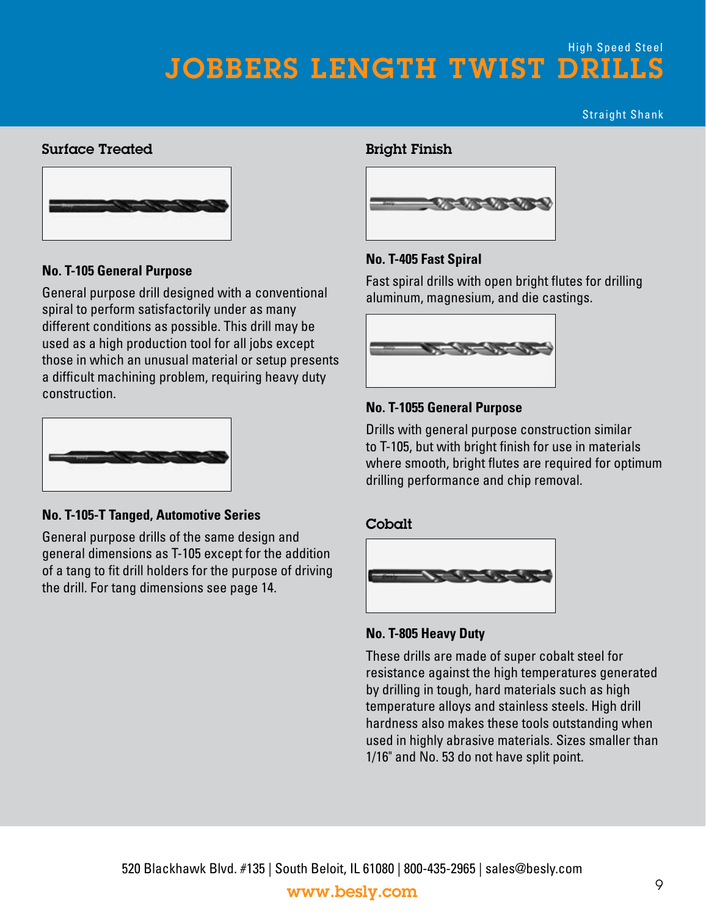High Speed Steel

# JOBBERS LENGTH TWIST DRILLS

Straight Shank

## Surface Treated

### No. T-105 General Purpose

General purpose drill designed with a conventional spiral to perform satisfactorily under as many different conditions as possible. This drill may be used as a high production tool for all jobs except those in which an unusual material or setup presents a difficult machining problem, requiring heavy duty construction.

### No. T-105-T Tanged, Automotive Series

General purpose drills of the same design and general dimensions as T-105 except for the addition of a tang to fit drill holders for the purpose of driving the drill. For tang dimensions see page 14.

## Bright Finish

### No. T-405 Fast Spiral

Fast spiral drills with open bright flutes for drilling aluminum, magnesium, and die castings.

### No. T-1055 General Purpose

Drills with general purpose construction similar to T-105, but with bright finish for use in materials where smooth, bright flutes are required for optimum drilling performance and chip removal.

## Cobalt

### No. T-805 Heavy Duty

These drills are made of super cobalt steel for resistance against the high temperatures generated by drilling in tough, hard materials such as high temperature alloys and stainless steels. High drill hardness also makes these tools outstanding when used in highly abrasive materials. Sizes smaller than 1/16" and No. 53 do not have split point.

520 Blackhawk Blvd. #135 | South Beloit, IL 61080 | 800-435-2965 | sales@besly.com

www.besly.com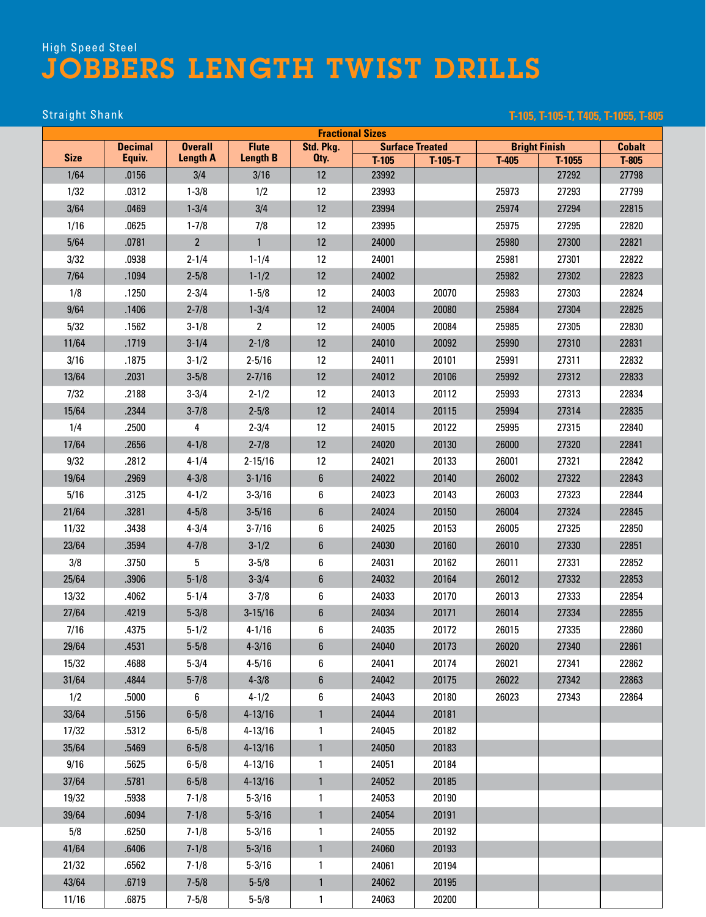High Speed Steel

# JOBBERS LENGTH TWIST DRILLS

Straight Shank

T-105, T-105-T, T405, T-1055, T-805

| Fractional Sizes | | | | | | | | | |
|---|---|---|---|---|---|---|---|---|---|
| Size | Decimal Equiv. | Overall Length A | Flute Length B | Std. Pkg. Qty. | Surface Treated | | Bright Finish | | Cobalt |
| | | | | | T-105 | T-105-T | T-405 | T-1055 | T-805 |
| 1/64 | .0156 | 3/4 | 3/16 | 12 | 23992 | | | 27292 | 27798 |
| 1/32 | .0312 | 1-3/8 | 1/2 | 12 | 23993 | | 25973 | 27293 | 27799 |
| 3/64 | .0469 | 1-3/4 | 3/4 | 12 | 23994 | | 25974 | 27294 | 22815 |
| 1/16 | .0625 | 1-7/8 | 7/8 | 12 | 23995 | | 25975 | 27295 | 22820 |
| 5/64 | .0781 | 2 | 1 | 12 | 24000 | | 25980 | 27300 | 22821 |
| 3/32 | .0938 | 2-1/4 | 1-1/4 | 12 | 24001 | | 25981 | 27301 | 22822 |
| 7/64 | .1094 | 2-5/8 | 1-1/2 | 12 | 24002 | | 25982 | 27302 | 22823 |
| 1/8 | .1250 | 2-3/4 | 1-5/8 | 12 | 24003 | 20070 | 25983 | 27303 | 22824 |
| 9/64 | .1406 | 2-7/8 | 1-3/4 | 12 | 24004 | 20080 | 25984 | 27304 | 22825 |
| 5/32 | .1562 | 3-1/8 | 2 | 12 | 24005 | 20084 | 25985 | 27305 | 22830 |
| 11/64 | .1719 | 3-1/4 | 2-1/8 | 12 | 24010 | 20092 | 25990 | 27310 | 22831 |
| 3/16 | .1875 | 3-1/2 | 2-5/16 | 12 | 24011 | 20101 | 25991 | 27311 | 22832 |
| 13/64 | .2031 | 3-5/8 | 2-7/16 | 12 | 24012 | 20106 | 25992 | 27312 | 22833 |
| 7/32 | .2188 | 3-3/4 | 2-1/2 | 12 | 24013 | 20112 | 25993 | 27313 | 22834 |
| 15/64 | .2344 | 3-7/8 | 2-5/8 | 12 | 24014 | 20115 | 25994 | 27314 | 22835 |
| 1/4 | .2500 | 4 | 2-3/4 | 12 | 24015 | 20122 | 25995 | 27315 | 22840 |
| 17/64 | .2656 | 4-1/8 | 2-7/8 | 12 | 24020 | 20130 | 26000 | 27320 | 22841 |
| 9/32 | .2812 | 4-1/4 | 2-15/16 | 12 | 24021 | 20133 | 26001 | 27321 | 22842 |
| 19/64 | .2969 | 4-3/8 | 3-1/16 | 6 | 24022 | 20140 | 26002 | 27322 | 22843 |
| 5/16 | .3125 | 4-1/2 | 3-3/16 | 6 | 24023 | 20143 | 26003 | 27323 | 22844 |
| 21/64 | .3281 | 4-5/8 | 3-5/16 | 6 | 24024 | 20150 | 26004 | 27324 | 22845 |
| 11/32 | .3438 | 4-3/4 | 3-7/16 | 6 | 24025 | 20153 | 26005 | 27325 | 22850 |
| 23/64 | .3594 | 4-7/8 | 3-1/2 | 6 | 24030 | 20160 | 26010 | 27330 | 22851 |
| 3/8 | .3750 | 5 | 3-5/8 | 6 | 24031 | 20162 | 26011 | 27331 | 22852 |
| 25/64 | .3906 | 5-1/8 | 3-3/4 | 6 | 24032 | 20164 | 26012 | 27332 | 22853 |
| 13/32 | .4062 | 5-1/4 | 3-7/8 | 6 | 24033 | 20170 | 26013 | 27333 | 22854 |
| 27/64 | .4219 | 5-3/8 | 3-15/16 | 6 | 24034 | 20171 | 26014 | 27334 | 22855 |
| 7/16 | .4375 | 5-1/2 | 4-1/16 | 6 | 24035 | 20172 | 26015 | 27335 | 22860 |
| 29/64 | .4531 | 5-5/8 | 4-3/16 | 6 | 24040 | 20173 | 26020 | 27340 | 22861 |
| 15/32 | .4688 | 5-3/4 | 4-5/16 | 6 | 24041 | 20174 | 26021 | 27341 | 22862 |
| 31/64 | .4844 | 5-7/8 | 4-3/8 | 6 | 24042 | 20175 | 26022 | 27342 | 22863 |
| 1/2 | .5000 | 6 | 4-1/2 | 6 | 24043 | 20180 | 26023 | 27343 | 22864 |
| 33/64 | .5156 | 6-5/8 | 4-13/16 | 1 | 24044 | 20181 | | | |
| 17/32 | .5312 | 6-5/8 | 4-13/16 | 1 | 24045 | 20182 | | | |
| 35/64 | .5469 | 6-5/8 | 4-13/16 | 1 | 24050 | 20183 | | | |
| 9/16 | .5625 | 6-5/8 | 4-13/16 | 1 | 24051 | 20184 | | | |
| 37/64 | .5781 | 6-5/8 | 4-13/16 | 1 | 24052 | 20185 | | | |
| 19/32 | .5938 | 7-1/8 | 5-3/16 | 1 | 24053 | 20190 | | | |
| 39/64 | .6094 | 7-1/8 | 5-3/16 | 1 | 24054 | 20191 | | | |
| 5/8 | .6250 | 7-1/8 | 5-3/16 | 1 | 24055 | 20192 | | | |
| 41/64 | .6406 | 7-1/8 | 5-3/16 | 1 | 24060 | 20193 | | | |
| 21/32 | .6562 | 7-1/8 | 5-3/16 | 1 | 24061 | 20194 | | | |
| 43/64 | .6719 | 7-5/8 | 5-5/8 | 1 | 24062 | 20195 | | | |
| 11/16 | .6875 | 7-5/8 | 5-5/8 | 1 | 24063 | 20200 | | | |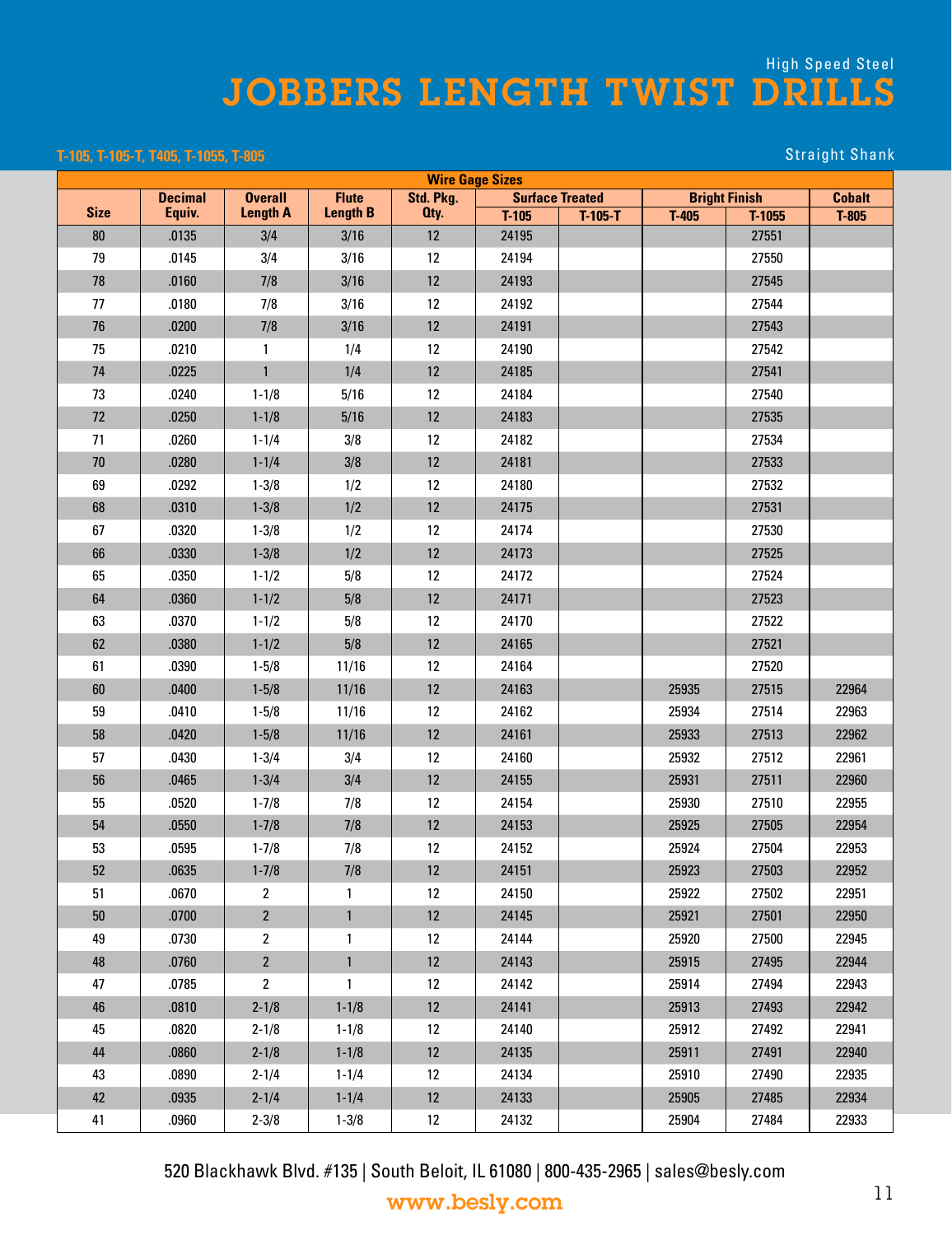High Speed Steel

# JOBBERS LENGTH TWIST DRILLS

**T-105, T-105-T, T405, T-1055, T-805**

Straight Shank

| Wire Gage Sizes | | | | | | | | | |
|---|---|---|---|---|---|---|---|---|---|
| Size | Decimal Equiv. | Overall Length A | Flute Length B | Std. Pkg. Qty. | Surface Treated | | Bright Finish | | Cobalt |
| | | | | | T-105 | T-105-T | T-405 | T-1055 | T-805 |
| 80 | .0135 | 3/4 | 3/16 | 12 | 24195 | | | 27551 | |
| 79 | .0145 | 3/4 | 3/16 | 12 | 24194 | | | 27550 | |
| 78 | .0160 | 7/8 | 3/16 | 12 | 24193 | | | 27545 | |
| 77 | .0180 | 7/8 | 3/16 | 12 | 24192 | | | 27544 | |
| 76 | .0200 | 7/8 | 3/16 | 12 | 24191 | | | 27543 | |
| 75 | .0210 | 1 | 1/4 | 12 | 24190 | | | 27542 | |
| 74 | .0225 | 1 | 1/4 | 12 | 24185 | | | 27541 | |
| 73 | .0240 | 1-1/8 | 5/16 | 12 | 24184 | | | 27540 | |
| 72 | .0250 | 1-1/8 | 5/16 | 12 | 24183 | | | 27535 | |
| 71 | .0260 | 1-1/4 | 3/8 | 12 | 24182 | | | 27534 | |
| 70 | .0280 | 1-1/4 | 3/8 | 12 | 24181 | | | 27533 | |
| 69 | .0292 | 1-3/8 | 1/2 | 12 | 24180 | | | 27532 | |
| 68 | .0310 | 1-3/8 | 1/2 | 12 | 24175 | | | 27531 | |
| 67 | .0320 | 1-3/8 | 1/2 | 12 | 24174 | | | 27530 | |
| 66 | .0330 | 1-3/8 | 1/2 | 12 | 24173 | | | 27525 | |
| 65 | .0350 | 1-1/2 | 5/8 | 12 | 24172 | | | 27524 | |
| 64 | .0360 | 1-1/2 | 5/8 | 12 | 24171 | | | 27523 | |
| 63 | .0370 | 1-1/2 | 5/8 | 12 | 24170 | | | 27522 | |
| 62 | .0380 | 1-1/2 | 5/8 | 12 | 24165 | | | 27521 | |
| 61 | .0390 | 1-5/8 | 11/16 | 12 | 24164 | | | 27520 | |
| 60 | .0400 | 1-5/8 | 11/16 | 12 | 24163 | | 25935 | 27515 | 22964 |
| 59 | .0410 | 1-5/8 | 11/16 | 12 | 24162 | | 25934 | 27514 | 22963 |
| 58 | .0420 | 1-5/8 | 11/16 | 12 | 24161 | | 25933 | 27513 | 22962 |
| 57 | .0430 | 1-3/4 | 3/4 | 12 | 24160 | | 25932 | 27512 | 22961 |
| 56 | .0465 | 1-3/4 | 3/4 | 12 | 24155 | | 25931 | 27511 | 22960 |
| 55 | .0520 | 1-7/8 | 7/8 | 12 | 24154 | | 25930 | 27510 | 22955 |
| 54 | .0550 | 1-7/8 | 7/8 | 12 | 24153 | | 25925 | 27505 | 22954 |
| 53 | .0595 | 1-7/8 | 7/8 | 12 | 24152 | | 25924 | 27504 | 22953 |
| 52 | .0635 | 1-7/8 | 7/8 | 12 | 24151 | | 25923 | 27503 | 22952 |
| 51 | .0670 | 2 | 1 | 12 | 24150 | | 25922 | 27502 | 22951 |
| 50 | .0700 | 2 | 1 | 12 | 24145 | | 25921 | 27501 | 22950 |
| 49 | .0730 | 2 | 1 | 12 | 24144 | | 25920 | 27500 | 22945 |
| 48 | .0760 | 2 | 1 | 12 | 24143 | | 25915 | 27495 | 22944 |
| 47 | .0785 | 2 | 1 | 12 | 24142 | | 25914 | 27494 | 22943 |
| 46 | .0810 | 2-1/8 | 1-1/8 | 12 | 24141 | | 25913 | 27493 | 22942 |
| 45 | .0820 | 2-1/8 | 1-1/8 | 12 | 24140 | | 25912 | 27492 | 22941 |
| 44 | .0860 | 2-1/8 | 1-1/8 | 12 | 24135 | | 25911 | 27491 | 22940 |
| 43 | .0890 | 2-1/4 | 1-1/4 | 12 | 24134 | | 25910 | 27490 | 22935 |
| 42 | .0935 | 2-1/4 | 1-1/4 | 12 | 24133 | | 25905 | 27485 | 22934 |
| 41 | .0960 | 2-3/8 | 1-3/8 | 12 | 24132 | | 25904 | 27484 | 22933 |

520 Blackhawk Blvd. #135 | South Beloit, IL 61080 | 800-435-2965 | sales@besly.com

www.besly.com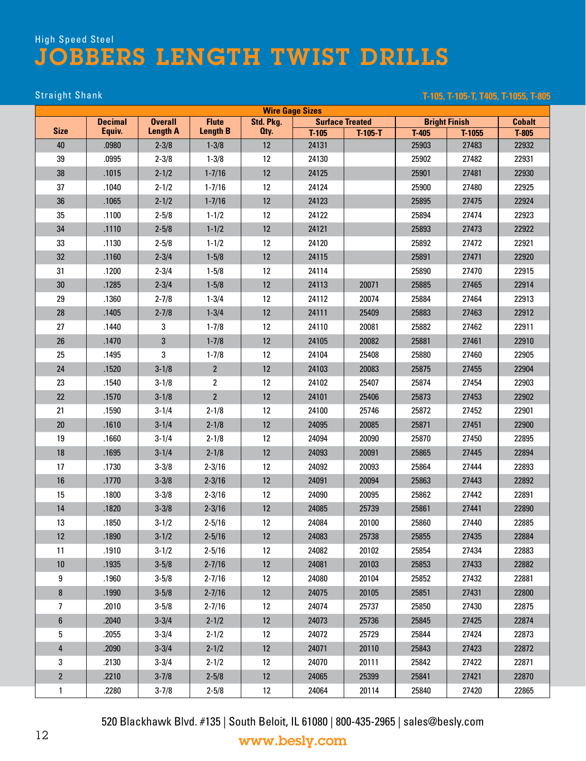High Speed Steel

# JOBBERS LENGTH TWIST DRILLS

Straight Shank

T-105, T-105-T, T405, T-1055, T-805

| Wire Gage Sizes | | | | | | | | | |
|---|---|---|---|---|---|---|---|---|---|
| Size | Decimal Equiv. | Overall Length A | Flute Length B | Std. Pkg. Qty. | Surface Treated | | Bright Finish | | Cobalt |
| | | | | | T-105 | T-105-T | T-405 | T-1055 | T-805 |
| 40 | .0980 | 2-3/8 | 1-3/8 | 12 | 24131 | | 25903 | 27483 | 22932 |
| 39 | .0995 | 2-3/8 | 1-3/8 | 12 | 24130 | | 25902 | 27482 | 22931 |
| 38 | .1015 | 2-1/2 | 1-7/16 | 12 | 24125 | | 25901 | 27481 | 22930 |
| 37 | .1040 | 2-1/2 | 1-7/16 | 12 | 24124 | | 25900 | 27480 | 22925 |
| 36 | .1065 | 2-1/2 | 1-7/16 | 12 | 24123 | | 25895 | 27475 | 22924 |
| 35 | .1100 | 2-5/8 | 1-1/2 | 12 | 24122 | | 25894 | 27474 | 22923 |
| 34 | .1110 | 2-5/8 | 1-1/2 | 12 | 24121 | | 25893 | 27473 | 22922 |
| 33 | .1130 | 2-5/8 | 1-1/2 | 12 | 24120 | | 25892 | 27472 | 22921 |
| 32 | .1160 | 2-3/4 | 1-5/8 | 12 | 24115 | | 25891 | 27471 | 22920 |
| 31 | .1200 | 2-3/4 | 1-5/8 | 12 | 24114 | | 25890 | 27470 | 22915 |
| 30 | .1285 | 2-3/4 | 1-5/8 | 12 | 24113 | 20071 | 25885 | 27465 | 22914 |
| 29 | .1360 | 2-7/8 | 1-3/4 | 12 | 24112 | 20074 | 25884 | 27464 | 22913 |
| 28 | .1405 | 2-7/8 | 1-3/4 | 12 | 24111 | 25409 | 25883 | 27463 | 22912 |
| 27 | .1440 | 3 | 1-7/8 | 12 | 24110 | 20081 | 25882 | 27462 | 22911 |
| 26 | .1470 | 3 | 1-7/8 | 12 | 24105 | 20082 | 25881 | 27461 | 22910 |
| 25 | .1495 | 3 | 1-7/8 | 12 | 24104 | 25408 | 25880 | 27460 | 22905 |
| 24 | .1520 | 3-1/8 | 2 | 12 | 24103 | 20083 | 25875 | 27455 | 22904 |
| 23 | .1540 | 3-1/8 | 2 | 12 | 24102 | 25407 | 25874 | 27454 | 22903 |
| 22 | .1570 | 3-1/8 | 2 | 12 | 24101 | 25406 | 25873 | 27453 | 22902 |
| 21 | .1590 | 3-1/4 | 2-1/8 | 12 | 24100 | 25746 | 25872 | 27452 | 22901 |
| 20 | .1610 | 3-1/4 | 2-1/8 | 12 | 24095 | 20085 | 25871 | 27451 | 22900 |
| 19 | .1660 | 3-1/4 | 2-1/8 | 12 | 24094 | 20090 | 25870 | 27450 | 22895 |
| 18 | .1695 | 3-1/4 | 2-1/8 | 12 | 24093 | 20091 | 25865 | 27445 | 22894 |
| 17 | .1730 | 3-3/8 | 2-3/16 | 12 | 24092 | 20093 | 25864 | 27444 | 22893 |
| 16 | .1770 | 3-3/8 | 2-3/16 | 12 | 24091 | 20094 | 25863 | 27443 | 22892 |
| 15 | .1800 | 3-3/8 | 2-3/16 | 12 | 24090 | 20095 | 25862 | 27442 | 22891 |
| 14 | .1820 | 3-3/8 | 2-3/16 | 12 | 24085 | 25739 | 25861 | 27441 | 22890 |
| 13 | .1850 | 3-1/2 | 2-5/16 | 12 | 24084 | 20100 | 25860 | 27440 | 22885 |
| 12 | .1890 | 3-1/2 | 2-5/16 | 12 | 24083 | 25738 | 25855 | 27435 | 22884 |
| 11 | .1910 | 3-1/2 | 2-5/16 | 12 | 24082 | 20102 | 25854 | 27434 | 22883 |
| 10 | .1935 | 3-5/8 | 2-7/16 | 12 | 24081 | 20103 | 25853 | 27433 | 22882 |
| 9 | .1960 | 3-5/8 | 2-7/16 | 12 | 24080 | 20104 | 25852 | 27432 | 22881 |
| 8 | .1990 | 3-5/8 | 2-7/16 | 12 | 24075 | 20105 | 25851 | 27431 | 22800 |
| 7 | .2010 | 3-5/8 | 2-7/16 | 12 | 24074 | 25737 | 25850 | 27430 | 22875 |
| 6 | .2040 | 3-3/4 | 2-1/2 | 12 | 24073 | 25736 | 25845 | 27425 | 22874 |
| 5 | .2055 | 3-3/4 | 2-1/2 | 12 | 24072 | 25729 | 25844 | 27424 | 22873 |
| 4 | .2090 | 3-3/4 | 2-1/2 | 12 | 24071 | 20110 | 25843 | 27423 | 22872 |
| 3 | .2130 | 3-3/4 | 2-1/2 | 12 | 24070 | 20111 | 25842 | 27422 | 22871 |
| 2 | .2210 | 3-7/8 | 2-5/8 | 12 | 24065 | 25399 | 25841 | 27421 | 22870 |
| 1 | .2280 | 3-7/8 | 2-5/8 | 12 | 24064 | 20114 | 25840 | 27420 | 22865 |

520 Blackhawk Blvd. #135 | South Beloit, IL 61080 | 800-435-2965 | sales@besly.com

www.besly.com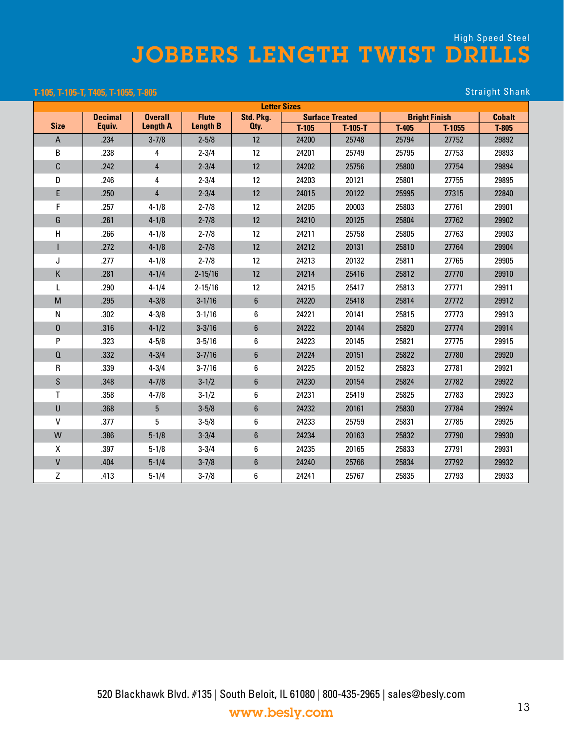High Speed Steel

# JOBBERS LENGTH TWIST DRILLS

**T-105, T-105-T, T405, T-1055, T-805**

Straight Shank

| Letter Sizes | | | | | | | | | |
|---|---|---|---|---|---|---|---|---|---|
| Size | Decimal Equiv. | Overall Length A | Flute Length B | Std. Pkg. Qty. | Surface Treated | | Bright Finish | | Cobalt |
| | | | | | T-105 | T-105-T | T-405 | T-1055 | T-805 |
| A | .234 | 3-7/8 | 2-5/8 | 12 | 24200 | 25748 | 25794 | 27752 | 29892 |
| B | .238 | 4 | 2-3/4 | 12 | 24201 | 25749 | 25795 | 27753 | 29893 |
| C | .242 | 4 | 2-3/4 | 12 | 24202 | 25756 | 25800 | 27754 | 29894 |
| D | .246 | 4 | 2-3/4 | 12 | 24203 | 20121 | 25801 | 27755 | 29895 |
| E | .250 | 4 | 2-3/4 | 12 | 24015 | 20122 | 25995 | 27315 | 22840 |
| F | .257 | 4-1/8 | 2-7/8 | 12 | 24205 | 20003 | 25803 | 27761 | 29901 |
| G | .261 | 4-1/8 | 2-7/8 | 12 | 24210 | 20125 | 25804 | 27762 | 29902 |
| H | .266 | 4-1/8 | 2-7/8 | 12 | 24211 | 25758 | 25805 | 27763 | 29903 |
| I | .272 | 4-1/8 | 2-7/8 | 12 | 24212 | 20131 | 25810 | 27764 | 29904 |
| J | .277 | 4-1/8 | 2-7/8 | 12 | 24213 | 20132 | 25811 | 27765 | 29905 |
| K | .281 | 4-1/4 | 2-15/16 | 12 | 24214 | 25416 | 25812 | 27770 | 29910 |
| L | .290 | 4-1/4 | 2-15/16 | 12 | 24215 | 25417 | 25813 | 27771 | 29911 |
| M | .295 | 4-3/8 | 3-1/16 | 6 | 24220 | 25418 | 25814 | 27772 | 29912 |
| N | .302 | 4-3/8 | 3-1/16 | 6 | 24221 | 20141 | 25815 | 27773 | 29913 |
| O | .316 | 4-1/2 | 3-3/16 | 6 | 24222 | 20144 | 25820 | 27774 | 29914 |
| P | .323 | 4-5/8 | 3-5/16 | 6 | 24223 | 20145 | 25821 | 27775 | 29915 |
| Q | .332 | 4-3/4 | 3-7/16 | 6 | 24224 | 20151 | 25822 | 27780 | 29920 |
| R | .339 | 4-3/4 | 3-7/16 | 6 | 24225 | 20152 | 25823 | 27781 | 29921 |
| S | .348 | 4-7/8 | 3-1/2 | 6 | 24230 | 20154 | 25824 | 27782 | 29922 |
| T | .358 | 4-7/8 | 3-1/2 | 6 | 24231 | 25419 | 25825 | 27783 | 29923 |
| U | .368 | 5 | 3-5/8 | 6 | 24232 | 20161 | 25830 | 27784 | 29924 |
| V | .377 | 5 | 3-5/8 | 6 | 24233 | 25759 | 25831 | 27785 | 29925 |
| W | .386 | 5-1/8 | 3-3/4 | 6 | 24234 | 20163 | 25832 | 27790 | 29930 |
| X | .397 | 5-1/8 | 3-3/4 | 6 | 24235 | 20165 | 25833 | 27791 | 29931 |
| V | .404 | 5-1/4 | 3-7/8 | 6 | 24240 | 25766 | 25834 | 27792 | 29932 |
| Z | .413 | 5-1/4 | 3-7/8 | 6 | 24241 | 25767 | 25835 | 27793 | 29933 |

520 Blackhawk Blvd. #135 | South Beloit, IL 61080 | 800-435-2965 | sales@besly.com

www.besly.com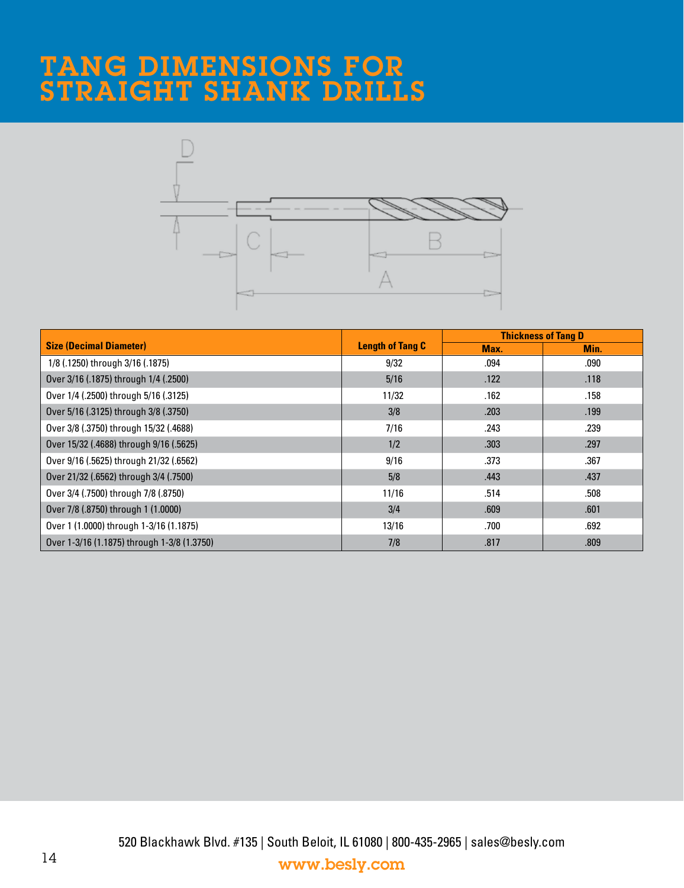# TANG DIMENSIONS FOR STRAIGHT SHANK DRILLS

| Size (Decimal Diameter) | Length of Tang C | Thickness of Tang D | |
|---|---|---|---|
| | | Max. | Min. |
| 1/8 (.1250) through 3/16 (.1875) | 9/32 | .094 | .090 |
| Over 3/16 (.1875) through 1/4 (.2500) | 5/16 | .122 | .118 |
| Over 1/4 (.2500) through 5/16 (.3125) | 11/32 | .162 | .158 |
| Over 5/16 (.3125) through 3/8 (.3750) | 3/8 | .203 | .199 |
| Over 3/8 (.3750) through 15/32 (.4688) | 7/16 | .243 | .239 |
| Over 15/32 (.4688) through 9/16 (.5625) | 1/2 | .303 | .297 |
| Over 9/16 (.5625) through 21/32 (.6562) | 9/16 | .373 | .367 |
| Over 21/32 (.6562) through 3/4 (.7500) | 5/8 | .443 | .437 |
| Over 3/4 (.7500) through 7/8 (.8750) | 11/16 | .514 | .508 |
| Over 7/8 (.8750) through 1 (1.0000) | 3/4 | .609 | .601 |
| Over 1 (1.0000) through 1-3/16 (1.1875) | 13/16 | .700 | .692 |
| Over 1-3/16 (1.1875) through 1-3/8 (1.3750) | 7/8 | .817 | .809 |

520 Blackhawk Blvd. #135 | South Beloit, IL 61080 | 800-435-2965 | sales@besly.com

www.besly.com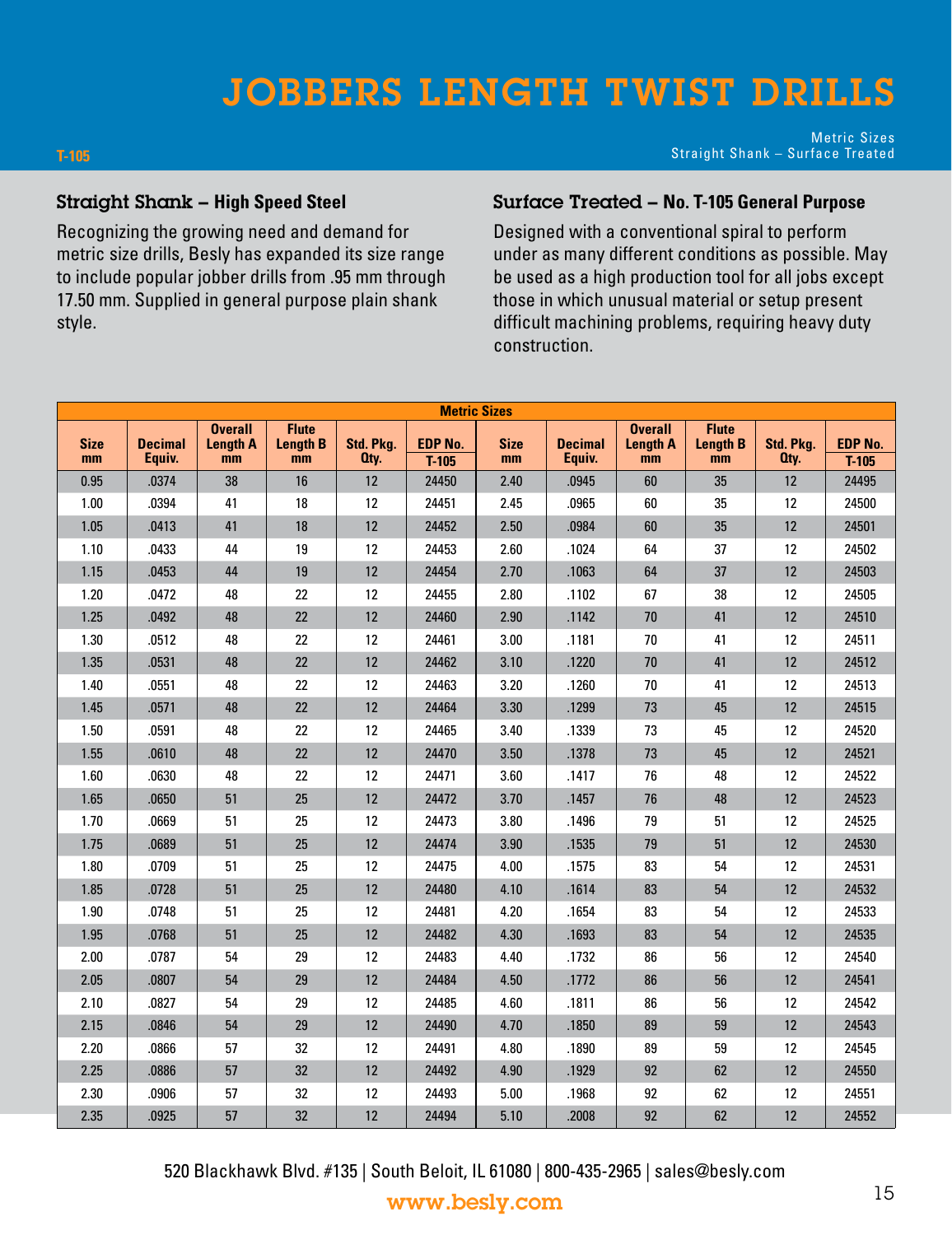# JOBBERS LENGTH TWIST DRILLS

T-105

Metric Sizes
Straight Shank – Surface Treated

## Straight Shank – High Speed Steel

Recognizing the growing need and demand for metric size drills, Besly has expanded its size range to include popular jobber drills from .95 mm through 17.50 mm. Supplied in general purpose plain shank style.

## Surface Treated – No. T-105 General Purpose

Designed with a conventional spiral to perform under as many different conditions as possible. May be used as a high production tool for all jobs except those in which unusual material or setup present difficult machining problems, requiring heavy duty construction.

| Metric Sizes | | | | | | | | | | | |
|---|---|---|---|---|---|---|---|---|---|---|---|
| Size mm | Decimal Equiv. | Overall Length A mm | Flute Length B mm | Std. Pkg. Qty. | EDP No. T-105 | Size mm | Decimal Equiv. | Overall Length A mm | Flute Length B mm | Std. Pkg. Qty. | EDP No. T-105 |
| 0.95 | .0374 | 38 | 16 | 12 | 24450 | 2.40 | .0945 | 60 | 35 | 12 | 24495 |
| 1.00 | .0394 | 41 | 18 | 12 | 24451 | 2.45 | .0965 | 60 | 35 | 12 | 24500 |
| 1.05 | .0413 | 41 | 18 | 12 | 24452 | 2.50 | .0984 | 60 | 35 | 12 | 24501 |
| 1.10 | .0433 | 44 | 19 | 12 | 24453 | 2.60 | .1024 | 64 | 37 | 12 | 24502 |
| 1.15 | .0453 | 44 | 19 | 12 | 24454 | 2.70 | .1063 | 64 | 37 | 12 | 24503 |
| 1.20 | .0472 | 48 | 22 | 12 | 24455 | 2.80 | .1102 | 67 | 38 | 12 | 24505 |
| 1.25 | .0492 | 48 | 22 | 12 | 24460 | 2.90 | .1142 | 70 | 41 | 12 | 24510 |
| 1.30 | .0512 | 48 | 22 | 12 | 24461 | 3.00 | .1181 | 70 | 41 | 12 | 24511 |
| 1.35 | .0531 | 48 | 22 | 12 | 24462 | 3.10 | .1220 | 70 | 41 | 12 | 24512 |
| 1.40 | .0551 | 48 | 22 | 12 | 24463 | 3.20 | .1260 | 70 | 41 | 12 | 24513 |
| 1.45 | .0571 | 48 | 22 | 12 | 24464 | 3.30 | .1299 | 73 | 45 | 12 | 24515 |
| 1.50 | .0591 | 48 | 22 | 12 | 24465 | 3.40 | .1339 | 73 | 45 | 12 | 24520 |
| 1.55 | .0610 | 48 | 22 | 12 | 24470 | 3.50 | .1378 | 73 | 45 | 12 | 24521 |
| 1.60 | .0630 | 48 | 22 | 12 | 24471 | 3.60 | .1417 | 76 | 48 | 12 | 24522 |
| 1.65 | .0650 | 51 | 25 | 12 | 24472 | 3.70 | .1457 | 76 | 48 | 12 | 24523 |
| 1.70 | .0669 | 51 | 25 | 12 | 24473 | 3.80 | .1496 | 79 | 51 | 12 | 24525 |
| 1.75 | .0689 | 51 | 25 | 12 | 24474 | 3.90 | .1535 | 79 | 51 | 12 | 24530 |
| 1.80 | .0709 | 51 | 25 | 12 | 24475 | 4.00 | .1575 | 83 | 54 | 12 | 24531 |
| 1.85 | .0728 | 51 | 25 | 12 | 24480 | 4.10 | .1614 | 83 | 54 | 12 | 24532 |
| 1.90 | .0748 | 51 | 25 | 12 | 24481 | 4.20 | .1654 | 83 | 54 | 12 | 24533 |
| 1.95 | .0768 | 51 | 25 | 12 | 24482 | 4.30 | .1693 | 83 | 54 | 12 | 24535 |
| 2.00 | .0787 | 54 | 29 | 12 | 24483 | 4.40 | .1732 | 86 | 56 | 12 | 24540 |
| 2.05 | .0807 | 54 | 29 | 12 | 24484 | 4.50 | .1772 | 86 | 56 | 12 | 24541 |
| 2.10 | .0827 | 54 | 29 | 12 | 24485 | 4.60 | .1811 | 86 | 56 | 12 | 24542 |
| 2.15 | .0846 | 54 | 29 | 12 | 24490 | 4.70 | .1850 | 89 | 59 | 12 | 24543 |
| 2.20 | .0866 | 57 | 32 | 12 | 24491 | 4.80 | .1890 | 89 | 59 | 12 | 24545 |
| 2.25 | .0886 | 57 | 32 | 12 | 24492 | 4.90 | .1929 | 92 | 62 | 12 | 24550 |
| 2.30 | .0906 | 57 | 32 | 12 | 24493 | 5.00 | .1968 | 92 | 62 | 12 | 24551 |
| 2.35 | .0925 | 57 | 32 | 12 | 24494 | 5.10 | .2008 | 92 | 62 | 12 | 24552 |

520 Blackhawk Blvd. #135 | South Beloit, IL 61080 | 800-435-2965 | sales@besly.com
www.besly.com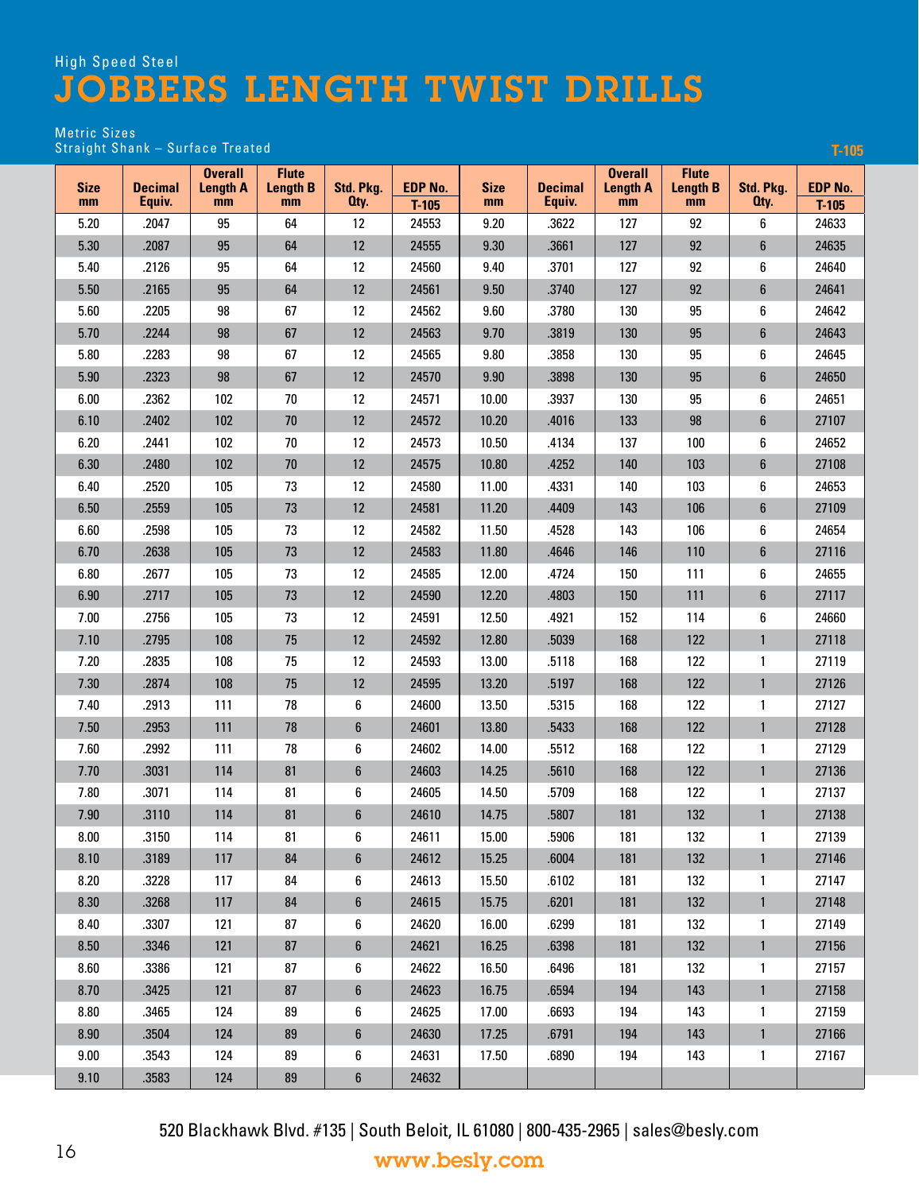High Speed Steel

# JOBBERS LENGTH TWIST DRILLS

Metric Sizes
Straight Shank – Surface Treated

T-105

| Size mm | Decimal Equiv. | Overall Length A mm | Flute Length B mm | Std. Pkg. Qty. | EDP No. T-105 | Size mm | Decimal Equiv. | Overall Length A mm | Flute Length B mm | Std. Pkg. Qty. | EDP No. T-105 |
|---|---|---|---|---|---|---|---|---|---|---|---|
| 5.20 | .2047 | 95 | 64 | 12 | 24553 | 9.20 | .3622 | 127 | 92 | 6 | 24633 |
| 5.30 | .2087 | 95 | 64 | 12 | 24555 | 9.30 | .3661 | 127 | 92 | 6 | 24635 |
| 5.40 | .2126 | 95 | 64 | 12 | 24560 | 9.40 | .3701 | 127 | 92 | 6 | 24640 |
| 5.50 | .2165 | 95 | 64 | 12 | 24561 | 9.50 | .3740 | 127 | 92 | 6 | 24641 |
| 5.60 | .2205 | 98 | 67 | 12 | 24562 | 9.60 | .3780 | 130 | 95 | 6 | 24642 |
| 5.70 | .2244 | 98 | 67 | 12 | 24563 | 9.70 | .3819 | 130 | 95 | 6 | 24643 |
| 5.80 | .2283 | 98 | 67 | 12 | 24565 | 9.80 | .3858 | 130 | 95 | 6 | 24645 |
| 5.90 | .2323 | 98 | 67 | 12 | 24570 | 9.90 | .3898 | 130 | 95 | 6 | 24650 |
| 6.00 | .2362 | 102 | 70 | 12 | 24571 | 10.00 | .3937 | 130 | 95 | 6 | 24651 |
| 6.10 | .2402 | 102 | 70 | 12 | 24572 | 10.20 | .4016 | 133 | 98 | 6 | 27107 |
| 6.20 | .2441 | 102 | 70 | 12 | 24573 | 10.50 | .4134 | 137 | 100 | 6 | 24652 |
| 6.30 | .2480 | 102 | 70 | 12 | 24575 | 10.80 | .4252 | 140 | 103 | 6 | 27108 |
| 6.40 | .2520 | 105 | 73 | 12 | 24580 | 11.00 | .4331 | 140 | 103 | 6 | 24653 |
| 6.50 | .2559 | 105 | 73 | 12 | 24581 | 11.20 | .4409 | 143 | 106 | 6 | 27109 |
| 6.60 | .2598 | 105 | 73 | 12 | 24582 | 11.50 | .4528 | 143 | 106 | 6 | 24654 |
| 6.70 | .2638 | 105 | 73 | 12 | 24583 | 11.80 | .4646 | 146 | 110 | 6 | 27116 |
| 6.80 | .2677 | 105 | 73 | 12 | 24585 | 12.00 | .4724 | 150 | 111 | 6 | 24655 |
| 6.90 | .2717 | 105 | 73 | 12 | 24590 | 12.20 | .4803 | 150 | 111 | 6 | 27117 |
| 7.00 | .2756 | 105 | 73 | 12 | 24591 | 12.50 | .4921 | 152 | 114 | 6 | 24660 |
| 7.10 | .2795 | 108 | 75 | 12 | 24592 | 12.80 | .5039 | 168 | 122 | 1 | 27118 |
| 7.20 | .2835 | 108 | 75 | 12 | 24593 | 13.00 | .5118 | 168 | 122 | 1 | 27119 |
| 7.30 | .2874 | 108 | 75 | 12 | 24595 | 13.20 | .5197 | 168 | 122 | 1 | 27126 |
| 7.40 | .2913 | 111 | 78 | 6 | 24600 | 13.50 | .5315 | 168 | 122 | 1 | 27127 |
| 7.50 | .2953 | 111 | 78 | 6 | 24601 | 13.80 | .5433 | 168 | 122 | 1 | 27128 |
| 7.60 | .2992 | 111 | 78 | 6 | 24602 | 14.00 | .5512 | 168 | 122 | 1 | 27129 |
| 7.70 | .3031 | 114 | 81 | 6 | 24603 | 14.25 | .5610 | 168 | 122 | 1 | 27136 |
| 7.80 | .3071 | 114 | 81 | 6 | 24605 | 14.50 | .5709 | 168 | 122 | 1 | 27137 |
| 7.90 | .3110 | 114 | 81 | 6 | 24610 | 14.75 | .5807 | 181 | 132 | 1 | 27138 |
| 8.00 | .3150 | 114 | 81 | 6 | 24611 | 15.00 | .5906 | 181 | 132 | 1 | 27139 |
| 8.10 | .3189 | 117 | 84 | 6 | 24612 | 15.25 | .6004 | 181 | 132 | 1 | 27146 |
| 8.20 | .3228 | 117 | 84 | 6 | 24613 | 15.50 | .6102 | 181 | 132 | 1 | 27147 |
| 8.30 | .3268 | 117 | 84 | 6 | 24615 | 15.75 | .6201 | 181 | 132 | 1 | 27148 |
| 8.40 | .3307 | 121 | 87 | 6 | 24620 | 16.00 | .6299 | 181 | 132 | 1 | 27149 |
| 8.50 | .3346 | 121 | 87 | 6 | 24621 | 16.25 | .6398 | 181 | 132 | 1 | 27156 |
| 8.60 | .3386 | 121 | 87 | 6 | 24622 | 16.50 | .6496 | 181 | 132 | 1 | 27157 |
| 8.70 | .3425 | 121 | 87 | 6 | 24623 | 16.75 | .6594 | 194 | 143 | 1 | 27158 |
| 8.80 | .3465 | 124 | 89 | 6 | 24625 | 17.00 | .6693 | 194 | 143 | 1 | 27159 |
| 8.90 | .3504 | 124 | 89 | 6 | 24630 | 17.25 | .6791 | 194 | 143 | 1 | 27166 |
| 9.00 | .3543 | 124 | 89 | 6 | 24631 | 17.50 | .6890 | 194 | 143 | 1 | 27167 |
| 9.10 | .3583 | 124 | 89 | 6 | 24632 | | | | | | |

520 Blackhawk Blvd. #135 | South Beloit, IL 61080 | 800-435-2965 | sales@besly.com

www.besly.com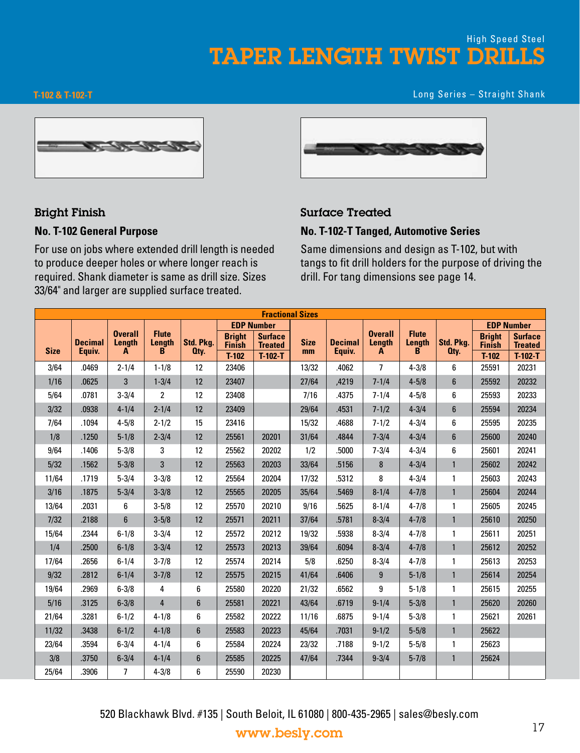High Speed Steel

# TAPER LENGTH TWIST DRILLS

**T-102 & T-102-T**

Long Series – Straight Shank

### Bright Finish

**No. T-102 General Purpose**

For use on jobs where extended drill length is needed to produce deeper holes or where longer reach is required. Shank diameter is same as drill size. Sizes 33/64" and larger are supplied surface treated.

### Surface Treated

**No. T-102-T Tanged, Automotive Series**

Same dimensions and design as T-102, but with tangs to fit drill holders for the purpose of driving the drill. For tang dimensions see page 14.

**Fractional Sizes**

| Size | Decimal Equiv. | Overall Length A | Flute Length B | Std. Pkg. Qty. | EDP Number Bright Finish T-102 | EDP Number Surface Treated T-102-T | Size mm | Decimal Equiv. | Overall Length A | Flute Length B | Std. Pkg. Qty. | EDP Number Bright Finish T-102 | EDP Number Surface Treated T-102-T |
|---|---|---|---|---|---|---|---|---|---|---|---|---|---|
| 3/64 | .0469 | 2-1/4 | 1-1/8 | 12 | 23406 | | 13/32 | .4062 | 7 | 4-3/8 | 6 | 25591 | 20231 |
| 1/16 | .0625 | 3 | 1-3/4 | 12 | 23407 | | 27/64 | ,4219 | 7-1/4 | 4-5/8 | 6 | 25592 | 20232 |
| 5/64 | .0781 | 3-3/4 | 2 | 12 | 23408 | | 7/16 | .4375 | 7-1/4 | 4-5/8 | 6 | 25593 | 20233 |
| 3/32 | .0938 | 4-1/4 | 2-1/4 | 12 | 23409 | | 29/64 | .4531 | 7-1/2 | 4-3/4 | 6 | 25594 | 20234 |
| 7/64 | .1094 | 4-5/8 | 2-1/2 | 15 | 23416 | | 15/32 | .4688 | 7-1/2 | 4-3/4 | 6 | 25595 | 20235 |
| 1/8 | .1250 | 5-1/8 | 2-3/4 | 12 | 25561 | 20201 | 31/64 | .4844 | 7-3/4 | 4-3/4 | 6 | 25600 | 20240 |
| 9/64 | .1406 | 5-3/8 | 3 | 12 | 25562 | 20202 | 1/2 | .5000 | 7-3/4 | 4-3/4 | 6 | 25601 | 20241 |
| 5/32 | .1562 | 5-3/8 | 3 | 12 | 25563 | 20203 | 33/64 | .5156 | 8 | 4-3/4 | 1 | 25602 | 20242 |
| 11/64 | .1719 | 5-3/4 | 3-3/8 | 12 | 25564 | 20204 | 17/32 | .5312 | 8 | 4-3/4 | 1 | 25603 | 20243 |
| 3/16 | .1875 | 5-3/4 | 3-3/8 | 12 | 25565 | 20205 | 35/64 | .5469 | 8-1/4 | 4-7/8 | 1 | 25604 | 20244 |
| 13/64 | .2031 | 6 | 3-5/8 | 12 | 25570 | 20210 | 9/16 | .5625 | 8-1/4 | 4-7/8 | 1 | 25605 | 20245 |
| 7/32 | .2188 | 6 | 3-5/8 | 12 | 25571 | 20211 | 37/64 | .5781 | 8-3/4 | 4-7/8 | 1 | 25610 | 20250 |
| 15/64 | .2344 | 6-1/8 | 3-3/4 | 12 | 25572 | 20212 | 19/32 | .5938 | 8-3/4 | 4-7/8 | 1 | 25611 | 20251 |
| 1/4 | .2500 | 6-1/8 | 3-3/4 | 12 | 25573 | 20213 | 39/64 | .6094 | 8-3/4 | 4-7/8 | 1 | 25612 | 20252 |
| 17/64 | .2656 | 6-1/4 | 3-7/8 | 12 | 25574 | 20214 | 5/8 | .6250 | 8-3/4 | 4-7/8 | 1 | 25613 | 20253 |
| 9/32 | .2812 | 6-1/4 | 3-7/8 | 12 | 25575 | 20215 | 41/64 | .6406 | 9 | 5-1/8 | 1 | 25614 | 20254 |
| 19/64 | .2969 | 6-3/8 | 4 | 6 | 25580 | 20220 | 21/32 | .6562 | 9 | 5-1/8 | 1 | 25615 | 20255 |
| 5/16 | .3125 | 6-3/8 | 4 | 6 | 25581 | 20221 | 43/64 | .6719 | 9-1/4 | 5-3/8 | 1 | 25620 | 20260 |
| 21/64 | .3281 | 6-1/2 | 4-1/8 | 6 | 25582 | 20222 | 11/16 | .6875 | 9-1/4 | 5-3/8 | 1 | 25621 | 20261 |
| 11/32 | .3438 | 6-1/2 | 4-1/8 | 6 | 25583 | 20223 | 45/64 | .7031 | 9-1/2 | 5-5/8 | 1 | 25622 | |
| 23/64 | .3594 | 6-3/4 | 4-1/4 | 6 | 25584 | 20224 | 23/32 | .7188 | 9-1/2 | 5-5/8 | 1 | 25623 | |
| 3/8 | .3750 | 6-3/4 | 4-1/4 | 6 | 25585 | 20225 | 47/64 | .7344 | 9-3/4 | 5-7/8 | 1 | 25624 | |
| 25/64 | .3906 | 7 | 4-3/8 | 6 | 25590 | 20230 | | | | | | | |

520 Blackhawk Blvd. #135 | South Beloit, IL 61080 | 800-435-2965 | sales@besly.com

www.besly.com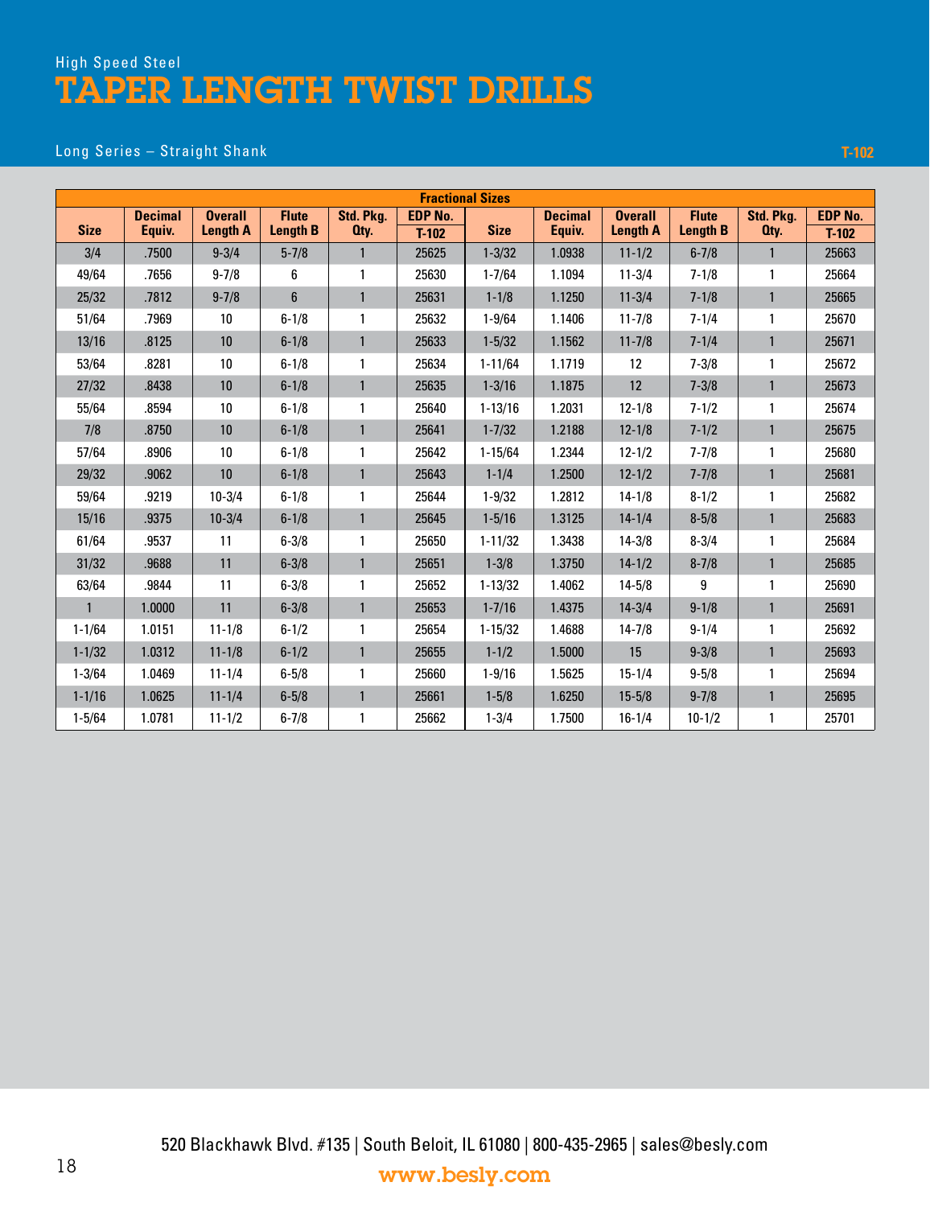High Speed Steel

# TAPER LENGTH TWIST DRILLS

Long Series – Straight Shank

T-102

| Fractional Sizes | | | | | | | | | | | |
|---|---|---|---|---|---|---|---|---|---|---|---|
| Size | Decimal Equiv. | Overall Length A | Flute Length B | Std. Pkg. Qty. | EDP No. T-102 | Size | Decimal Equiv. | Overall Length A | Flute Length B | Std. Pkg. Qty. | EDP No. T-102 |
| 3/4 | .7500 | 9-3/4 | 5-7/8 | 1 | 25625 | 1-3/32 | 1.0938 | 11-1/2 | 6-7/8 | 1 | 25663 |
| 49/64 | .7656 | 9-7/8 | 6 | 1 | 25630 | 1-7/64 | 1.1094 | 11-3/4 | 7-1/8 | 1 | 25664 |
| 25/32 | .7812 | 9-7/8 | 6 | 1 | 25631 | 1-1/8 | 1.1250 | 11-3/4 | 7-1/8 | 1 | 25665 |
| 51/64 | .7969 | 10 | 6-1/8 | 1 | 25632 | 1-9/64 | 1.1406 | 11-7/8 | 7-1/4 | 1 | 25670 |
| 13/16 | .8125 | 10 | 6-1/8 | 1 | 25633 | 1-5/32 | 1.1562 | 11-7/8 | 7-1/4 | 1 | 25671 |
| 53/64 | .8281 | 10 | 6-1/8 | 1 | 25634 | 1-11/64 | 1.1719 | 12 | 7-3/8 | 1 | 25672 |
| 27/32 | .8438 | 10 | 6-1/8 | 1 | 25635 | 1-3/16 | 1.1875 | 12 | 7-3/8 | 1 | 25673 |
| 55/64 | .8594 | 10 | 6-1/8 | 1 | 25640 | 1-13/16 | 1.2031 | 12-1/8 | 7-1/2 | 1 | 25674 |
| 7/8 | .8750 | 10 | 6-1/8 | 1 | 25641 | 1-7/32 | 1.2188 | 12-1/8 | 7-1/2 | 1 | 25675 |
| 57/64 | .8906 | 10 | 6-1/8 | 1 | 25642 | 1-15/64 | 1.2344 | 12-1/2 | 7-7/8 | 1 | 25680 |
| 29/32 | .9062 | 10 | 6-1/8 | 1 | 25643 | 1-1/4 | 1.2500 | 12-1/2 | 7-7/8 | 1 | 25681 |
| 59/64 | .9219 | 10-3/4 | 6-1/8 | 1 | 25644 | 1-9/32 | 1.2812 | 14-1/8 | 8-1/2 | 1 | 25682 |
| 15/16 | .9375 | 10-3/4 | 6-1/8 | 1 | 25645 | 1-5/16 | 1.3125 | 14-1/4 | 8-5/8 | 1 | 25683 |
| 61/64 | .9537 | 11 | 6-3/8 | 1 | 25650 | 1-11/32 | 1.3438 | 14-3/8 | 8-3/4 | 1 | 25684 |
| 31/32 | .9688 | 11 | 6-3/8 | 1 | 25651 | 1-3/8 | 1.3750 | 14-1/2 | 8-7/8 | 1 | 25685 |
| 63/64 | .9844 | 11 | 6-3/8 | 1 | 25652 | 1-13/32 | 1.4062 | 14-5/8 | 9 | 1 | 25690 |
| 1 | 1.0000 | 11 | 6-3/8 | 1 | 25653 | 1-7/16 | 1.4375 | 14-3/4 | 9-1/8 | 1 | 25691 |
| 1-1/64 | 1.0151 | 11-1/8 | 6-1/2 | 1 | 25654 | 1-15/32 | 1.4688 | 14-7/8 | 9-1/4 | 1 | 25692 |
| 1-1/32 | 1.0312 | 11-1/8 | 6-1/2 | 1 | 25655 | 1-1/2 | 1.5000 | 15 | 9-3/8 | 1 | 25693 |
| 1-3/64 | 1.0469 | 11-1/4 | 6-5/8 | 1 | 25660 | 1-9/16 | 1.5625 | 15-1/4 | 9-5/8 | 1 | 25694 |
| 1-1/16 | 1.0625 | 11-1/4 | 6-5/8 | 1 | 25661 | 1-5/8 | 1.6250 | 15-5/8 | 9-7/8 | 1 | 25695 |
| 1-5/64 | 1.0781 | 11-1/2 | 6-7/8 | 1 | 25662 | 1-3/4 | 1.7500 | 16-1/4 | 10-1/2 | 1 | 25701 |

520 Blackhawk Blvd. #135 | South Beloit, IL 61080 | 800-435-2965 | sales@besly.com

www.besly.com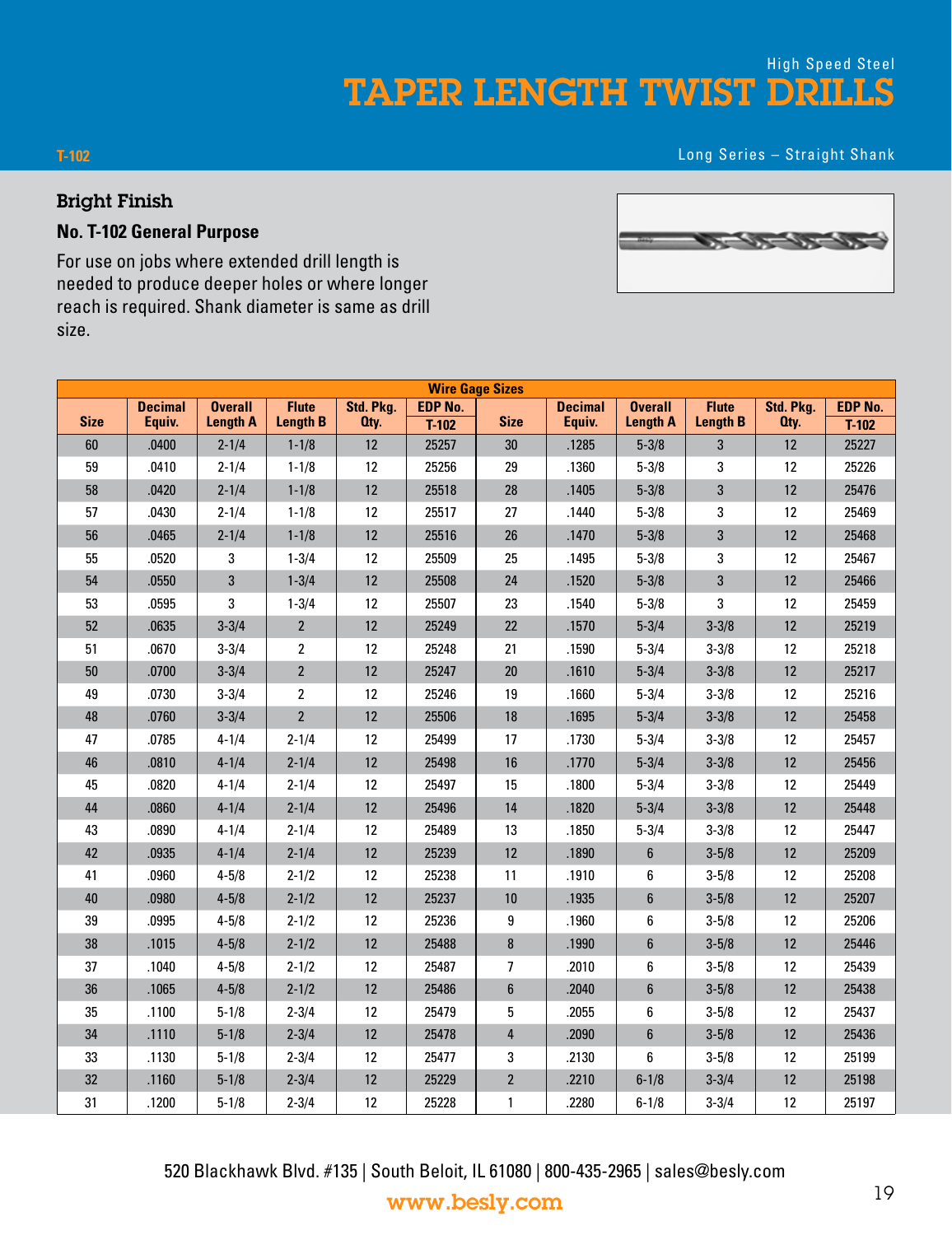High Speed Steel

# TAPER LENGTH TWIST DRILLS

T-102

Long Series – Straight Shank

## Bright Finish

### No. T-102 General Purpose

For use on jobs where extended drill length is needed to produce deeper holes or where longer reach is required. Shank diameter is same as drill size.

| Wire Gage Sizes | | | | | | | | | | | |
|---|---|---|---|---|---|---|---|---|---|---|---|
| Size | Decimal Equiv. | Overall Length A | Flute Length B | Std. Pkg. Qty. | EDP No. T-102 | Size | Decimal Equiv. | Overall Length A | Flute Length B | Std. Pkg. Qty. | EDP No. T-102 |
| 60 | .0400 | 2-1/4 | 1-1/8 | 12 | 25257 | 30 | .1285 | 5-3/8 | 3 | 12 | 25227 |
| 59 | .0410 | 2-1/4 | 1-1/8 | 12 | 25256 | 29 | .1360 | 5-3/8 | 3 | 12 | 25226 |
| 58 | .0420 | 2-1/4 | 1-1/8 | 12 | 25518 | 28 | .1405 | 5-3/8 | 3 | 12 | 25476 |
| 57 | .0430 | 2-1/4 | 1-1/8 | 12 | 25517 | 27 | .1440 | 5-3/8 | 3 | 12 | 25469 |
| 56 | .0465 | 2-1/4 | 1-1/8 | 12 | 25516 | 26 | .1470 | 5-3/8 | 3 | 12 | 25468 |
| 55 | .0520 | 3 | 1-3/4 | 12 | 25509 | 25 | .1495 | 5-3/8 | 3 | 12 | 25467 |
| 54 | .0550 | 3 | 1-3/4 | 12 | 25508 | 24 | .1520 | 5-3/8 | 3 | 12 | 25466 |
| 53 | .0595 | 3 | 1-3/4 | 12 | 25507 | 23 | .1540 | 5-3/8 | 3 | 12 | 25459 |
| 52 | .0635 | 3-3/4 | 2 | 12 | 25249 | 22 | .1570 | 5-3/4 | 3-3/8 | 12 | 25219 |
| 51 | .0670 | 3-3/4 | 2 | 12 | 25248 | 21 | .1590 | 5-3/4 | 3-3/8 | 12 | 25218 |
| 50 | .0700 | 3-3/4 | 2 | 12 | 25247 | 20 | .1610 | 5-3/4 | 3-3/8 | 12 | 25217 |
| 49 | .0730 | 3-3/4 | 2 | 12 | 25246 | 19 | .1660 | 5-3/4 | 3-3/8 | 12 | 25216 |
| 48 | .0760 | 3-3/4 | 2 | 12 | 25506 | 18 | .1695 | 5-3/4 | 3-3/8 | 12 | 25458 |
| 47 | .0785 | 4-1/4 | 2-1/4 | 12 | 25499 | 17 | .1730 | 5-3/4 | 3-3/8 | 12 | 25457 |
| 46 | .0810 | 4-1/4 | 2-1/4 | 12 | 25498 | 16 | .1770 | 5-3/4 | 3-3/8 | 12 | 25456 |
| 45 | .0820 | 4-1/4 | 2-1/4 | 12 | 25497 | 15 | .1800 | 5-3/4 | 3-3/8 | 12 | 25449 |
| 44 | .0860 | 4-1/4 | 2-1/4 | 12 | 25496 | 14 | .1820 | 5-3/4 | 3-3/8 | 12 | 25448 |
| 43 | .0890 | 4-1/4 | 2-1/4 | 12 | 25489 | 13 | .1850 | 5-3/4 | 3-3/8 | 12 | 25447 |
| 42 | .0935 | 4-1/4 | 2-1/4 | 12 | 25239 | 12 | .1890 | 6 | 3-5/8 | 12 | 25209 |
| 41 | .0960 | 4-5/8 | 2-1/2 | 12 | 25238 | 11 | .1910 | 6 | 3-5/8 | 12 | 25208 |
| 40 | .0980 | 4-5/8 | 2-1/2 | 12 | 25237 | 10 | .1935 | 6 | 3-5/8 | 12 | 25207 |
| 39 | .0995 | 4-5/8 | 2-1/2 | 12 | 25236 | 9 | .1960 | 6 | 3-5/8 | 12 | 25206 |
| 38 | .1015 | 4-5/8 | 2-1/2 | 12 | 25488 | 8 | .1990 | 6 | 3-5/8 | 12 | 25446 |
| 37 | .1040 | 4-5/8 | 2-1/2 | 12 | 25487 | 7 | .2010 | 6 | 3-5/8 | 12 | 25439 |
| 36 | .1065 | 4-5/8 | 2-1/2 | 12 | 25486 | 6 | .2040 | 6 | 3-5/8 | 12 | 25438 |
| 35 | .1100 | 5-1/8 | 2-3/4 | 12 | 25479 | 5 | .2055 | 6 | 3-5/8 | 12 | 25437 |
| 34 | .1110 | 5-1/8 | 2-3/4 | 12 | 25478 | 4 | .2090 | 6 | 3-5/8 | 12 | 25436 |
| 33 | .1130 | 5-1/8 | 2-3/4 | 12 | 25477 | 3 | .2130 | 6 | 3-5/8 | 12 | 25199 |
| 32 | .1160 | 5-1/8 | 2-3/4 | 12 | 25229 | 2 | .2210 | 6-1/8 | 3-3/4 | 12 | 25198 |
| 31 | .1200 | 5-1/8 | 2-3/4 | 12 | 25228 | 1 | .2280 | 6-1/8 | 3-3/4 | 12 | 25197 |

520 Blackhawk Blvd. #135 | South Beloit, IL 61080 | 800-435-2965 | sales@besly.com

www.besly.com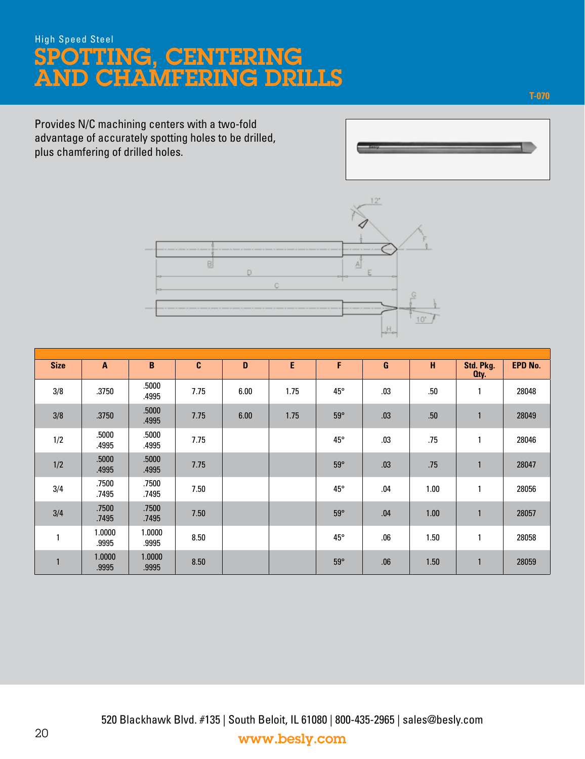High Speed Steel

# SPOTTING, CENTERING AND CHAMFERING DRILLS

T-070

Provides N/C machining centers with a two-fold advantage of accurately spotting holes to be drilled, plus chamfering of drilled holes.

| Size | A | B | C | D | E | F | G | H | Std. Pkg. Qty. | EPD No. |
|---|---|---|---|---|---|---|---|---|---|---|
| 3/8 | .3750 | .5000 .4995 | 7.75 | 6.00 | 1.75 | 45° | .03 | .50 | 1 | 28048 |
| 3/8 | .3750 | .5000 .4995 | 7.75 | 6.00 | 1.75 | 59° | .03 | .50 | 1 | 28049 |
| 1/2 | .5000 .4995 | .5000 .4995 | 7.75 | | | 45° | .03 | .75 | 1 | 28046 |
| 1/2 | .5000 .4995 | .5000 .4995 | 7.75 | | | 59° | .03 | .75 | 1 | 28047 |
| 3/4 | .7500 .7495 | .7500 .7495 | 7.50 | | | 45° | .04 | 1.00 | 1 | 28056 |
| 3/4 | .7500 .7495 | .7500 .7495 | 7.50 | | | 59° | .04 | 1.00 | 1 | 28057 |
| 1 | 1.0000 .9995 | 1.0000 .9995 | 8.50 | | | 45° | .06 | 1.50 | 1 | 28058 |
| 1 | 1.0000 .9995 | 1.0000 .9995 | 8.50 | | | 59° | .06 | 1.50 | 1 | 28059 |

520 Blackhawk Blvd. #135 | South Beloit, IL 61080 | 800-435-2965 | sales@besly.com

www.besly.com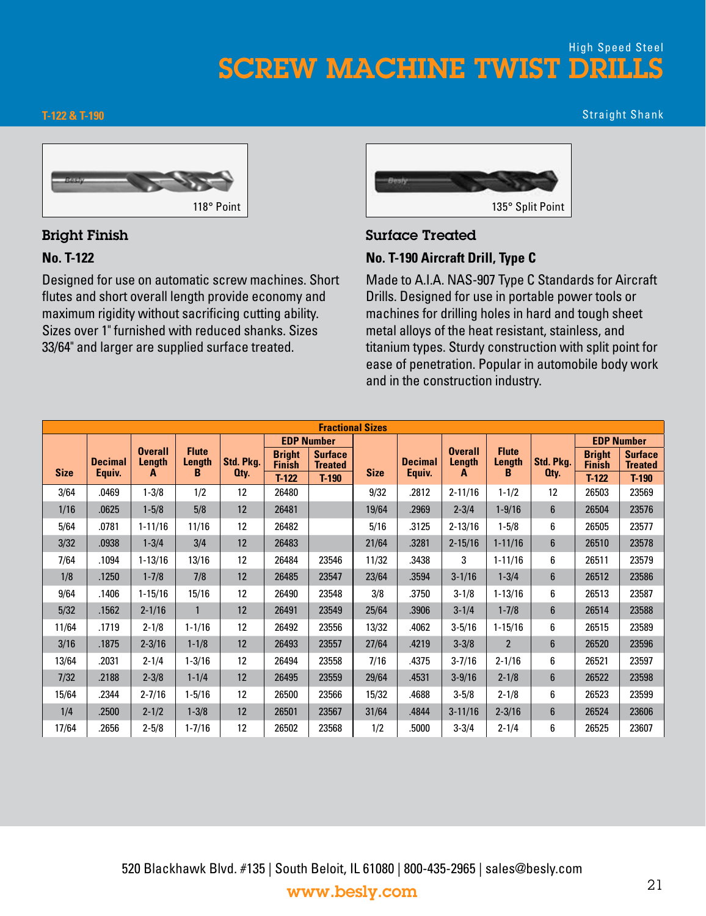High Speed Steel

# SCREW MACHINE TWIST DRILLS

**T-122 & T-190**

Straight Shank

118° Point

135° Split Point

## Bright Finish

### No. T-122

Designed for use on automatic screw machines. Short flutes and short overall length provide economy and maximum rigidity without sacrificing cutting ability. Sizes over 1" furnished with reduced shanks. Sizes 33/64" and larger are supplied surface treated.

## Surface Treated

### No. T-190 Aircraft Drill, Type C

Made to A.I.A. NAS-907 Type C Standards for Aircraft Drills. Designed for use in portable power tools or machines for drilling holes in hard and tough sheet metal alloys of the heat resistant, stainless, and titanium types. Sturdy construction with split point for ease of penetration. Popular in automobile body work and in the construction industry.

**Fractional Sizes**

| Size | Decimal Equiv. | Overall Length A | Flute Length B | Std. Pkg. Qty. | EDP Number Bright Finish T-122 | EDP Number Surface Treated T-190 | Size | Decimal Equiv. | Overall Length A | Flute Length B | Std. Pkg. Qty. | EDP Number Bright Finish T-122 | EDP Number Surface Treated T-190 |
|---|---|---|---|---|---|---|---|---|---|---|---|---|---|
| 3/64 | .0469 | 1-3/8 | 1/2 | 12 | 26480 | | 9/32 | .2812 | 2-11/16 | 1-1/2 | 12 | 26503 | 23569 |
| 1/16 | .0625 | 1-5/8 | 5/8 | 12 | 26481 | | 19/64 | .2969 | 2-3/4 | 1-9/16 | 6 | 26504 | 23576 |
| 5/64 | .0781 | 1-11/16 | 11/16 | 12 | 26482 | | 5/16 | .3125 | 2-13/16 | 1-5/8 | 6 | 26505 | 23577 |
| 3/32 | .0938 | 1-3/4 | 3/4 | 12 | 26483 | | 21/64 | .3281 | 2-15/16 | 1-11/16 | 6 | 26510 | 23578 |
| 7/64 | .1094 | 1-13/16 | 13/16 | 12 | 26484 | 23546 | 11/32 | .3438 | 3 | 1-11/16 | 6 | 26511 | 23579 |
| 1/8 | .1250 | 1-7/8 | 7/8 | 12 | 26485 | 23547 | 23/64 | .3594 | 3-1/16 | 1-3/4 | 6 | 26512 | 23586 |
| 9/64 | .1406 | 1-15/16 | 15/16 | 12 | 26490 | 23548 | 3/8 | .3750 | 3-1/8 | 1-13/16 | 6 | 26513 | 23587 |
| 5/32 | .1562 | 2-1/16 | 1 | 12 | 26491 | 23549 | 25/64 | .3906 | 3-1/4 | 1-7/8 | 6 | 26514 | 23588 |
| 11/64 | .1719 | 2-1/8 | 1-1/16 | 12 | 26492 | 23556 | 13/32 | .4062 | 3-5/16 | 1-15/16 | 6 | 26515 | 23589 |
| 3/16 | .1875 | 2-3/16 | 1-1/8 | 12 | 26493 | 23557 | 27/64 | .4219 | 3-3/8 | 2 | 6 | 26520 | 23596 |
| 13/64 | .2031 | 2-1/4 | 1-3/16 | 12 | 26494 | 23558 | 7/16 | .4375 | 3-7/16 | 2-1/16 | 6 | 26521 | 23597 |
| 7/32 | .2188 | 2-3/8 | 1-1/4 | 12 | 26495 | 23559 | 29/64 | .4531 | 3-9/16 | 2-1/8 | 6 | 26522 | 23598 |
| 15/64 | .2344 | 2-7/16 | 1-5/16 | 12 | 26500 | 23566 | 15/32 | .4688 | 3-5/8 | 2-1/8 | 6 | 26523 | 23599 |
| 1/4 | .2500 | 2-1/2 | 1-3/8 | 12 | 26501 | 23567 | 31/64 | .4844 | 3-11/16 | 2-3/16 | 6 | 26524 | 23606 |
| 17/64 | .2656 | 2-5/8 | 1-7/16 | 12 | 26502 | 23568 | 1/2 | .5000 | 3-3/4 | 2-1/4 | 6 | 26525 | 23607 |

520 Blackhawk Blvd. #135 | South Beloit, IL 61080 | 800-435-2965 | sales@besly.com

www.besly.com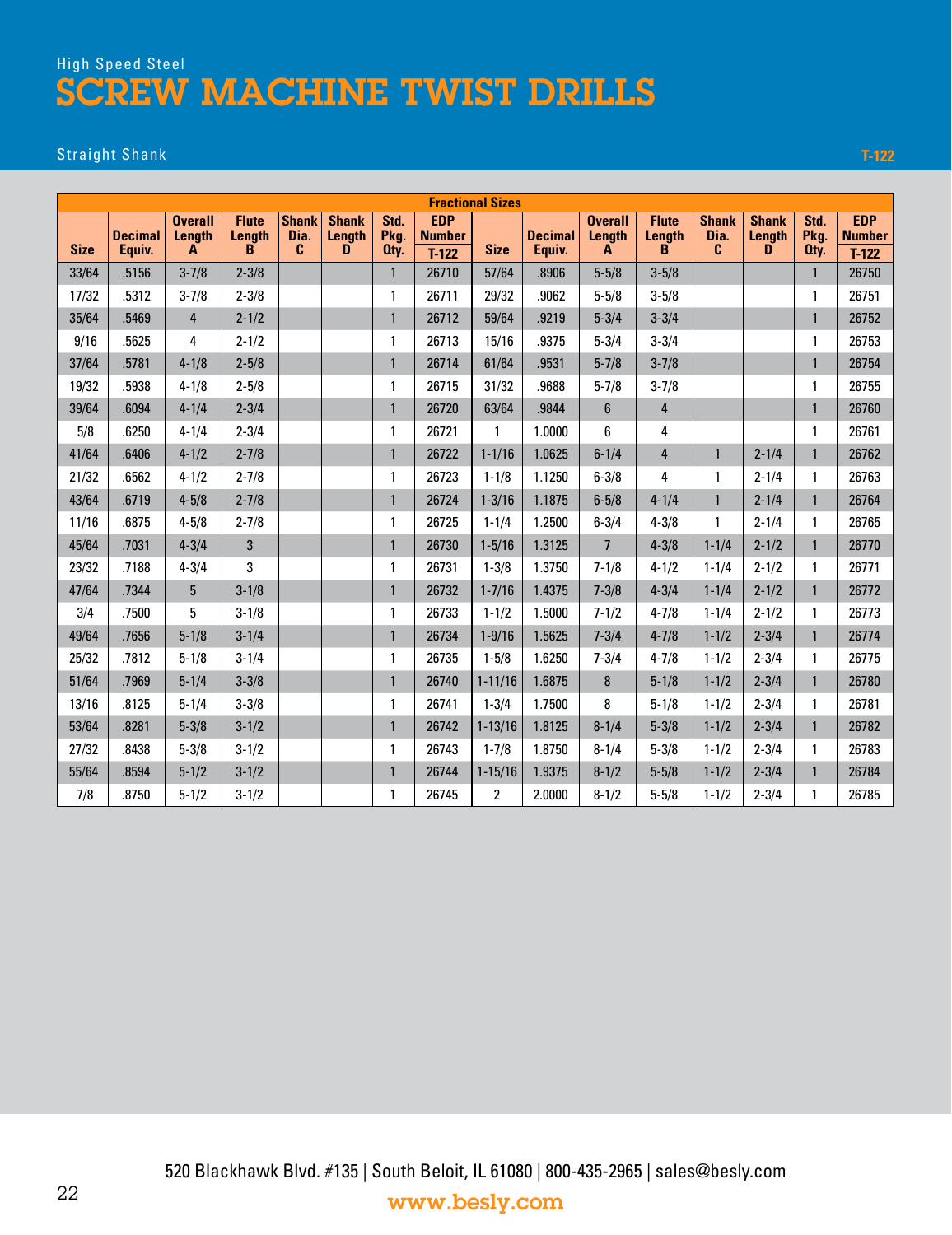High Speed Steel

# SCREW MACHINE TWIST DRILLS

Straight Shank

T-122

| Fractional Sizes | | | | | | | | | | | | | | | |
|---|---|---|---|---|---|---|---|---|---|---|---|---|---|---|---|
| Size | Decimal Equiv. | Overall Length A | Flute Length B | Shank Dia. C | Shank Length D | Std. Pkg. Qty. | EDP Number T-122 | Size | Decimal Equiv. | Overall Length A | Flute Length B | Shank Dia. C | Shank Length D | Std. Pkg. Qty. | EDP Number T-122 |
| 33/64 | .5156 | 3-7/8 | 2-3/8 | | | 1 | 26710 | 57/64 | .8906 | 5-5/8 | 3-5/8 | | | 1 | 26750 |
| 17/32 | .5312 | 3-7/8 | 2-3/8 | | | 1 | 26711 | 29/32 | .9062 | 5-5/8 | 3-5/8 | | | 1 | 26751 |
| 35/64 | .5469 | 4 | 2-1/2 | | | 1 | 26712 | 59/64 | .9219 | 5-3/4 | 3-3/4 | | | 1 | 26752 |
| 9/16 | .5625 | 4 | 2-1/2 | | | 1 | 26713 | 15/16 | .9375 | 5-3/4 | 3-3/4 | | | 1 | 26753 |
| 37/64 | .5781 | 4-1/8 | 2-5/8 | | | 1 | 26714 | 61/64 | .9531 | 5-7/8 | 3-7/8 | | | 1 | 26754 |
| 19/32 | .5938 | 4-1/8 | 2-5/8 | | | 1 | 26715 | 31/32 | .9688 | 5-7/8 | 3-7/8 | | | 1 | 26755 |
| 39/64 | .6094 | 4-1/4 | 2-3/4 | | | 1 | 26720 | 63/64 | .9844 | 6 | 4 | | | 1 | 26760 |
| 5/8 | .6250 | 4-1/4 | 2-3/4 | | | 1 | 26721 | 1 | 1.0000 | 6 | 4 | | | 1 | 26761 |
| 41/64 | .6406 | 4-1/2 | 2-7/8 | | | 1 | 26722 | 1-1/16 | 1.0625 | 6-1/4 | 4 | 1 | 2-1/4 | 1 | 26762 |
| 21/32 | .6562 | 4-1/2 | 2-7/8 | | | 1 | 26723 | 1-1/8 | 1.1250 | 6-3/8 | 4 | 1 | 2-1/4 | 1 | 26763 |
| 43/64 | .6719 | 4-5/8 | 2-7/8 | | | 1 | 26724 | 1-3/16 | 1.1875 | 6-5/8 | 4-1/4 | 1 | 2-1/4 | 1 | 26764 |
| 11/16 | .6875 | 4-5/8 | 2-7/8 | | | 1 | 26725 | 1-1/4 | 1.2500 | 6-3/4 | 4-3/8 | 1 | 2-1/4 | 1 | 26765 |
| 45/64 | .7031 | 4-3/4 | 3 | | | 1 | 26730 | 1-5/16 | 1.3125 | 7 | 4-3/8 | 1-1/4 | 2-1/2 | 1 | 26770 |
| 23/32 | .7188 | 4-3/4 | 3 | | | 1 | 26731 | 1-3/8 | 1.3750 | 7-1/8 | 4-1/2 | 1-1/4 | 2-1/2 | 1 | 26771 |
| 47/64 | .7344 | 5 | 3-1/8 | | | 1 | 26732 | 1-7/16 | 1.4375 | 7-3/8 | 4-3/4 | 1-1/4 | 2-1/2 | 1 | 26772 |
| 3/4 | .7500 | 5 | 3-1/8 | | | 1 | 26733 | 1-1/2 | 1.5000 | 7-1/2 | 4-7/8 | 1-1/4 | 2-1/2 | 1 | 26773 |
| 49/64 | .7656 | 5-1/8 | 3-1/4 | | | 1 | 26734 | 1-9/16 | 1.5625 | 7-3/4 | 4-7/8 | 1-1/2 | 2-3/4 | 1 | 26774 |
| 25/32 | .7812 | 5-1/8 | 3-1/4 | | | 1 | 26735 | 1-5/8 | 1.6250 | 7-3/4 | 4-7/8 | 1-1/2 | 2-3/4 | 1 | 26775 |
| 51/64 | .7969 | 5-1/4 | 3-3/8 | | | 1 | 26740 | 1-11/16 | 1.6875 | 8 | 5-1/8 | 1-1/2 | 2-3/4 | 1 | 26780 |
| 13/16 | .8125 | 5-1/4 | 3-3/8 | | | 1 | 26741 | 1-3/4 | 1.7500 | 8 | 5-1/8 | 1-1/2 | 2-3/4 | 1 | 26781 |
| 53/64 | .8281 | 5-3/8 | 3-1/2 | | | 1 | 26742 | 1-13/16 | 1.8125 | 8-1/4 | 5-3/8 | 1-1/2 | 2-3/4 | 1 | 26782 |
| 27/32 | .8438 | 5-3/8 | 3-1/2 | | | 1 | 26743 | 1-7/8 | 1.8750 | 8-1/4 | 5-3/8 | 1-1/2 | 2-3/4 | 1 | 26783 |
| 55/64 | .8594 | 5-1/2 | 3-1/2 | | | 1 | 26744 | 1-15/16 | 1.9375 | 8-1/2 | 5-5/8 | 1-1/2 | 2-3/4 | 1 | 26784 |
| 7/8 | .8750 | 5-1/2 | 3-1/2 | | | 1 | 26745 | 2 | 2.0000 | 8-1/2 | 5-5/8 | 1-1/2 | 2-3/4 | 1 | 26785 |

520 Blackhawk Blvd. #135 | South Beloit, IL 61080 | 800-435-2965 | sales@besly.com

www.besly.com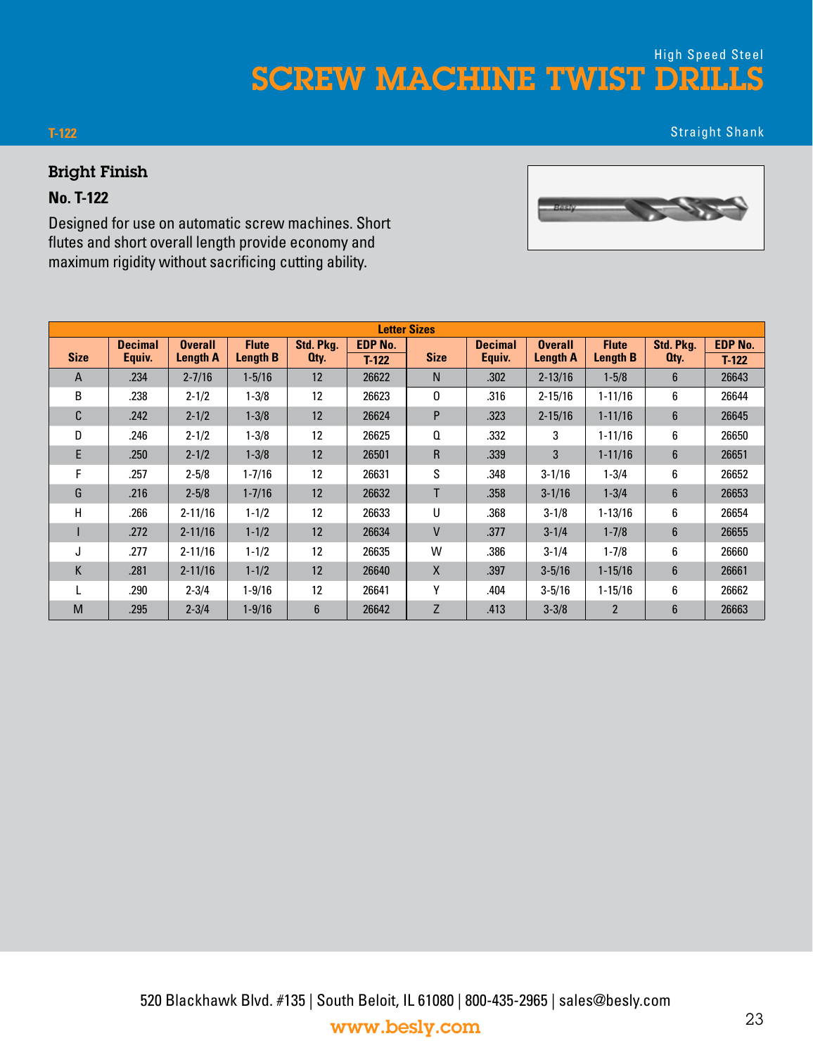High Speed Steel

# SCREW MACHINE TWIST DRILLS

T-122

Straight Shank

## Bright Finish

### No. T-122

Designed for use on automatic screw machines. Short flutes and short overall length provide economy and maximum rigidity without sacrificing cutting ability.

| Letter Sizes | | | | | | | | | | | |
|---|---|---|---|---|---|---|---|---|---|---|---|
| Size | Decimal Equiv. | Overall Length A | Flute Length B | Std. Pkg. Qty. | EDP No. T-122 | Size | Decimal Equiv. | Overall Length A | Flute Length B | Std. Pkg. Qty. | EDP No. T-122 |
| A | .234 | 2-7/16 | 1-5/16 | 12 | 26622 | N | .302 | 2-13/16 | 1-5/8 | 6 | 26643 |
| B | .238 | 2-1/2 | 1-3/8 | 12 | 26623 | O | .316 | 2-15/16 | 1-11/16 | 6 | 26644 |
| C | .242 | 2-1/2 | 1-3/8 | 12 | 26624 | P | .323 | 2-15/16 | 1-11/16 | 6 | 26645 |
| D | .246 | 2-1/2 | 1-3/8 | 12 | 26625 | Q | .332 | 3 | 1-11/16 | 6 | 26650 |
| E | .250 | 2-1/2 | 1-3/8 | 12 | 26501 | R | .339 | 3 | 1-11/16 | 6 | 26651 |
| F | .257 | 2-5/8 | 1-7/16 | 12 | 26631 | S | .348 | 3-1/16 | 1-3/4 | 6 | 26652 |
| G | .216 | 2-5/8 | 1-7/16 | 12 | 26632 | T | .358 | 3-1/16 | 1-3/4 | 6 | 26653 |
| H | .266 | 2-11/16 | 1-1/2 | 12 | 26633 | U | .368 | 3-1/8 | 1-13/16 | 6 | 26654 |
| I | .272 | 2-11/16 | 1-1/2 | 12 | 26634 | V | .377 | 3-1/4 | 1-7/8 | 6 | 26655 |
| J | .277 | 2-11/16 | 1-1/2 | 12 | 26635 | W | .386 | 3-1/4 | 1-7/8 | 6 | 26660 |
| K | .281 | 2-11/16 | 1-1/2 | 12 | 26640 | X | .397 | 3-5/16 | 1-15/16 | 6 | 26661 |
| L | .290 | 2-3/4 | 1-9/16 | 12 | 26641 | Y | .404 | 3-5/16 | 1-15/16 | 6 | 26662 |
| M | .295 | 2-3/4 | 1-9/16 | 6 | 26642 | Z | .413 | 3-3/8 | 2 | 6 | 26663 |

520 Blackhawk Blvd. #135 | South Beloit, IL 61080 | 800-435-2965 | sales@besly.com

www.besly.com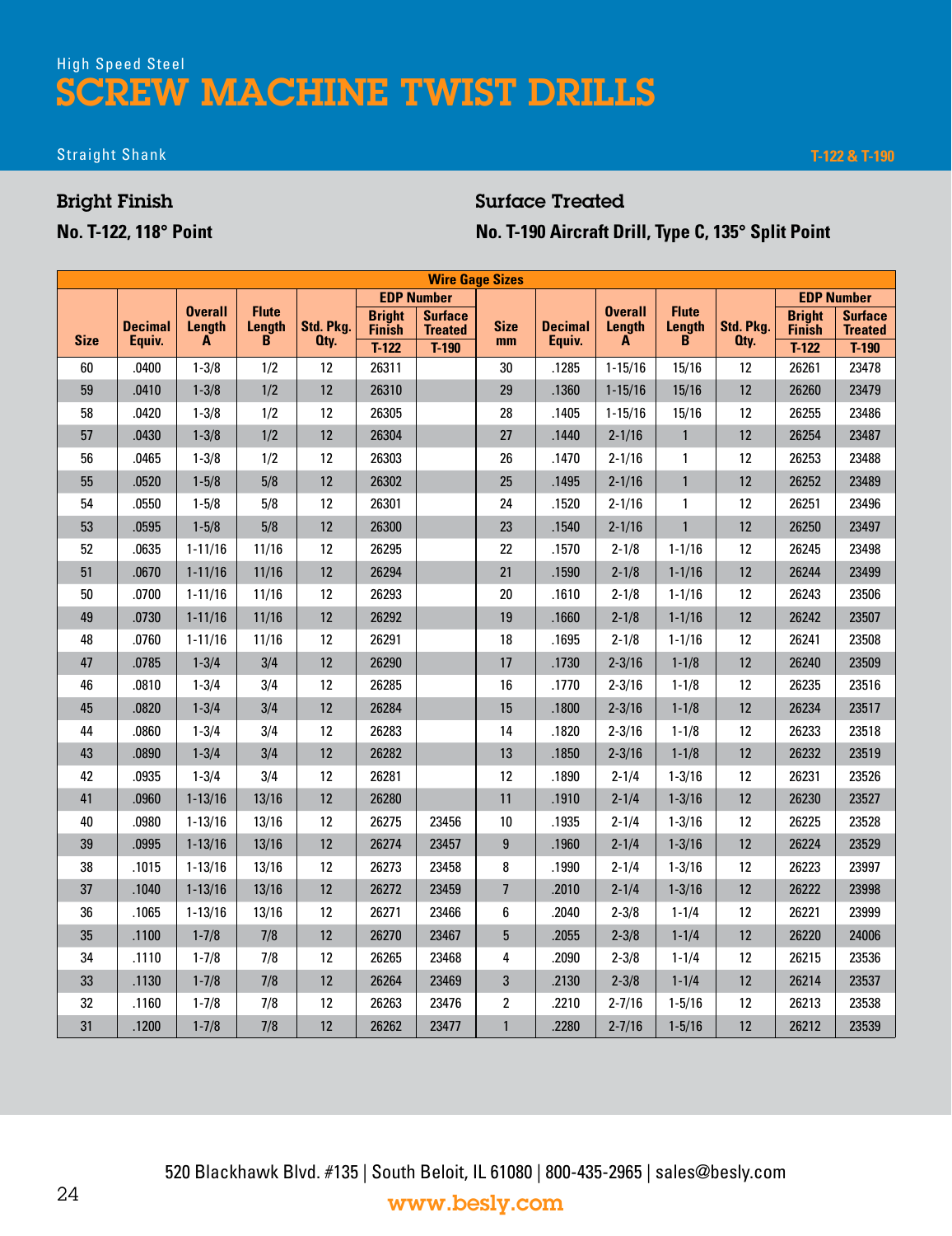High Speed Steel

# SCREW MACHINE TWIST DRILLS

Straight Shank

T-122 & T-190

## Bright Finish

**No. T-122, 118° Point**

## Surface Treated

**No. T-190 Aircraft Drill, Type C, 135° Split Point**

| Wire Gage Sizes | | | | | | | | | | | | | |
|---|---|---|---|---|---|---|---|---|---|---|---|---|---|
| Size | Decimal Equiv. | Overall Length A | Flute Length B | Std. Pkg. Qty. | EDP Number Bright Finish T-122 | EDP Number Surface Treated T-190 | Size mm | Decimal Equiv. | Overall Length A | Flute Length B | Std. Pkg. Qty. | EDP Number Bright Finish T-122 | EDP Number Surface Treated T-190 |
| 60 | .0400 | 1-3/8 | 1/2 | 12 | 26311 | | 30 | .1285 | 1-15/16 | 15/16 | 12 | 26261 | 23478 |
| 59 | .0410 | 1-3/8 | 1/2 | 12 | 26310 | | 29 | .1360 | 1-15/16 | 15/16 | 12 | 26260 | 23479 |
| 58 | .0420 | 1-3/8 | 1/2 | 12 | 26305 | | 28 | .1405 | 1-15/16 | 15/16 | 12 | 26255 | 23486 |
| 57 | .0430 | 1-3/8 | 1/2 | 12 | 26304 | | 27 | .1440 | 2-1/16 | 1 | 12 | 26254 | 23487 |
| 56 | .0465 | 1-3/8 | 1/2 | 12 | 26303 | | 26 | .1470 | 2-1/16 | 1 | 12 | 26253 | 23488 |
| 55 | .0520 | 1-5/8 | 5/8 | 12 | 26302 | | 25 | .1495 | 2-1/16 | 1 | 12 | 26252 | 23489 |
| 54 | .0550 | 1-5/8 | 5/8 | 12 | 26301 | | 24 | .1520 | 2-1/16 | 1 | 12 | 26251 | 23496 |
| 53 | .0595 | 1-5/8 | 5/8 | 12 | 26300 | | 23 | .1540 | 2-1/16 | 1 | 12 | 26250 | 23497 |
| 52 | .0635 | 1-11/16 | 11/16 | 12 | 26295 | | 22 | .1570 | 2-1/8 | 1-1/16 | 12 | 26245 | 23498 |
| 51 | .0670 | 1-11/16 | 11/16 | 12 | 26294 | | 21 | .1590 | 2-1/8 | 1-1/16 | 12 | 26244 | 23499 |
| 50 | .0700 | 1-11/16 | 11/16 | 12 | 26293 | | 20 | .1610 | 2-1/8 | 1-1/16 | 12 | 26243 | 23506 |
| 49 | .0730 | 1-11/16 | 11/16 | 12 | 26292 | | 19 | .1660 | 2-1/8 | 1-1/16 | 12 | 26242 | 23507 |
| 48 | .0760 | 1-11/16 | 11/16 | 12 | 26291 | | 18 | .1695 | 2-1/8 | 1-1/16 | 12 | 26241 | 23508 |
| 47 | .0785 | 1-3/4 | 3/4 | 12 | 26290 | | 17 | .1730 | 2-3/16 | 1-1/8 | 12 | 26240 | 23509 |
| 46 | .0810 | 1-3/4 | 3/4 | 12 | 26285 | | 16 | .1770 | 2-3/16 | 1-1/8 | 12 | 26235 | 23516 |
| 45 | .0820 | 1-3/4 | 3/4 | 12 | 26284 | | 15 | .1800 | 2-3/16 | 1-1/8 | 12 | 26234 | 23517 |
| 44 | .0860 | 1-3/4 | 3/4 | 12 | 26283 | | 14 | .1820 | 2-3/16 | 1-1/8 | 12 | 26233 | 23518 |
| 43 | .0890 | 1-3/4 | 3/4 | 12 | 26282 | | 13 | .1850 | 2-3/16 | 1-1/8 | 12 | 26232 | 23519 |
| 42 | .0935 | 1-3/4 | 3/4 | 12 | 26281 | | 12 | .1890 | 2-1/4 | 1-3/16 | 12 | 26231 | 23526 |
| 41 | .0960 | 1-13/16 | 13/16 | 12 | 26280 | | 11 | .1910 | 2-1/4 | 1-3/16 | 12 | 26230 | 23527 |
| 40 | .0980 | 1-13/16 | 13/16 | 12 | 26275 | 23456 | 10 | .1935 | 2-1/4 | 1-3/16 | 12 | 26225 | 23528 |
| 39 | .0995 | 1-13/16 | 13/16 | 12 | 26274 | 23457 | 9 | .1960 | 2-1/4 | 1-3/16 | 12 | 26224 | 23529 |
| 38 | .1015 | 1-13/16 | 13/16 | 12 | 26273 | 23458 | 8 | .1990 | 2-1/4 | 1-3/16 | 12 | 26223 | 23997 |
| 37 | .1040 | 1-13/16 | 13/16 | 12 | 26272 | 23459 | 7 | .2010 | 2-1/4 | 1-3/16 | 12 | 26222 | 23998 |
| 36 | .1065 | 1-13/16 | 13/16 | 12 | 26271 | 23466 | 6 | .2040 | 2-3/8 | 1-1/4 | 12 | 26221 | 23999 |
| 35 | .1100 | 1-7/8 | 7/8 | 12 | 26270 | 23467 | 5 | .2055 | 2-3/8 | 1-1/4 | 12 | 26220 | 24006 |
| 34 | .1110 | 1-7/8 | 7/8 | 12 | 26265 | 23468 | 4 | .2090 | 2-3/8 | 1-1/4 | 12 | 26215 | 23536 |
| 33 | .1130 | 1-7/8 | 7/8 | 12 | 26264 | 23469 | 3 | .2130 | 2-3/8 | 1-1/4 | 12 | 26214 | 23537 |
| 32 | .1160 | 1-7/8 | 7/8 | 12 | 26263 | 23476 | 2 | .2210 | 2-7/16 | 1-5/16 | 12 | 26213 | 23538 |
| 31 | .1200 | 1-7/8 | 7/8 | 12 | 26262 | 23477 | 1 | .2280 | 2-7/16 | 1-5/16 | 12 | 26212 | 23539 |

520 Blackhawk Blvd. #135 | South Beloit, IL 61080 | 800-435-2965 | sales@besly.com

www.besly.com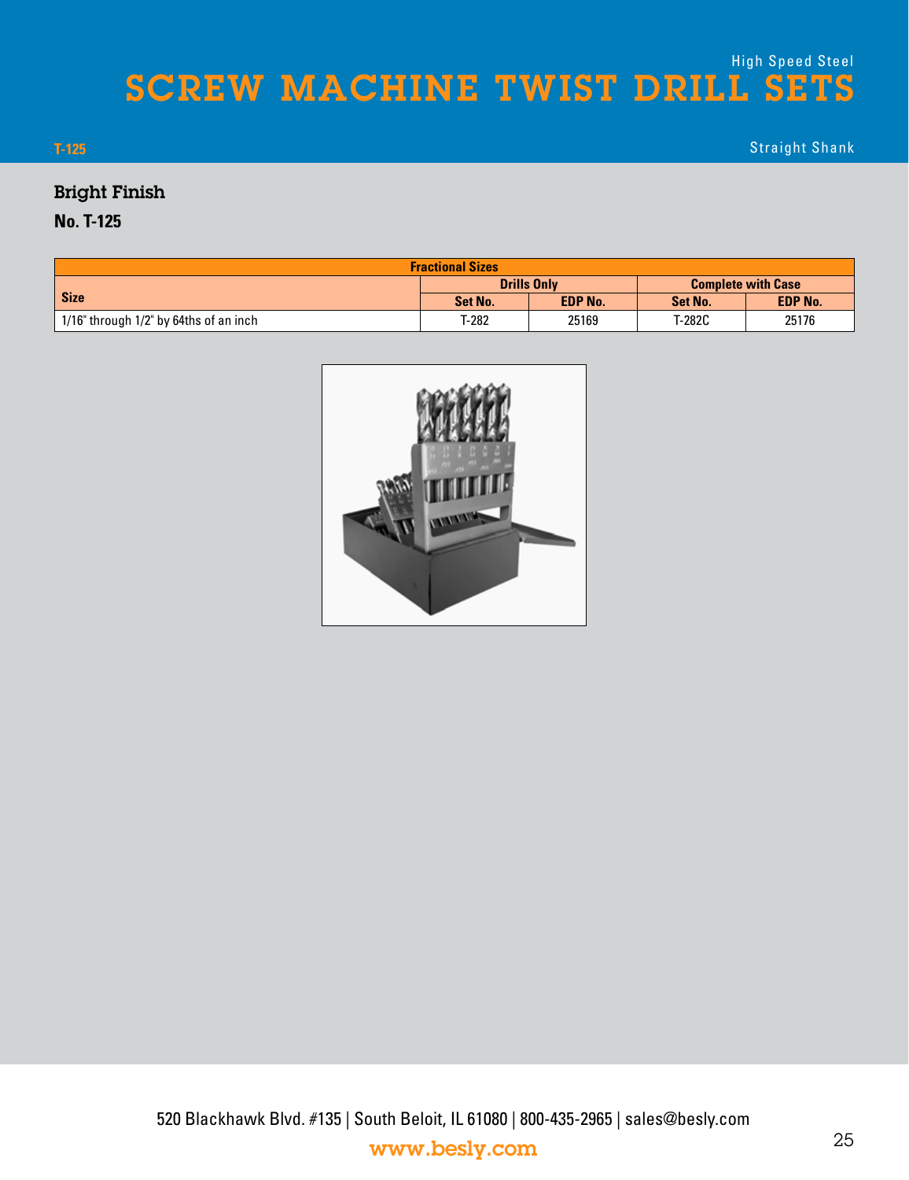High Speed Steel

# SCREW MACHINE TWIST DRILL SETS

T-125

Straight Shank

## Bright Finish

**No. T-125**

| Fractional Sizes | | | | |
|---|---|---|---|---|
| Size | Drills Only | | Complete with Case | |
| | Set No. | EDP No. | Set No. | EDP No. |
| 1/16" through 1/2" by 64ths of an inch | T-282 | 25169 | T-282C | 25176 |

520 Blackhawk Blvd. #135 | South Beloit, IL 61080 | 800-435-2965 | sales@besly.com

www.besly.com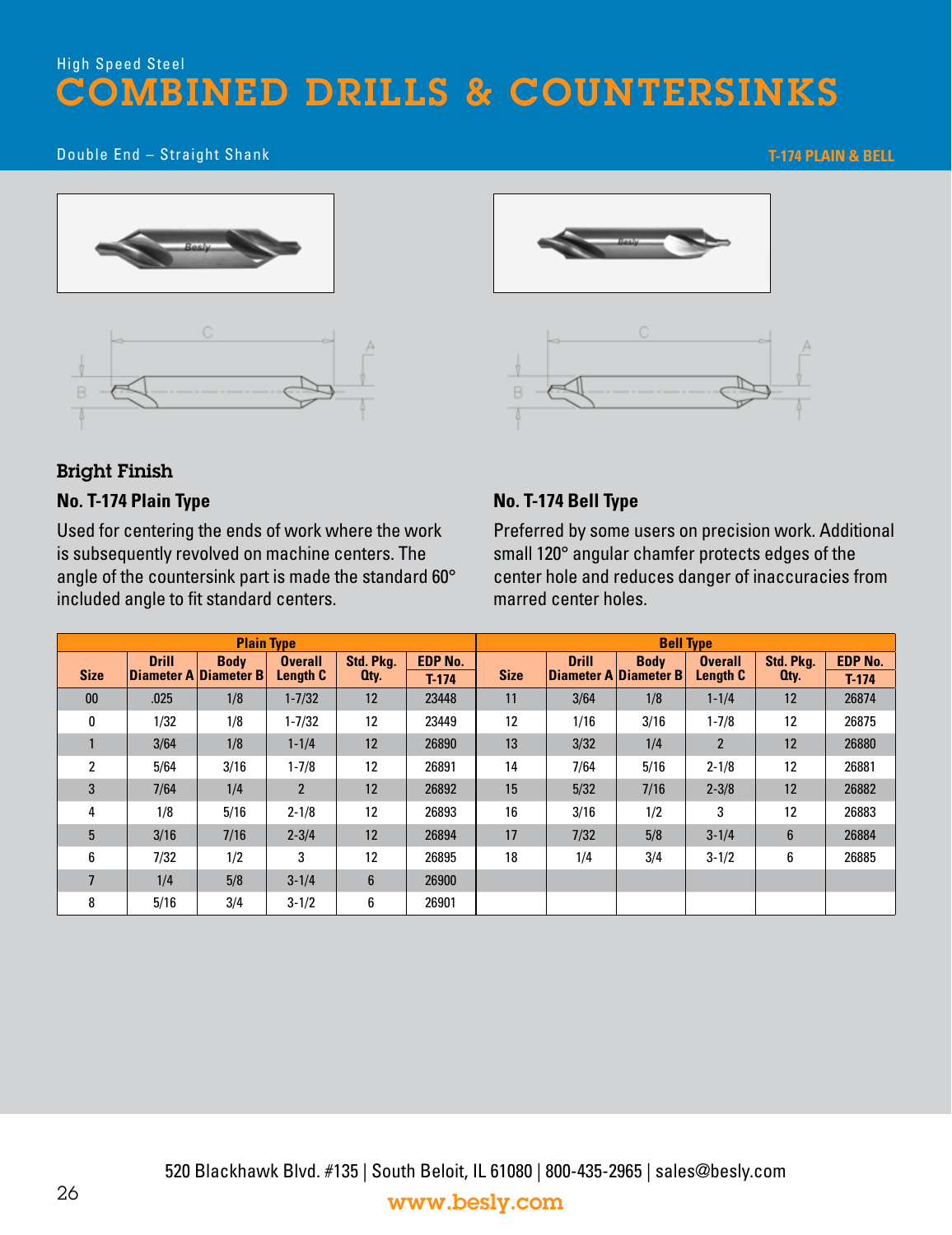High Speed Steel

# COMBINED DRILLS & COUNTERSINKS

Double End – Straight Shank

T-174 PLAIN & BELL

**Bright Finish**

### No. T-174 Plain Type

Used for centering the ends of work where the work is subsequently revolved on machine centers. The angle of the countersink part is made the standard 60° included angle to fit standard centers.

### No. T-174 Bell Type

Preferred by some users on precision work. Additional small 120° angular chamfer protects edges of the center hole and reduces danger of inaccuracies from marred center holes.

| Plain Type | | | | | | Bell Type | | | | | |
|---|---|---|---|---|---|---|---|---|---|---|---|
| Size | Drill Diameter A | Body Diameter B | Overall Length C | Std. Pkg. Qty. | EDP No. T-174 | Size | Drill Diameter A | Body Diameter B | Overall Length C | Std. Pkg. Qty. | EDP No. T-174 |
| 00 | .025 | 1/8 | 1-7/32 | 12 | 23448 | 11 | 3/64 | 1/8 | 1-1/4 | 12 | 26874 |
| 0 | 1/32 | 1/8 | 1-7/32 | 12 | 23449 | 12 | 1/16 | 3/16 | 1-7/8 | 12 | 26875 |
| 1 | 3/64 | 1/8 | 1-1/4 | 12 | 26890 | 13 | 3/32 | 1/4 | 2 | 12 | 26880 |
| 2 | 5/64 | 3/16 | 1-7/8 | 12 | 26891 | 14 | 7/64 | 5/16 | 2-1/8 | 12 | 26881 |
| 3 | 7/64 | 1/4 | 2 | 12 | 26892 | 15 | 5/32 | 7/16 | 2-3/8 | 12 | 26882 |
| 4 | 1/8 | 5/16 | 2-1/8 | 12 | 26893 | 16 | 3/16 | 1/2 | 3 | 12 | 26883 |
| 5 | 3/16 | 7/16 | 2-3/4 | 12 | 26894 | 17 | 7/32 | 5/8 | 3-1/4 | 6 | 26884 |
| 6 | 7/32 | 1/2 | 3 | 12 | 26895 | 18 | 1/4 | 3/4 | 3-1/2 | 6 | 26885 |
| 7 | 1/4 | 5/8 | 3-1/4 | 6 | 26900 | | | | | | |
| 8 | 5/16 | 3/4 | 3-1/2 | 6 | 26901 | | | | | | |

520 Blackhawk Blvd. #135 | South Beloit, IL 61080 | 800-435-2965 | sales@besly.com

www.besly.com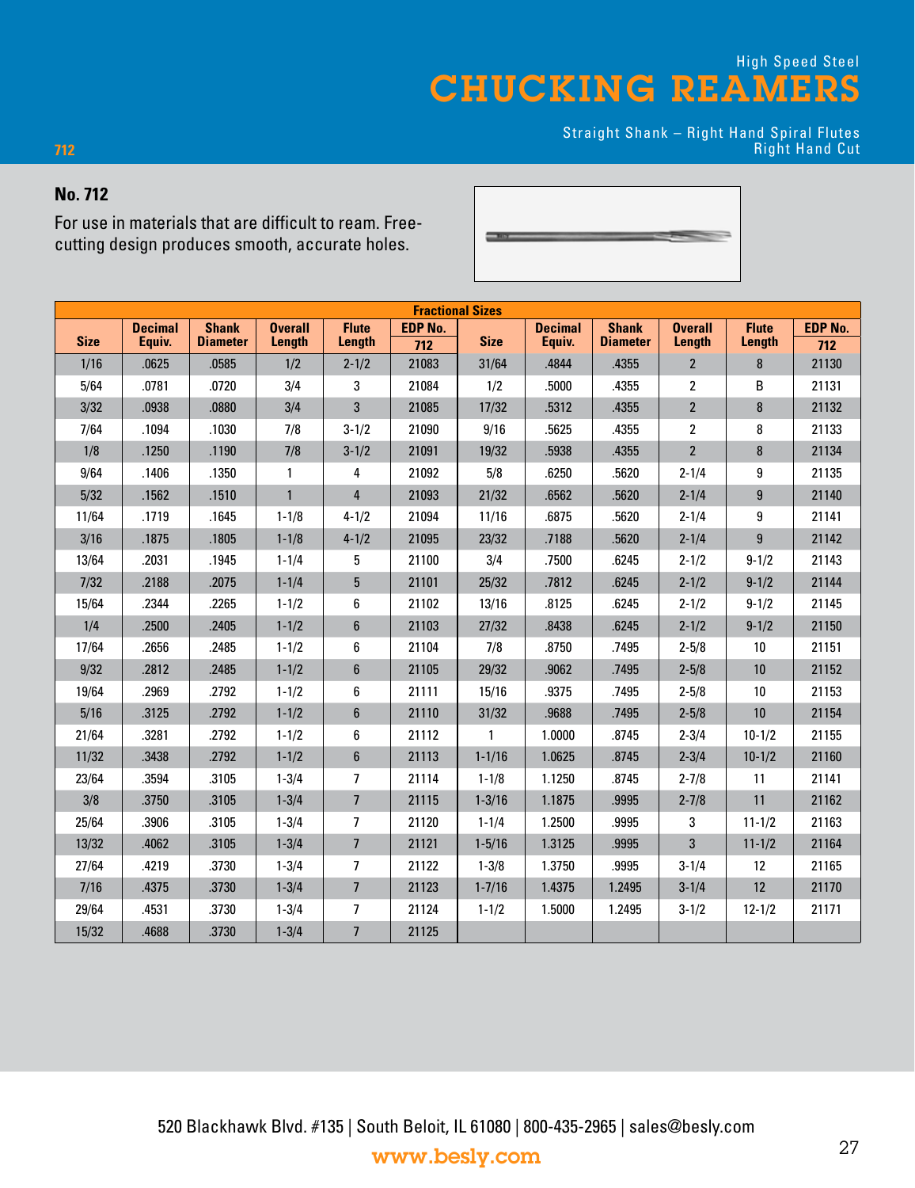High Speed Steel

# CHUCKING REAMERS

Straight Shank – Right Hand Spiral Flutes
Right Hand Cut

712

## No. 712

For use in materials that are difficult to ream. Free-cutting design produces smooth, accurate holes.

| Fractional Sizes | | | | | | | | | | | |
|---|---|---|---|---|---|---|---|---|---|---|---|
| Size | Decimal Equiv. | Shank Diameter | Overall Length | Flute Length | EDP No. 712 | Size | Decimal Equiv. | Shank Diameter | Overall Length | Flute Length | EDP No. 712 |
| 1/16 | .0625 | .0585 | 1/2 | 2-1/2 | 21083 | 31/64 | .4844 | .4355 | 2 | 8 | 21130 |
| 5/64 | .0781 | .0720 | 3/4 | 3 | 21084 | 1/2 | .5000 | .4355 | 2 | B | 21131 |
| 3/32 | .0938 | .0880 | 3/4 | 3 | 21085 | 17/32 | .5312 | .4355 | 2 | 8 | 21132 |
| 7/64 | .1094 | .1030 | 7/8 | 3-1/2 | 21090 | 9/16 | .5625 | .4355 | 2 | 8 | 21133 |
| 1/8 | .1250 | .1190 | 7/8 | 3-1/2 | 21091 | 19/32 | .5938 | .4355 | 2 | 8 | 21134 |
| 9/64 | .1406 | .1350 | 1 | 4 | 21092 | 5/8 | .6250 | .5620 | 2-1/4 | 9 | 21135 |
| 5/32 | .1562 | .1510 | 1 | 4 | 21093 | 21/32 | .6562 | .5620 | 2-1/4 | 9 | 21140 |
| 11/64 | .1719 | .1645 | 1-1/8 | 4-1/2 | 21094 | 11/16 | .6875 | .5620 | 2-1/4 | 9 | 21141 |
| 3/16 | .1875 | .1805 | 1-1/8 | 4-1/2 | 21095 | 23/32 | .7188 | .5620 | 2-1/4 | 9 | 21142 |
| 13/64 | .2031 | .1945 | 1-1/4 | 5 | 21100 | 3/4 | .7500 | .6245 | 2-1/2 | 9-1/2 | 21143 |
| 7/32 | .2188 | .2075 | 1-1/4 | 5 | 21101 | 25/32 | .7812 | .6245 | 2-1/2 | 9-1/2 | 21144 |
| 15/64 | .2344 | .2265 | 1-1/2 | 6 | 21102 | 13/16 | .8125 | .6245 | 2-1/2 | 9-1/2 | 21145 |
| 1/4 | .2500 | .2405 | 1-1/2 | 6 | 21103 | 27/32 | .8438 | .6245 | 2-1/2 | 9-1/2 | 21150 |
| 17/64 | .2656 | .2485 | 1-1/2 | 6 | 21104 | 7/8 | .8750 | .7495 | 2-5/8 | 10 | 21151 |
| 9/32 | .2812 | .2485 | 1-1/2 | 6 | 21105 | 29/32 | .9062 | .7495 | 2-5/8 | 10 | 21152 |
| 19/64 | .2969 | .2792 | 1-1/2 | 6 | 21111 | 15/16 | .9375 | .7495 | 2-5/8 | 10 | 21153 |
| 5/16 | .3125 | .2792 | 1-1/2 | 6 | 21110 | 31/32 | .9688 | .7495 | 2-5/8 | 10 | 21154 |
| 21/64 | .3281 | .2792 | 1-1/2 | 6 | 21112 | 1 | 1.0000 | .8745 | 2-3/4 | 10-1/2 | 21155 |
| 11/32 | .3438 | .2792 | 1-1/2 | 6 | 21113 | 1-1/16 | 1.0625 | .8745 | 2-3/4 | 10-1/2 | 21160 |
| 23/64 | .3594 | .3105 | 1-3/4 | 7 | 21114 | 1-1/8 | 1.1250 | .8745 | 2-7/8 | 11 | 21141 |
| 3/8 | .3750 | .3105 | 1-3/4 | 7 | 21115 | 1-3/16 | 1.1875 | .9995 | 2-7/8 | 11 | 21162 |
| 25/64 | .3906 | .3105 | 1-3/4 | 7 | 21120 | 1-1/4 | 1.2500 | .9995 | 3 | 11-1/2 | 21163 |
| 13/32 | .4062 | .3105 | 1-3/4 | 7 | 21121 | 1-5/16 | 1.3125 | .9995 | 3 | 11-1/2 | 21164 |
| 27/64 | .4219 | .3730 | 1-3/4 | 7 | 21122 | 1-3/8 | 1.3750 | .9995 | 3-1/4 | 12 | 21165 |
| 7/16 | .4375 | .3730 | 1-3/4 | 7 | 21123 | 1-7/16 | 1.4375 | 1.2495 | 3-1/4 | 12 | 21170 |
| 29/64 | .4531 | .3730 | 1-3/4 | 7 | 21124 | 1-1/2 | 1.5000 | 1.2495 | 3-1/2 | 12-1/2 | 21171 |
| 15/32 | .4688 | .3730 | 1-3/4 | 7 | 21125 | | | | | | |

520 Blackhawk Blvd. #135 | South Beloit, IL 61080 | 800-435-2965 | sales@besly.com

www.besly.com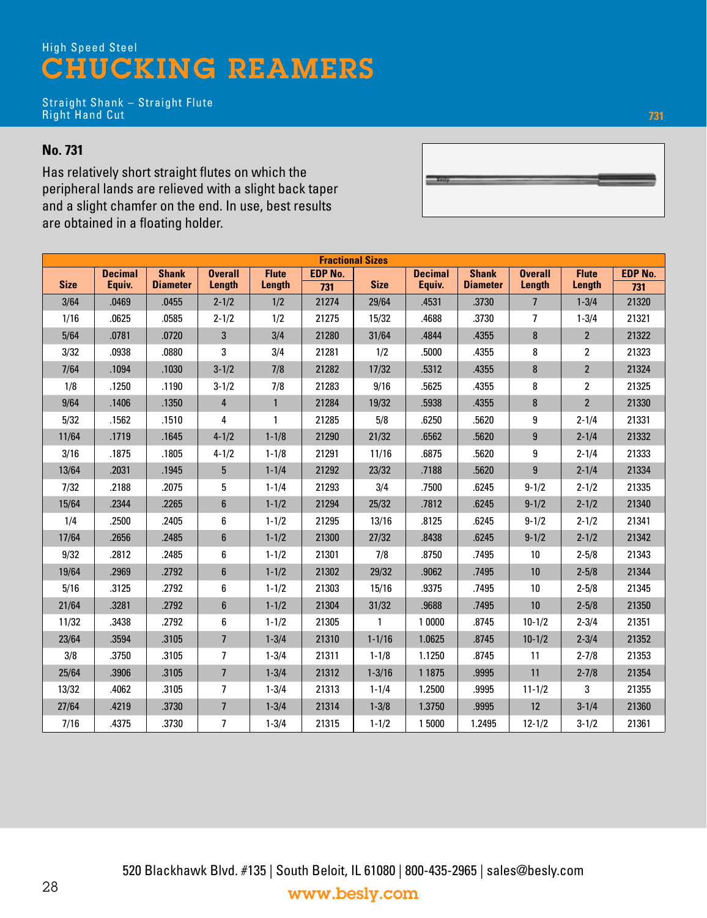High Speed Steel

# CHUCKING REAMERS

Straight Shank – Straight Flute
Right Hand Cut

731

## No. 731

Has relatively short straight flutes on which the peripheral lands are relieved with a slight back taper and a slight chamfer on the end. In use, best results are obtained in a floating holder.

| Fractional Sizes | | | | | | | | | | | |
|---|---|---|---|---|---|---|---|---|---|---|---|
| Size | Decimal Equiv. | Shank Diameter | Overall Length | Flute Length | EDP No. 731 | Size | Decimal Equiv. | Shank Diameter | Overall Length | Flute Length | EDP No. 731 |
| 3/64 | .0469 | .0455 | 2-1/2 | 1/2 | 21274 | 29/64 | .4531 | .3730 | 7 | 1-3/4 | 21320 |
| 1/16 | .0625 | .0585 | 2-1/2 | 1/2 | 21275 | 15/32 | .4688 | .3730 | 7 | 1-3/4 | 21321 |
| 5/64 | .0781 | .0720 | 3 | 3/4 | 21280 | 31/64 | .4844 | .4355 | 8 | 2 | 21322 |
| 3/32 | .0938 | .0880 | 3 | 3/4 | 21281 | 1/2 | .5000 | .4355 | 8 | 2 | 21323 |
| 7/64 | .1094 | .1030 | 3-1/2 | 7/8 | 21282 | 17/32 | .5312 | .4355 | 8 | 2 | 21324 |
| 1/8 | .1250 | .1190 | 3-1/2 | 7/8 | 21283 | 9/16 | .5625 | .4355 | 8 | 2 | 21325 |
| 9/64 | .1406 | .1350 | 4 | 1 | 21284 | 19/32 | .5938 | .4355 | 8 | 2 | 21330 |
| 5/32 | .1562 | .1510 | 4 | 1 | 21285 | 5/8 | .6250 | .5620 | 9 | 2-1/4 | 21331 |
| 11/64 | .1719 | .1645 | 4-1/2 | 1-1/8 | 21290 | 21/32 | .6562 | .5620 | 9 | 2-1/4 | 21332 |
| 3/16 | .1875 | .1805 | 4-1/2 | 1-1/8 | 21291 | 11/16 | .6875 | .5620 | 9 | 2-1/4 | 21333 |
| 13/64 | .2031 | .1945 | 5 | 1-1/4 | 21292 | 23/32 | .7188 | .5620 | 9 | 2-1/4 | 21334 |
| 7/32 | .2188 | .2075 | 5 | 1-1/4 | 21293 | 3/4 | .7500 | .6245 | 9-1/2 | 2-1/2 | 21335 |
| 15/64 | .2344 | .2265 | 6 | 1-1/2 | 21294 | 25/32 | .7812 | .6245 | 9-1/2 | 2-1/2 | 21340 |
| 1/4 | .2500 | .2405 | 6 | 1-1/2 | 21295 | 13/16 | .8125 | .6245 | 9-1/2 | 2-1/2 | 21341 |
| 17/64 | .2656 | .2485 | 6 | 1-1/2 | 21300 | 27/32 | .8438 | .6245 | 9-1/2 | 2-1/2 | 21342 |
| 9/32 | .2812 | .2485 | 6 | 1-1/2 | 21301 | 7/8 | .8750 | .7495 | 10 | 2-5/8 | 21343 |
| 19/64 | .2969 | .2792 | 6 | 1-1/2 | 21302 | 29/32 | .9062 | .7495 | 10 | 2-5/8 | 21344 |
| 5/16 | .3125 | .2792 | 6 | 1-1/2 | 21303 | 15/16 | .9375 | .7495 | 10 | 2-5/8 | 21345 |
| 21/64 | .3281 | .2792 | 6 | 1-1/2 | 21304 | 31/32 | .9688 | .7495 | 10 | 2-5/8 | 21350 |
| 11/32 | .3438 | .2792 | 6 | 1-1/2 | 21305 | 1 | 1 0000 | .8745 | 10-1/2 | 2-3/4 | 21351 |
| 23/64 | .3594 | .3105 | 7 | 1-3/4 | 21310 | 1-1/16 | 1.0625 | .8745 | 10-1/2 | 2-3/4 | 21352 |
| 3/8 | .3750 | .3105 | 7 | 1-3/4 | 21311 | 1-1/8 | 1.1250 | .8745 | 11 | 2-7/8 | 21353 |
| 25/64 | .3906 | .3105 | 7 | 1-3/4 | 21312 | 1-3/16 | 1 1875 | .9995 | 11 | 2-7/8 | 21354 |
| 13/32 | .4062 | .3105 | 7 | 1-3/4 | 21313 | 1-1/4 | 1.2500 | .9995 | 11-1/2 | 3 | 21355 |
| 27/64 | .4219 | .3730 | 7 | 1-3/4 | 21314 | 1-3/8 | 1.3750 | .9995 | 12 | 3-1/4 | 21360 |
| 7/16 | .4375 | .3730 | 7 | 1-3/4 | 21315 | 1-1/2 | 1 5000 | 1.2495 | 12-1/2 | 3-1/2 | 21361 |

520 Blackhawk Blvd. #135 | South Beloit, IL 61080 | 800-435-2965 | sales@besly.com

www.besly.com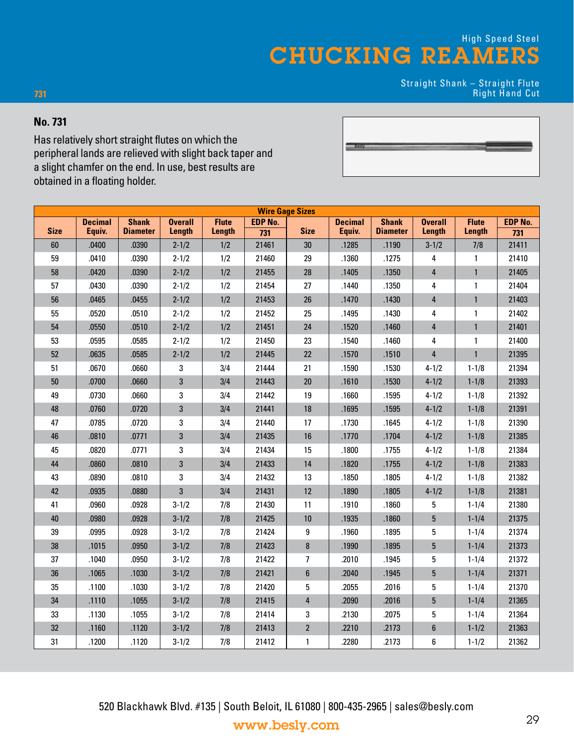High Speed Steel

# CHUCKING REAMERS

Straight Shank – Straight Flute
Right Hand Cut

731

## No. 731

Has relatively short straight flutes on which the peripheral lands are relieved with slight back taper and a slight chamfer on the end. In use, best results are obtained in a floating holder.

| Wire Gage Sizes | | | | | | | | | | | |
|---|---|---|---|---|---|---|---|---|---|---|---|
| Size | Decimal Equiv. | Shank Diameter | Overall Length | Flute Length | EDP No. 731 | Size | Decimal Equiv. | Shank Diameter | Overall Length | Flute Length | EDP No. 731 |
| 60 | .0400 | .0390 | 2-1/2 | 1/2 | 21461 | 30 | .1285 | .1190 | 3-1/2 | 7/8 | 21411 |
| 59 | .0410 | .0390 | 2-1/2 | 1/2 | 21460 | 29 | .1360 | .1275 | 4 | 1 | 21410 |
| 58 | .0420 | .0390 | 2-1/2 | 1/2 | 21455 | 28 | .1405 | .1350 | 4 | 1 | 21405 |
| 57 | .0430 | .0390 | 2-1/2 | 1/2 | 21454 | 27 | .1440 | .1350 | 4 | 1 | 21404 |
| 56 | .0465 | .0455 | 2-1/2 | 1/2 | 21453 | 26 | .1470 | .1430 | 4 | 1 | 21403 |
| 55 | .0520 | .0510 | 2-1/2 | 1/2 | 21452 | 25 | .1495 | .1430 | 4 | 1 | 21402 |
| 54 | .0550 | .0510 | 2-1/2 | 1/2 | 21451 | 24 | .1520 | .1460 | 4 | 1 | 21401 |
| 53 | .0595 | .0585 | 2-1/2 | 1/2 | 21450 | 23 | .1540 | .1460 | 4 | 1 | 21400 |
| 52 | .0635 | .0585 | 2-1/2 | 1/2 | 21445 | 22 | .1570 | .1510 | 4 | 1 | 21395 |
| 51 | .0670 | .0660 | 3 | 3/4 | 21444 | 21 | .1590 | .1530 | 4-1/2 | 1-1/8 | 21394 |
| 50 | .0700 | .0660 | 3 | 3/4 | 21443 | 20 | .1610 | .1530 | 4-1/2 | 1-1/8 | 21393 |
| 49 | .0730 | .0660 | 3 | 3/4 | 21442 | 19 | .1660 | .1595 | 4-1/2 | 1-1/8 | 21392 |
| 48 | .0760 | .0720 | 3 | 3/4 | 21441 | 18 | .1695 | .1595 | 4-1/2 | 1-1/8 | 21391 |
| 47 | .0785 | .0720 | 3 | 3/4 | 21440 | 17 | .1730 | .1645 | 4-1/2 | 1-1/8 | 21390 |
| 46 | .0810 | .0771 | 3 | 3/4 | 21435 | 16 | .1770 | .1704 | 4-1/2 | 1-1/8 | 21385 |
| 45 | .0820 | .0771 | 3 | 3/4 | 21434 | 15 | .1800 | .1755 | 4-1/2 | 1-1/8 | 21384 |
| 44 | .0860 | .0810 | 3 | 3/4 | 21433 | 14 | .1820 | .1755 | 4-1/2 | 1-1/8 | 21383 |
| 43 | .0890 | .0810 | 3 | 3/4 | 21432 | 13 | .1850 | .1805 | 4-1/2 | 1-1/8 | 21382 |
| 42 | .0935 | .0880 | 3 | 3/4 | 21431 | 12 | .1890 | .1805 | 4-1/2 | 1-1/8 | 21381 |
| 41 | .0960 | .0928 | 3-1/2 | 7/8 | 21430 | 11 | .1910 | .1860 | 5 | 1-1/4 | 21380 |
| 40 | .0980 | .0928 | 3-1/2 | 7/8 | 21425 | 10 | .1935 | .1860 | 5 | 1-1/4 | 21375 |
| 39 | .0995 | .0928 | 3-1/2 | 7/8 | 21424 | 9 | .1960 | .1895 | 5 | 1-1/4 | 21374 |
| 38 | .1015 | .0950 | 3-1/2 | 7/8 | 21423 | 8 | .1990 | .1895 | 5 | 1-1/4 | 21373 |
| 37 | .1040 | .0950 | 3-1/2 | 7/8 | 21422 | 7 | .2010 | .1945 | 5 | 1-1/4 | 21372 |
| 36 | .1065 | .1030 | 3-1/2 | 7/8 | 21421 | 6 | .2040 | .1945 | 5 | 1-1/4 | 21371 |
| 35 | .1100 | .1030 | 3-1/2 | 7/8 | 21420 | 5 | .2055 | .2016 | 5 | 1-1/4 | 21370 |
| 34 | .1110 | .1055 | 3-1/2 | 7/8 | 21415 | 4 | .2090 | .2016 | 5 | 1-1/4 | 21365 |
| 33 | .1130 | .1055 | 3-1/2 | 7/8 | 21414 | 3 | .2130 | .2075 | 5 | 1-1/4 | 21364 |
| 32 | .1160 | .1120 | 3-1/2 | 7/8 | 21413 | 2 | .2210 | .2173 | 6 | 1-1/2 | 21363 |
| 31 | .1200 | .1120 | 3-1/2 | 7/8 | 21412 | 1 | .2280 | .2173 | 6 | 1-1/2 | 21362 |

520 Blackhawk Blvd. #135 | South Beloit, IL 61080 | 800-435-2965 | sales@besly.com

www.besly.com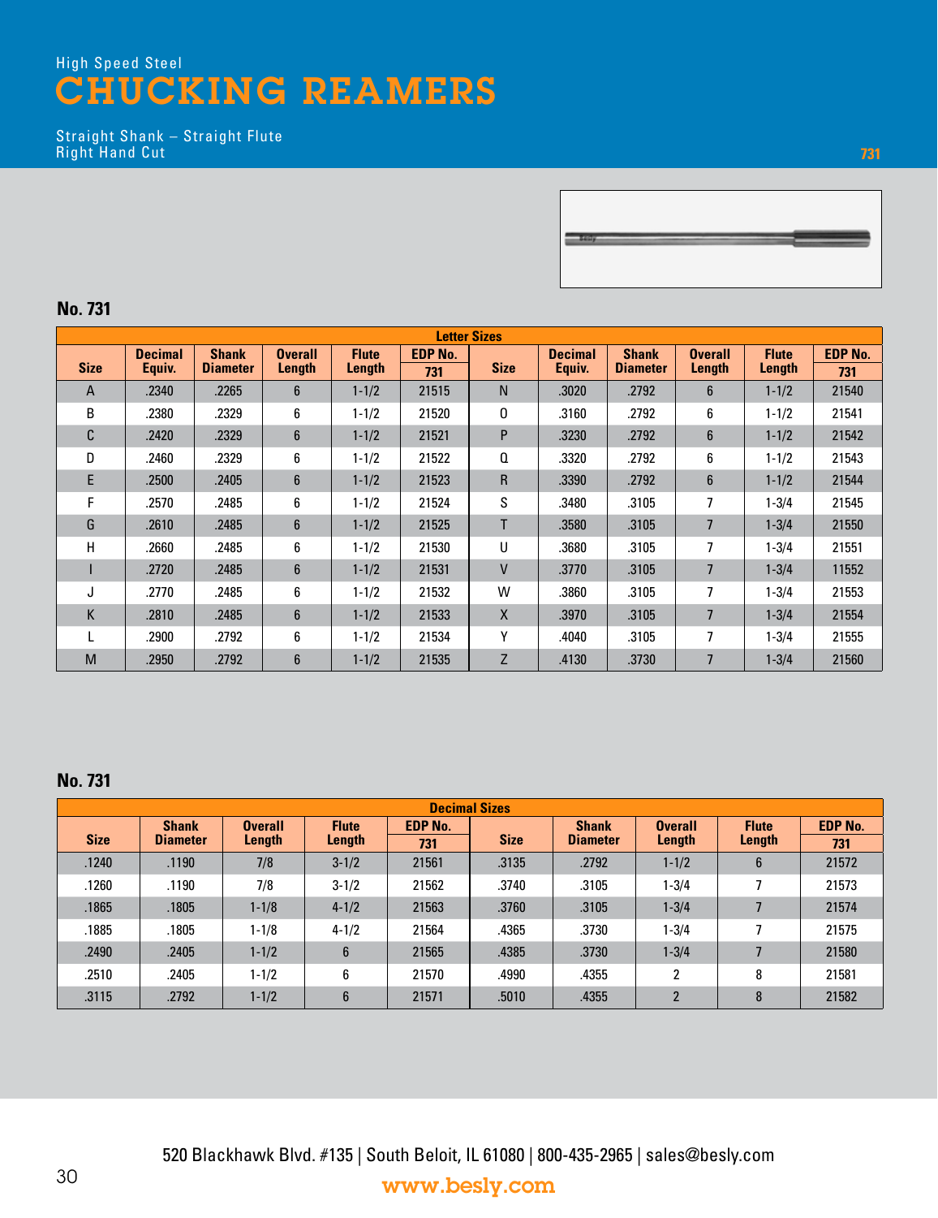High Speed Steel

# CHUCKING REAMERS

Straight Shank – Straight Flute
Right Hand Cut

731

## No. 731

| Letter Sizes | | | | | | | | | | | |
|---|---|---|---|---|---|---|---|---|---|---|---|
| Size | Decimal Equiv. | Shank Diameter | Overall Length | Flute Length | EDP No. 731 | Size | Decimal Equiv. | Shank Diameter | Overall Length | Flute Length | EDP No. 731 |
| A | .2340 | .2265 | 6 | 1-1/2 | 21515 | N | .3020 | .2792 | 6 | 1-1/2 | 21540 |
| B | .2380 | .2329 | 6 | 1-1/2 | 21520 | O | .3160 | .2792 | 6 | 1-1/2 | 21541 |
| C | .2420 | .2329 | 6 | 1-1/2 | 21521 | P | .3230 | .2792 | 6 | 1-1/2 | 21542 |
| D | .2460 | .2329 | 6 | 1-1/2 | 21522 | Q | .3320 | .2792 | 6 | 1-1/2 | 21543 |
| E | .2500 | .2405 | 6 | 1-1/2 | 21523 | R | .3390 | .2792 | 6 | 1-1/2 | 21544 |
| F | .2570 | .2485 | 6 | 1-1/2 | 21524 | S | .3480 | .3105 | 7 | 1-3/4 | 21545 |
| G | .2610 | .2485 | 6 | 1-1/2 | 21525 | T | .3580 | .3105 | 7 | 1-3/4 | 21550 |
| H | .2660 | .2485 | 6 | 1-1/2 | 21530 | U | .3680 | .3105 | 7 | 1-3/4 | 21551 |
| I | .2720 | .2485 | 6 | 1-1/2 | 21531 | V | .3770 | .3105 | 7 | 1-3/4 | 11552 |
| J | .2770 | .2485 | 6 | 1-1/2 | 21532 | W | .3860 | .3105 | 7 | 1-3/4 | 21553 |
| K | .2810 | .2485 | 6 | 1-1/2 | 21533 | X | .3970 | .3105 | 7 | 1-3/4 | 21554 |
| L | .2900 | .2792 | 6 | 1-1/2 | 21534 | Y | .4040 | .3105 | 7 | 1-3/4 | 21555 |
| M | .2950 | .2792 | 6 | 1-1/2 | 21535 | Z | .4130 | .3730 | 7 | 1-3/4 | 21560 |

## No. 731

| Decimal Sizes | | | | | | | | | |
|---|---|---|---|---|---|---|---|---|---|
| Size | Shank Diameter | Overall Length | Flute Length | EDP No. 731 | Size | Shank Diameter | Overall Length | Flute Length | EDP No. 731 |
| .1240 | .1190 | 7/8 | 3-1/2 | 21561 | .3135 | .2792 | 1-1/2 | 6 | 21572 |
| .1260 | .1190 | 7/8 | 3-1/2 | 21562 | .3740 | .3105 | 1-3/4 | 7 | 21573 |
| .1865 | .1805 | 1-1/8 | 4-1/2 | 21563 | .3760 | .3105 | 1-3/4 | 7 | 21574 |
| .1885 | .1805 | 1-1/8 | 4-1/2 | 21564 | .4365 | .3730 | 1-3/4 | 7 | 21575 |
| .2490 | .2405 | 1-1/2 | 6 | 21565 | .4385 | .3730 | 1-3/4 | 7 | 21580 |
| .2510 | .2405 | 1-1/2 | 6 | 21570 | .4990 | .4355 | 2 | 8 | 21581 |
| .3115 | .2792 | 1-1/2 | 6 | 21571 | .5010 | .4355 | 2 | 8 | 21582 |

520 Blackhawk Blvd. #135 | South Beloit, IL 61080 | 800-435-2965 | sales@besly.com

www.besly.com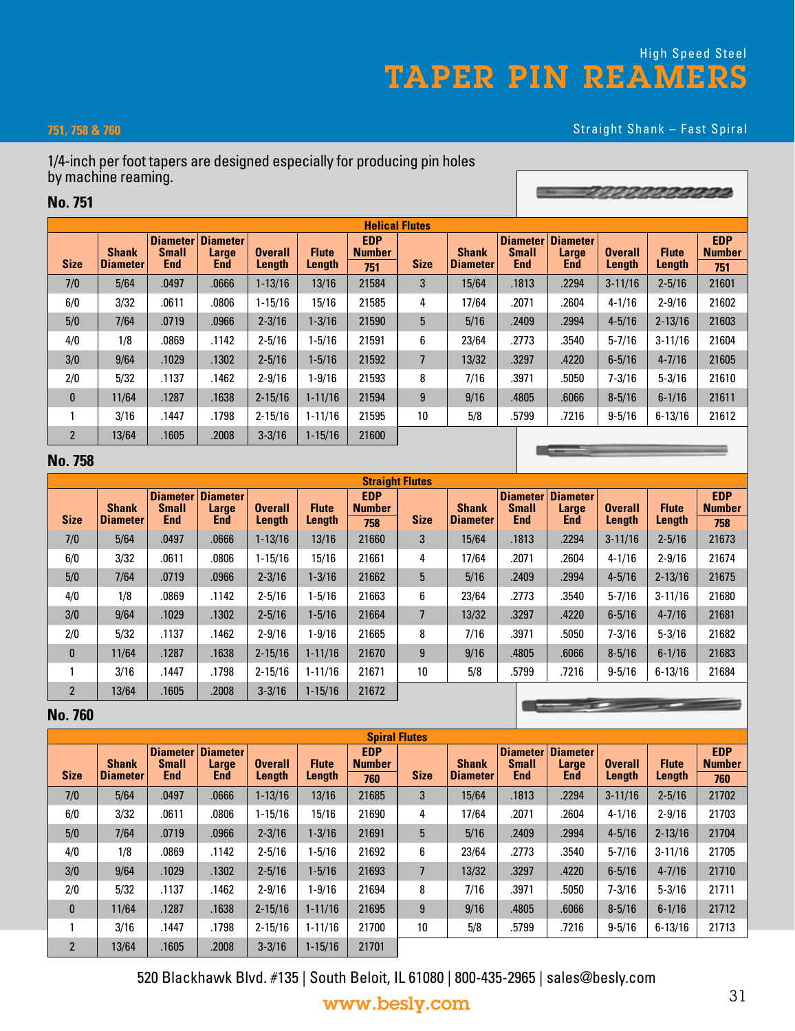High Speed Steel

# TAPER PIN REAMERS

**751, 758 & 760**

Straight Shank – Fast Spiral

1/4-inch per foot tapers are designed especially for producing pin holes by machine reaming.

## No. 751

| Helical Flutes | | | | | | | | | | | | | |
|---|---|---|---|---|---|---|---|---|---|---|---|---|---|
| Size | Shank Diameter | Diameter Small End | Diameter Large End | Overall Length | Flute Length | EDP Number 751 | Size | Shank Diameter | Diameter Small End | Diameter Large End | Overall Length | Flute Length | EDP Number 751 |
| 7/0 | 5/64 | .0497 | .0666 | 1-13/16 | 13/16 | 21584 | 3 | 15/64 | .1813 | .2294 | 3-11/16 | 2-5/16 | 21601 |
| 6/0 | 3/32 | .0611 | .0806 | 1-15/16 | 15/16 | 21585 | 4 | 17/64 | .2071 | .2604 | 4-1/16 | 2-9/16 | 21602 |
| 5/0 | 7/64 | .0719 | .0966 | 2-3/16 | 1-3/16 | 21590 | 5 | 5/16 | .2409 | .2994 | 4-5/16 | 2-13/16 | 21603 |
| 4/0 | 1/8 | .0869 | .1142 | 2-5/16 | 1-5/16 | 21591 | 6 | 23/64 | .2773 | .3540 | 5-7/16 | 3-11/16 | 21604 |
| 3/0 | 9/64 | .1029 | .1302 | 2-5/16 | 1-5/16 | 21592 | 7 | 13/32 | .3297 | .4220 | 6-5/16 | 4-7/16 | 21605 |
| 2/0 | 5/32 | .1137 | .1462 | 2-9/16 | 1-9/16 | 21593 | 8 | 7/16 | .3971 | .5050 | 7-3/16 | 5-3/16 | 21610 |
| 0 | 11/64 | .1287 | .1638 | 2-15/16 | 1-11/16 | 21594 | 9 | 9/16 | .4805 | .6066 | 8-5/16 | 6-1/16 | 21611 |
| 1 | 3/16 | .1447 | .1798 | 2-15/16 | 1-11/16 | 21595 | 10 | 5/8 | .5799 | .7216 | 9-5/16 | 6-13/16 | 21612 |
| 2 | 13/64 | .1605 | .2008 | 3-3/16 | 1-15/16 | 21600 | | | | | | | |

## No. 758

| Straight Flutes | | | | | | | | | | | | | |
|---|---|---|---|---|---|---|---|---|---|---|---|---|---|
| Size | Shank Diameter | Diameter Small End | Diameter Large End | Overall Length | Flute Length | EDP Number 758 | Size | Shank Diameter | Diameter Small End | Diameter Large End | Overall Length | Flute Length | EDP Number 758 |
| 7/0 | 5/64 | .0497 | .0666 | 1-13/16 | 13/16 | 21660 | 3 | 15/64 | .1813 | .2294 | 3-11/16 | 2-5/16 | 21673 |
| 6/0 | 3/32 | .0611 | .0806 | 1-15/16 | 15/16 | 21661 | 4 | 17/64 | .2071 | .2604 | 4-1/16 | 2-9/16 | 21674 |
| 5/0 | 7/64 | .0719 | .0966 | 2-3/16 | 1-3/16 | 21662 | 5 | 5/16 | .2409 | .2994 | 4-5/16 | 2-13/16 | 21675 |
| 4/0 | 1/8 | .0869 | .1142 | 2-5/16 | 1-5/16 | 21663 | 6 | 23/64 | .2773 | .3540 | 5-7/16 | 3-11/16 | 21680 |
| 3/0 | 9/64 | .1029 | .1302 | 2-5/16 | 1-5/16 | 21664 | 7 | 13/32 | .3297 | .4220 | 6-5/16 | 4-7/16 | 21681 |
| 2/0 | 5/32 | .1137 | .1462 | 2-9/16 | 1-9/16 | 21665 | 8 | 7/16 | .3971 | .5050 | 7-3/16 | 5-3/16 | 21682 |
| 0 | 11/64 | .1287 | .1638 | 2-15/16 | 1-11/16 | 21670 | 9 | 9/16 | .4805 | .6066 | 8-5/16 | 6-1/16 | 21683 |
| 1 | 3/16 | .1447 | .1798 | 2-15/16 | 1-11/16 | 21671 | 10 | 5/8 | .5799 | .7216 | 9-5/16 | 6-13/16 | 21684 |
| 2 | 13/64 | .1605 | .2008 | 3-3/16 | 1-15/16 | 21672 | | | | | | | |

## No. 760

| Spiral Flutes | | | | | | | | | | | | | |
|---|---|---|---|---|---|---|---|---|---|---|---|---|---|
| Size | Shank Diameter | Diameter Small End | Diameter Large End | Overall Length | Flute Length | EDP Number 760 | Size | Shank Diameter | Diameter Small End | Diameter Large End | Overall Length | Flute Length | EDP Number 760 |
| 7/0 | 5/64 | .0497 | .0666 | 1-13/16 | 13/16 | 21685 | 3 | 15/64 | .1813 | .2294 | 3-11/16 | 2-5/16 | 21702 |
| 6/0 | 3/32 | .0611 | .0806 | 1-15/16 | 15/16 | 21690 | 4 | 17/64 | .2071 | .2604 | 4-1/16 | 2-9/16 | 21703 |
| 5/0 | 7/64 | .0719 | .0966 | 2-3/16 | 1-3/16 | 21691 | 5 | 5/16 | .2409 | .2994 | 4-5/16 | 2-13/16 | 21704 |
| 4/0 | 1/8 | .0869 | .1142 | 2-5/16 | 1-5/16 | 21692 | 6 | 23/64 | .2773 | .3540 | 5-7/16 | 3-11/16 | 21705 |
| 3/0 | 9/64 | .1029 | .1302 | 2-5/16 | 1-5/16 | 21693 | 7 | 13/32 | .3297 | .4220 | 6-5/16 | 4-7/16 | 21710 |
| 2/0 | 5/32 | .1137 | .1462 | 2-9/16 | 1-9/16 | 21694 | 8 | 7/16 | .3971 | .5050 | 7-3/16 | 5-3/16 | 21711 |
| 0 | 11/64 | .1287 | .1638 | 2-15/16 | 1-11/16 | 21695 | 9 | 9/16 | .4805 | .6066 | 8-5/16 | 6-1/16 | 21712 |
| 1 | 3/16 | .1447 | .1798 | 2-15/16 | 1-11/16 | 21700 | 10 | 5/8 | .5799 | .7216 | 9-5/16 | 6-13/16 | 21713 |
| 2 | 13/64 | .1605 | .2008 | 3-3/16 | 1-15/16 | 21701 | | | | | | | |

520 Blackhawk Blvd. #135 | South Beloit, IL 61080 | 800-435-2965 | sales@besly.com

www.besly.com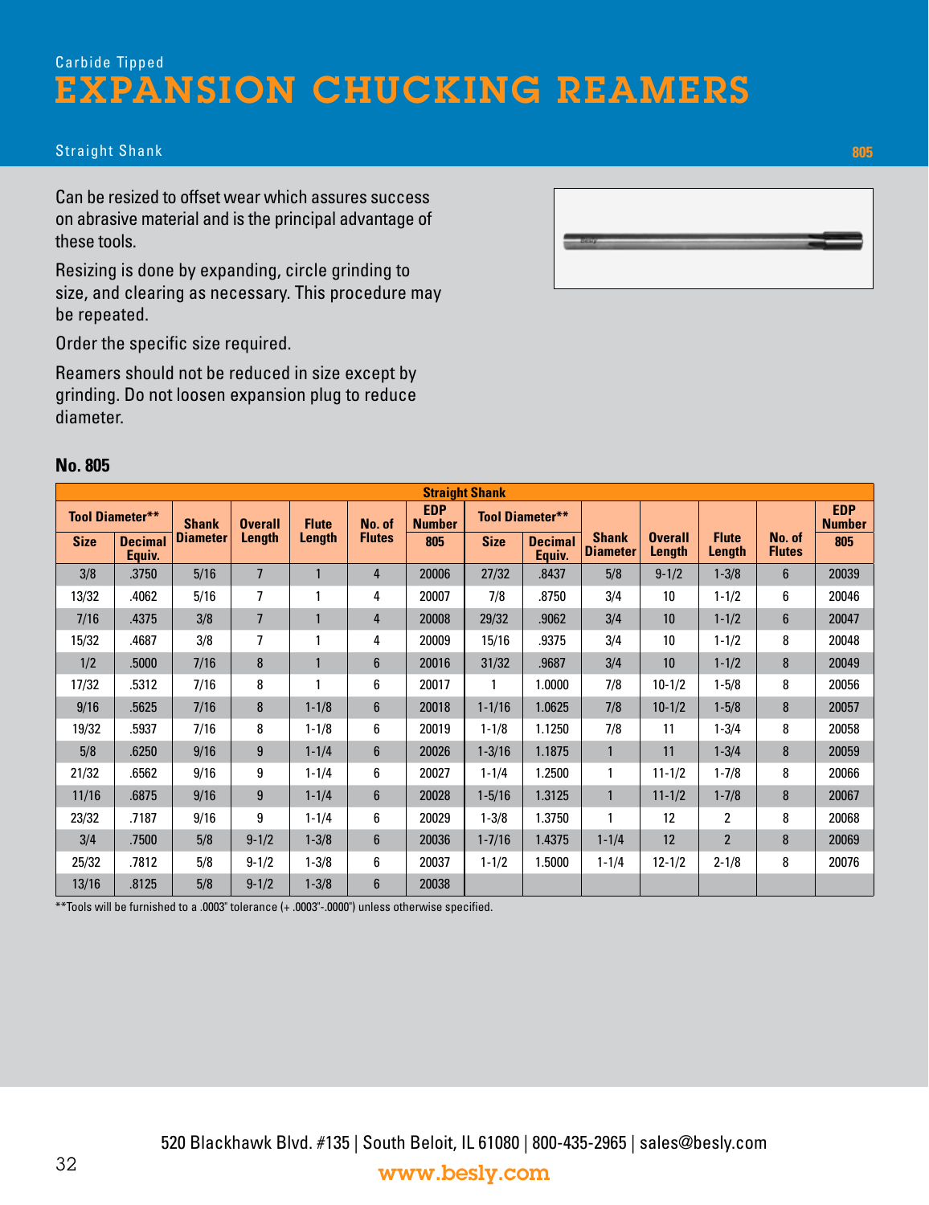Carbide Tipped

# EXPANSION CHUCKING REAMERS

Straight Shank

805

Can be resized to offset wear which assures success on abrasive material and is the principal advantage of these tools.

Resizing is done by expanding, circle grinding to size, and clearing as necessary. This procedure may be repeated.

Order the specific size required.

Reamers should not be reduced in size except by grinding. Do not loosen expansion plug to reduce diameter.

## No. 805

| Straight Shank | | | | | | | | | | | | | | |
|---|---|---|---|---|---|---|---|---|---|---|---|---|---|
| Tool Diameter** | | Shank Diameter | Overall Length | Flute Length | No. of Flutes | EDP Number | Tool Diameter** | | Shank Diameter | Overall Length | Flute Length | No. of Flutes | EDP Number |
| Size | Decimal Equiv. | | | | | 805 | Size | Decimal Equiv. | | | | | 805 |
| 3/8 | .3750 | 5/16 | 7 | 1 | 4 | 20006 | 27/32 | .8437 | 5/8 | 9-1/2 | 1-3/8 | 6 | 20039 |
| 13/32 | .4062 | 5/16 | 7 | 1 | 4 | 20007 | 7/8 | .8750 | 3/4 | 10 | 1-1/2 | 6 | 20046 |
| 7/16 | .4375 | 3/8 | 7 | 1 | 4 | 20008 | 29/32 | .9062 | 3/4 | 10 | 1-1/2 | 6 | 20047 |
| 15/32 | .4687 | 3/8 | 7 | 1 | 4 | 20009 | 15/16 | .9375 | 3/4 | 10 | 1-1/2 | 8 | 20048 |
| 1/2 | .5000 | 7/16 | 8 | 1 | 6 | 20016 | 31/32 | .9687 | 3/4 | 10 | 1-1/2 | 8 | 20049 |
| 17/32 | .5312 | 7/16 | 8 | 1 | 6 | 20017 | 1 | 1.0000 | 7/8 | 10-1/2 | 1-5/8 | 8 | 20056 |
| 9/16 | .5625 | 7/16 | 8 | 1-1/8 | 6 | 20018 | 1-1/16 | 1.0625 | 7/8 | 10-1/2 | 1-5/8 | 8 | 20057 |
| 19/32 | .5937 | 7/16 | 8 | 1-1/8 | 6 | 20019 | 1-1/8 | 1.1250 | 7/8 | 11 | 1-3/4 | 8 | 20058 |
| 5/8 | .6250 | 9/16 | 9 | 1-1/4 | 6 | 20026 | 1-3/16 | 1.1875 | 1 | 11 | 1-3/4 | 8 | 20059 |
| 21/32 | .6562 | 9/16 | 9 | 1-1/4 | 6 | 20027 | 1-1/4 | 1.2500 | 1 | 11-1/2 | 1-7/8 | 8 | 20066 |
| 11/16 | .6875 | 9/16 | 9 | 1-1/4 | 6 | 20028 | 1-5/16 | 1.3125 | 1 | 11-1/2 | 1-7/8 | 8 | 20067 |
| 23/32 | .7187 | 9/16 | 9 | 1-1/4 | 6 | 20029 | 1-3/8 | 1.3750 | 1 | 12 | 2 | 8 | 20068 |
| 3/4 | .7500 | 5/8 | 9-1/2 | 1-3/8 | 6 | 20036 | 1-7/16 | 1.4375 | 1-1/4 | 12 | 2 | 8 | 20069 |
| 25/32 | .7812 | 5/8 | 9-1/2 | 1-3/8 | 6 | 20037 | 1-1/2 | 1.5000 | 1-1/4 | 12-1/2 | 2-1/8 | 8 | 20076 |
| 13/16 | .8125 | 5/8 | 9-1/2 | 1-3/8 | 6 | 20038 | | | | | | | |

**Tools will be furnished to a .0003" tolerance (+ .0003"-.0000") unless otherwise specified.

520 Blackhawk Blvd. #135 | South Beloit, IL 61080 | 800-435-2965 | sales@besly.com

www.besly.com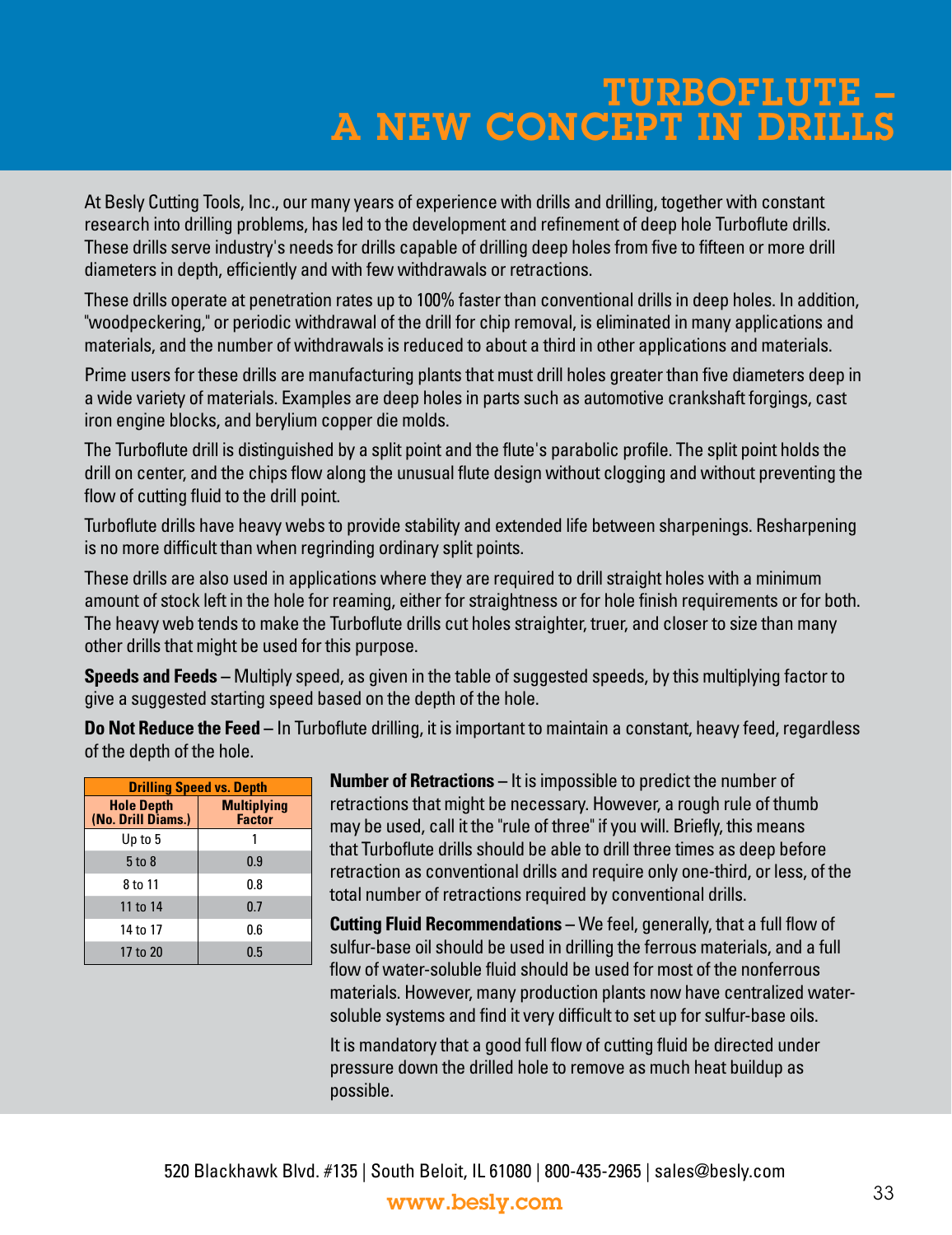# TURBOFLUTE – A NEW CONCEPT IN DRILLS

At Besly Cutting Tools, Inc., our many years of experience with drills and drilling, together with constant research into drilling problems, has led to the development and refinement of deep hole Turboflute drills. These drills serve industry's needs for drills capable of drilling deep holes from five to fifteen or more drill diameters in depth, efficiently and with few withdrawals or retractions.

These drills operate at penetration rates up to 100% faster than conventional drills in deep holes. In addition, "woodpeckering," or periodic withdrawal of the drill for chip removal, is eliminated in many applications and materials, and the number of withdrawals is reduced to about a third in other applications and materials.

Prime users for these drills are manufacturing plants that must drill holes greater than five diameters deep in a wide variety of materials. Examples are deep holes in parts such as automotive crankshaft forgings, cast iron engine blocks, and berylium copper die molds.

The Turboflute drill is distinguished by a split point and the flute's parabolic profile. The split point holds the drill on center, and the chips flow along the unusual flute design without clogging and without preventing the flow of cutting fluid to the drill point.

Turboflute drills have heavy webs to provide stability and extended life between sharpenings. Resharpening is no more difficult than when regrinding ordinary split points.

These drills are also used in applications where they are required to drill straight holes with a minimum amount of stock left in the hole for reaming, either for straightness or for hole finish requirements or for both. The heavy web tends to make the Turboflute drills cut holes straighter, truer, and closer to size than many other drills that might be used for this purpose.

**Speeds and Feeds** – Multiply speed, as given in the table of suggested speeds, by this multiplying factor to give a suggested starting speed based on the depth of the hole.

**Do Not Reduce the Feed** – In Turboflute drilling, it is important to maintain a constant, heavy feed, regardless of the depth of the hole.

**Drilling Speed vs. Depth**

| Hole Depth (No. Drill Diams.) | Multiplying Factor |
|---|---|
| Up to 5 | 1 |
| 5 to 8 | 0.9 |
| 8 to 11 | 0.8 |
| 11 to 14 | 0.7 |
| 14 to 17 | 0.6 |
| 17 to 20 | 0.5 |

**Number of Retractions** – It is impossible to predict the number of retractions that might be necessary. However, a rough rule of thumb may be used, call it the "rule of three" if you will. Briefly, this means that Turboflute drills should be able to drill three times as deep before retraction as conventional drills and require only one-third, or less, of the total number of retractions required by conventional drills.

**Cutting Fluid Recommendations** – We feel, generally, that a full flow of sulfur-base oil should be used in drilling the ferrous materials, and a full flow of water-soluble fluid should be used for most of the nonferrous materials. However, many production plants now have centralized water-soluble systems and find it very difficult to set up for sulfur-base oils.

It is mandatory that a good full flow of cutting fluid be directed under pressure down the drilled hole to remove as much heat buildup as possible.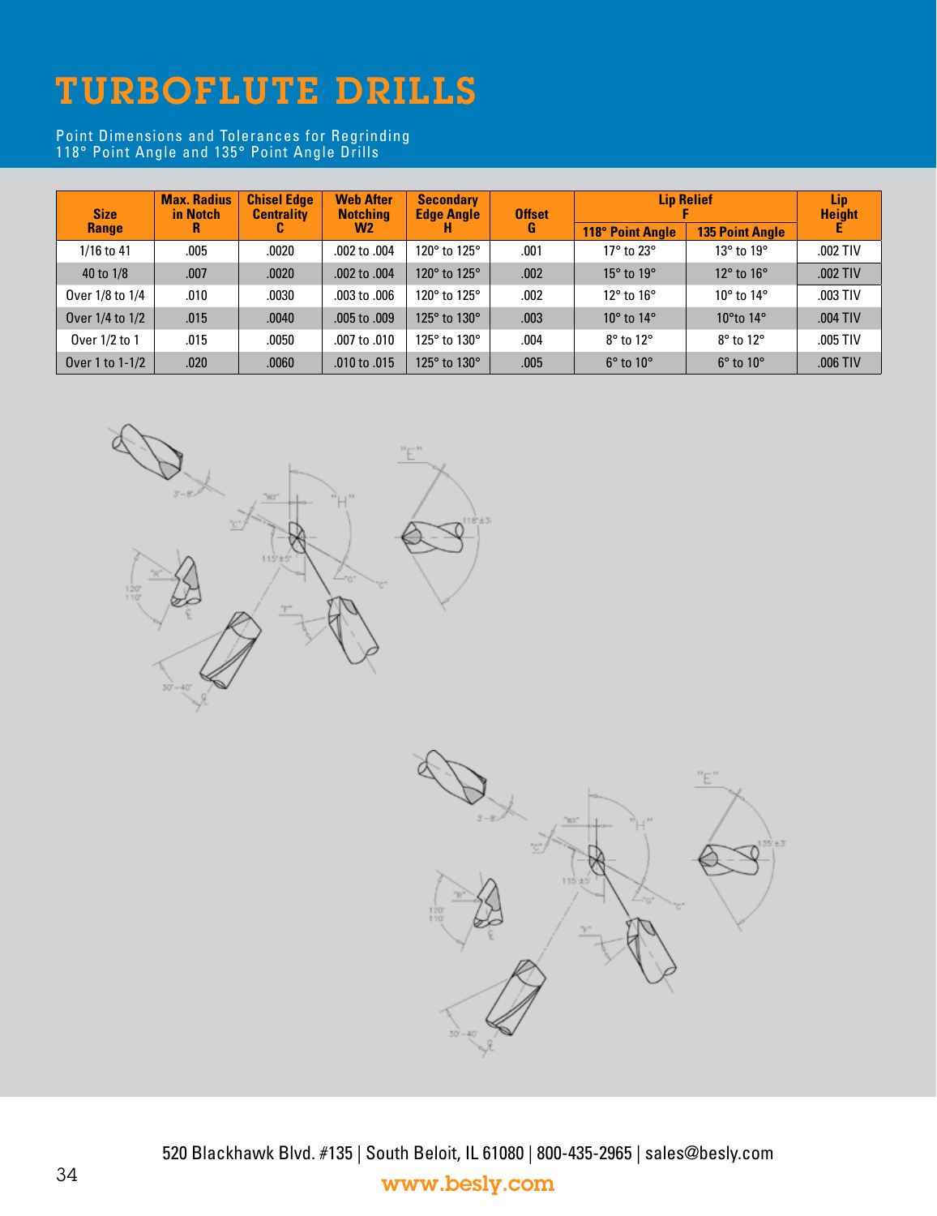# TURBOFLUTE DRILLS

Point Dimensions and Tolerances for Regrinding
118° Point Angle and 135° Point Angle Drills

| Size Range | Max. Radius in Notch R | Chisel Edge Centrality C | Web After Notching W2 | Secondary Edge Angle H | Offset G | Lip Relief F | | Lip Height E |
|---|---|---|---|---|---|---|---|---|
| | | | | | | 118° Point Angle | 135 Point Angle | |
| 1/16 to 41 | .005 | .0020 | .002 to .004 | 120° to 125° | .001 | 17° to 23° | 13° to 19° | .002 TIV |
| 40 to 1/8 | .007 | .0020 | .002 to .004 | 120° to 125° | .002 | 15° to 19° | 12° to 16° | .002 TIV |
| Over 1/8 to 1/4 | .010 | .0030 | .003 to .006 | 120° to 125° | .002 | 12° to 16° | 10° to 14° | .003 TIV |
| Over 1/4 to 1/2 | .015 | .0040 | .005 to .009 | 125° to 130° | .003 | 10° to 14° | 10°to 14° | .004 TIV |
| Over 1/2 to 1 | .015 | .0050 | .007 to .010 | 125° to 130° | .004 | 8° to 12° | 8° to 12° | .005 TIV |
| Over 1 to 1-1/2 | .020 | .0060 | .010 to .015 | 125° to 130° | .005 | 6° to 10° | 6° to 10° | .006 TIV |

520 Blackhawk Blvd. #135 | South Beloit, IL 61080 | 800-435-2965 | sales@besly.com

www.besly.com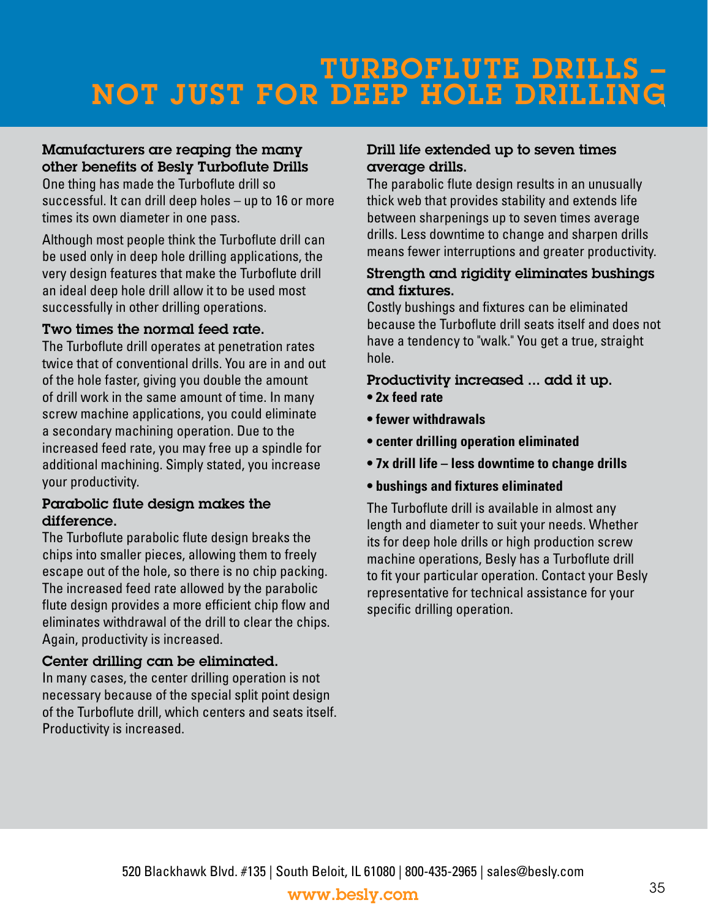# TURBOFLUTE DRILLS – NOT JUST FOR DEEP HOLE DRILLING

### Manufacturers are reaping the many other benefits of Besly Turboflute Drills

One thing has made the Turboflute drill so successful. It can drill deep holes – up to 16 or more times its own diameter in one pass.

Although most people think the Turboflute drill can be used only in deep hole drilling applications, the very design features that make the Turboflute drill an ideal deep hole drill allow it to be used most successfully in other drilling operations.

### Two times the normal feed rate.

The Turboflute drill operates at penetration rates twice that of conventional drills. You are in and out of the hole faster, giving you double the amount of drill work in the same amount of time. In many screw machine applications, you could eliminate a secondary machining operation. Due to the increased feed rate, you may free up a spindle for additional machining. Simply stated, you increase your productivity.

### Parabolic flute design makes the difference.

The Turboflute parabolic flute design breaks the chips into smaller pieces, allowing them to freely escape out of the hole, so there is no chip packing. The increased feed rate allowed by the parabolic flute design provides a more efficient chip flow and eliminates withdrawal of the drill to clear the chips. Again, productivity is increased.

### Center drilling can be eliminated.

In many cases, the center drilling operation is not necessary because of the special split point design of the Turboflute drill, which centers and seats itself. Productivity is increased.

### Drill life extended up to seven times average drills.

The parabolic flute design results in an unusually thick web that provides stability and extends life between sharpenings up to seven times average drills. Less downtime to change and sharpen drills means fewer interruptions and greater productivity.

### Strength and rigidity eliminates bushings and fixtures.

Costly bushings and fixtures can be eliminated because the Turboflute drill seats itself and does not have a tendency to "walk." You get a true, straight hole.

### Productivity increased ... add it up.

- **2x feed rate**
- **fewer withdrawals**
- **center drilling operation eliminated**
- **7x drill life – less downtime to change drills**
- **bushings and fixtures eliminated**

The Turboflute drill is available in almost any length and diameter to suit your needs. Whether its for deep hole drills or high production screw machine operations, Besly has a Turboflute drill to fit your particular operation. Contact your Besly representative for technical assistance for your specific drilling operation.

520 Blackhawk Blvd. #135 | South Beloit, IL 61080 | 800-435-2965 | sales@besly.com

www.besly.com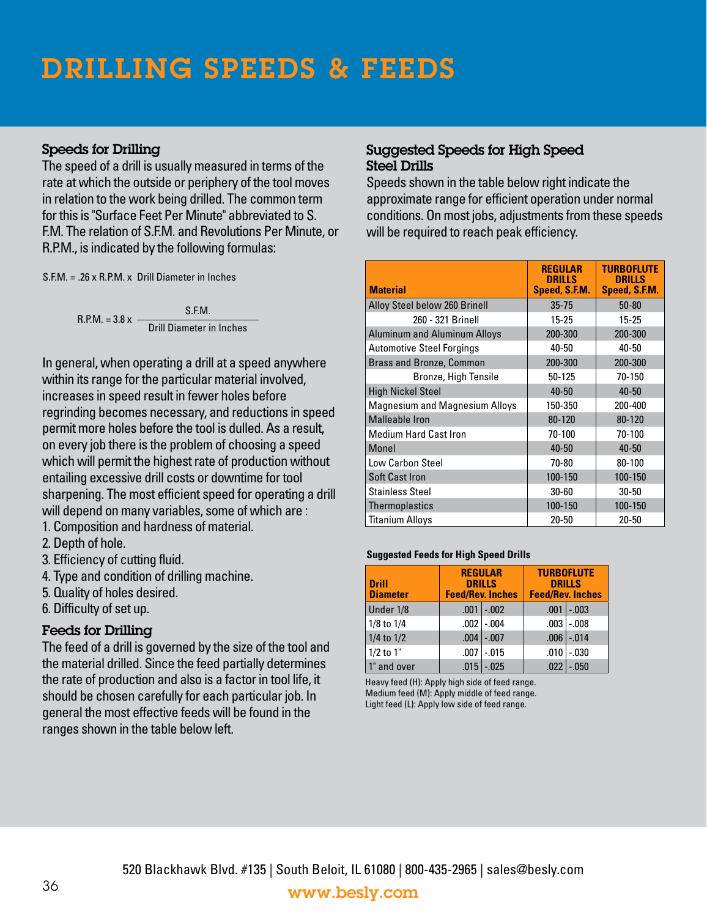# DRILLING SPEEDS & FEEDS

## Speeds for Drilling

The speed of a drill is usually measured in terms of the rate at which the outside or periphery of the tool moves in relation to the work being drilled. The common term for this is "Surface Feet Per Minute" abbreviated to S. F.M. The relation of S.F.M. and Revolutions Per Minute, or R.P.M., is indicated by the following formulas:

$$\text{S.F.M.} = .26 \times \text{R.P.M.} \times \text{Drill Diameter in Inches}$$

$$\text{R.P.M.} = 3.8 \times \frac{\text{S.F.M.}}{\text{Drill Diameter in Inches}}$$

In general, when operating a drill at a speed anywhere within its range for the particular material involved, increases in speed result in fewer holes before regrinding becomes necessary, and reductions in speed permit more holes before the tool is dulled. As a result, on every job there is the problem of choosing a speed which will permit the highest rate of production without entailing excessive drill costs or downtime for tool sharpening. The most efficient speed for operating a drill will depend on many variables, some of which are :

1. Composition and hardness of material.
2. Depth of hole.
3. Efficiency of cutting fluid.
4. Type and condition of drilling machine.
5. Quality of holes desired.
6. Difficulty of set up.

## Feeds for Drilling

The feed of a drill is governed by the size of the tool and the material drilled. Since the feed partially determines the rate of production and also is a factor in tool life, it should be chosen carefully for each particular job. In general the most effective feeds will be found in the ranges shown in the table below left.

## Suggested Speeds for High Speed Steel Drills

Speeds shown in the table below right indicate the approximate range for efficient operation under normal conditions. On most jobs, adjustments from these speeds will be required to reach peak efficiency.

| Material | REGULAR DRILLS Speed, S.F.M. | TURBOFLUTE DRILLS Speed, S.F.M. |
|---|---|---|
| Alloy Steel below 260 Brinell | 35-75 | 50-80 |
| 260 - 321 Brinell | 15-25 | 15-25 |
| Aluminum and Aluminum Alloys | 200-300 | 200-300 |
| Automotive Steel Forgings | 40-50 | 40-50 |
| Brass and Bronze, Common | 200-300 | 200-300 |
| Bronze, High Tensile | 50-125 | 70-150 |
| High Nickel Steel | 40-50 | 40-50 |
| Magnesium and Magnesium Alloys | 150-350 | 200-400 |
| Malleable Iron | 80-120 | 80-120 |
| Medium Hard Cast Iron | 70-100 | 70-100 |
| Monel | 40-50 | 40-50 |
| Low Carbon Steel | 70-80 | 80-100 |
| Soft Cast Iron | 100-150 | 100-150 |
| Stainless Steel | 30-60 | 30-50 |
| Thermoplastics | 100-150 | 100-150 |
| Titanium Alloys | 20-50 | 20-50 |

**Suggested Feeds for High Speed Drills**

| Drill Diameter | REGULAR DRILLS Feed/Rev. Inches | | TURBOFLUTE DRILLS Feed/Rev. Inches | |
|---|---|---|---|---|
| Under 1/8 | .001 | -.002 | .001 | -.003 |
| 1/8 to 1/4 | .002 | -.004 | .003 | -.008 |
| 1/4 to 1/2 | .004 | -.007 | .006 | -.014 |
| 1/2 to 1" | .007 | -.015 | .010 | -.030 |
| 1" and over | .015 | -.025 | .022 | -.050 |

Heavy feed (H): Apply high side of feed range.
Medium feed (M): Apply middle of feed range.
Light feed (L): Apply low side of feed range.

520 Blackhawk Blvd. #135 | South Beloit, IL 61080 | 800-435-2965 | sales@besly.com

www.besly.com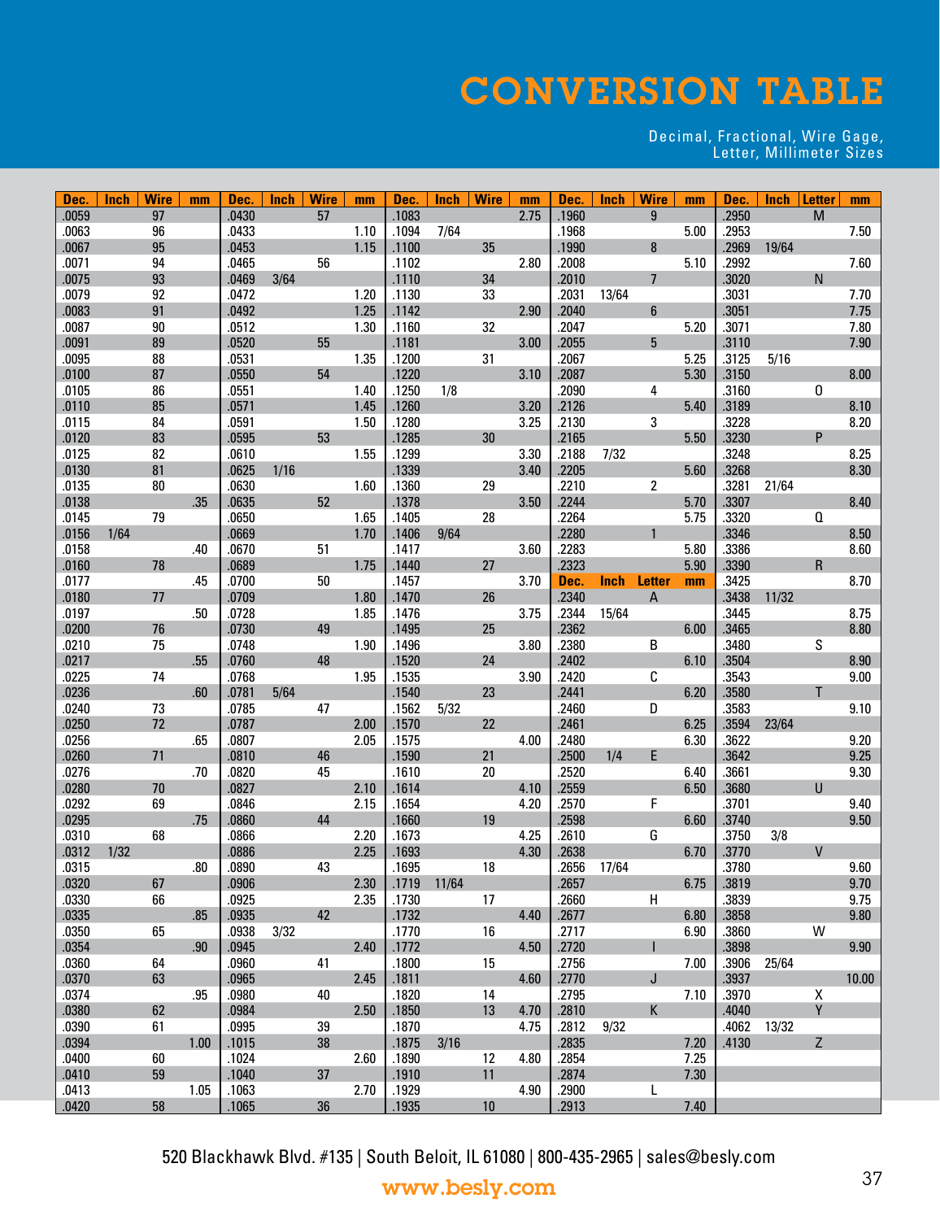# CONVERSION TABLE

Decimal, Fractional, Wire Gage, Letter, Millimeter Sizes

| Dec. | Inch | Wire | mm | Dec. | Inch | Wire | mm | Dec. | Inch | Wire | mm | Dec. | Inch | Wire | mm | Dec. | Inch | Letter | mm |
|---|---|---|---|---|---|---|---|---|---|---|---|---|---|---|---|---|---|---|---|
| .0059 | | 97 | | .0430 | | 57 | | .1083 | | | 2.75 | .1960 | | 9 | | .2950 | | M | |
| .0063 | | 96 | | .0433 | | | 1.10 | .1094 | 7/64 | | | .1968 | | | 5.00 | .2953 | | | 7.50 |
| .0067 | | 95 | | .0453 | | | 1.15 | .1100 | | 35 | | .1990 | | 8 | | .2969 | 19/64 | | |
| .0071 | | 94 | | .0465 | | 56 | | .1102 | | | 2.80 | .2008 | | | 5.10 | .2992 | | | 7.60 |
| .0075 | | 93 | | .0469 | 3/64 | | | .1110 | | 34 | | .2010 | | 7 | | .3020 | | N | |
| .0079 | | 92 | | .0472 | | | 1.20 | .1130 | | 33 | | .2031 | 13/64 | | | .3031 | | | 7.70 |
| .0083 | | 91 | | .0492 | | | 1.25 | .1142 | | | 2.90 | .2040 | | 6 | | .3051 | | | 7.75 |
| .0087 | | 90 | | .0512 | | | 1.30 | .1160 | | 32 | | .2047 | | | 5.20 | .3071 | | | 7.80 |
| .0091 | | 89 | | .0520 | | 55 | | .1181 | | | 3.00 | .2055 | | 5 | | .3110 | | | 7.90 |
| .0095 | | 88 | | .0531 | | | 1.35 | .1200 | | 31 | | .2067 | | | 5.25 | .3125 | 5/16 | | |
| .0100 | | 87 | | .0550 | | 54 | | .1220 | | | 3.10 | .2087 | | | 5.30 | .3150 | | | 8.00 |
| .0105 | | 86 | | .0551 | | | 1.40 | .1250 | 1/8 | | | .2090 | | 4 | | .3160 | | O | |
| .0110 | | 85 | | .0571 | | | 1.45 | .1260 | | | 3.20 | .2126 | | | 5.40 | .3189 | | | 8.10 |
| .0115 | | 84 | | .0591 | | | 1.50 | .1280 | | | 3.25 | .2130 | | 3 | | .3228 | | | 8.20 |
| .0120 | | 83 | | .0595 | | 53 | | .1285 | | 30 | | .2165 | | | 5.50 | .3230 | | P | |
| .0125 | | 82 | | .0610 | | | 1.55 | .1299 | | | 3.30 | .2188 | 7/32 | | | .3248 | | | 8.25 |
| .0130 | | 81 | | .0625 | 1/16 | | | .1339 | | | 3.40 | .2205 | | | 5.60 | .3268 | | | 8.30 |
| .0135 | | 80 | | .0630 | | | 1.60 | .1360 | | 29 | | .2210 | | 2 | | .3281 | 21/64 | | |
| .0138 | | | .35 | .0635 | | 52 | | .1378 | | | 3.50 | .2244 | | | 5.70 | .3307 | | | 8.40 |
| .0145 | | 79 | | .0650 | | | 1.65 | .1405 | | 28 | | .2264 | | | 5.75 | .3320 | | Q | |
| .0156 | 1/64 | | | .0669 | | | 1.70 | .1406 | 9/64 | | | .2280 | | 1 | | .3346 | | | 8.50 |
| .0158 | | | .40 | .0670 | | 51 | | .1417 | | | 3.60 | .2283 | | | 5.80 | .3386 | | | 8.60 |
| .0160 | | 78 | | .0689 | | | 1.75 | .1440 | | 27 | | .2323 | | | 5.90 | .3390 | | R | |
| .0177 | | | .45 | .0700 | | 50 | | .1457 | | | 3.70 | **Dec.** | **Inch** | **Letter** | **mm** | .3425 | | | 8.70 |
| .0180 | | 77 | | .0709 | | | 1.80 | .1470 | | 26 | | .2340 | | A | | .3438 | 11/32 | | |
| .0197 | | | .50 | .0728 | | | 1.85 | .1476 | | | 3.75 | .2344 | 15/64 | | | .3445 | | | 8.75 |
| .0200 | | 76 | | .0730 | | 49 | | .1495 | | 25 | | .2362 | | | 6.00 | .3465 | | | 8.80 |
| .0210 | | 75 | | .0748 | | | 1.90 | .1496 | | | 3.80 | .2380 | | B | | .3480 | | S | |
| .0217 | | | .55 | .0760 | | 48 | | .1520 | | 24 | | .2402 | | | 6.10 | .3504 | | | 8.90 |
| .0225 | | 74 | | .0768 | | | 1.95 | .1535 | | | 3.90 | .2420 | | C | | .3543 | | | 9.00 |
| .0236 | | | .60 | .0781 | 5/64 | | | .1540 | | 23 | | .2441 | | | 6.20 | .3580 | | T | |
| .0240 | | 73 | | .0785 | | 47 | | .1562 | 5/32 | | | .2460 | | D | | .3583 | | | 9.10 |
| .0250 | | 72 | | .0787 | | | 2.00 | .1570 | | 22 | | .2461 | | | 6.25 | .3594 | 23/64 | | |
| .0256 | | | .65 | .0807 | | | 2.05 | .1575 | | | 4.00 | .2480 | | | 6.30 | .3622 | | | 9.20 |
| .0260 | | 71 | | .0810 | | 46 | | .1590 | | 21 | | .2500 | 1/4 | E | | .3642 | | | 9.25 |
| .0276 | | | .70 | .0820 | | 45 | | .1610 | | 20 | | .2520 | | | 6.40 | .3661 | | | 9.30 |
| .0280 | | 70 | | .0827 | | | 2.10 | .1614 | | | 4.10 | .2559 | | | 6.50 | .3680 | | U | |
| .0292 | | 69 | | .0846 | | | 2.15 | .1654 | | | 4.20 | .2570 | | F | | .3701 | | | 9.40 |
| .0295 | | | .75 | .0860 | | 44 | | .1660 | | 19 | | .2598 | | | 6.60 | .3740 | | | 9.50 |
| .0310 | | 68 | | .0866 | | | 2.20 | .1673 | | | 4.25 | .2610 | | G | | .3750 | 3/8 | | |
| .0312 | 1/32 | | | .0886 | | | 2.25 | .1693 | | | 4.30 | .2638 | | | 6.70 | .3770 | | V | |
| .0315 | | | .80 | .0890 | | 43 | | .1695 | | 18 | | .2656 | 17/64 | | | .3780 | | | 9.60 |
| .0320 | | 67 | | .0906 | | | 2.30 | .1719 | 11/64 | | | .2657 | | | 6.75 | .3819 | | | 9.70 |
| .0330 | | 66 | | .0925 | | | 2.35 | .1730 | | 17 | | .2660 | | H | | .3839 | | | 9.75 |
| .0335 | | | .85 | .0935 | | 42 | | .1732 | | | 4.40 | .2677 | | | 6.80 | .3858 | | | 9.80 |
| .0350 | | 65 | | .0938 | 3/32 | | | .1770 | | 16 | | .2717 | | | 6.90 | .3860 | | W | |
| .0354 | | | .90 | .0945 | | | 2.40 | .1772 | | | 4.50 | .2720 | | I | | .3898 | | | 9.90 |
| .0360 | | 64 | | .0960 | | 41 | | .1800 | | 15 | | .2756 | | | 7.00 | .3906 | 25/64 | | |
| .0370 | | 63 | | .0965 | | | 2.45 | .1811 | | | 4.60 | .2770 | | J | | .3937 | | | 10.00 |
| .0374 | | | .95 | .0980 | | 40 | | .1820 | | 14 | | .2795 | | | 7.10 | .3970 | | X | |
| .0380 | | 62 | | .0984 | | | 2.50 | .1850 | | 13 | 4.70 | .2810 | | K | | .4040 | | Y | |
| .0390 | | 61 | | .0995 | | 39 | | .1870 | | | 4.75 | .2812 | 9/32 | | | .4062 | 13/32 | | |
| .0394 | | | 1.00 | .1015 | | 38 | | .1875 | 3/16 | | | .2835 | | | 7.20 | .4130 | | Z | |
| .0400 | | 60 | | .1024 | | | 2.60 | .1890 | | 12 | 4.80 | .2854 | | | 7.25 | | | | |
| .0410 | | 59 | | .1040 | | 37 | | .1910 | | 11 | | .2874 | | | 7.30 | | | | |
| .0413 | | | 1.05 | .1063 | | | 2.70 | .1929 | | | 4.90 | .2900 | | L | | | | | |
| .0420 | | 58 | | .1065 | | 36 | | .1935 | | 10 | | .2913 | | | 7.40 | | | | |

520 Blackhawk Blvd. #135 | South Beloit, IL 61080 | 800-435-2965 | sales@besly.com

www.besly.com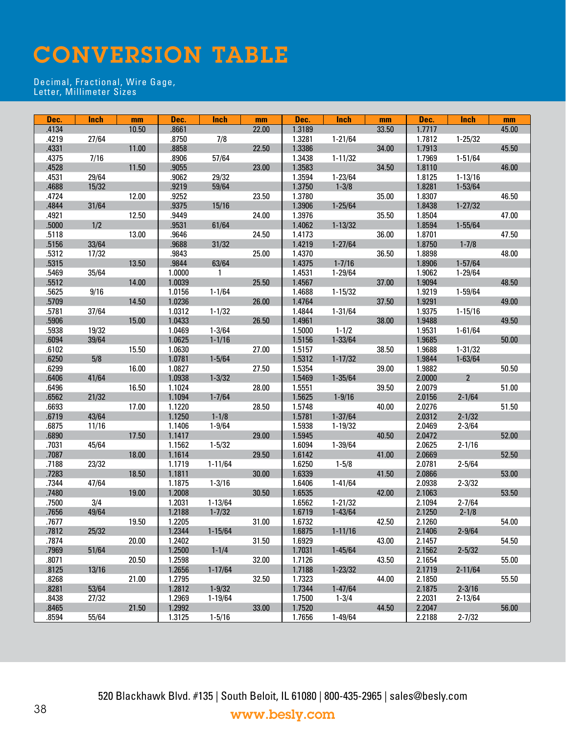# CONVERSION TABLE

Decimal, Fractional, Wire Gage,
Letter, Millimeter Sizes

| Dec. | Inch | mm | Dec. | Inch | mm | Dec. | Inch | mm | Dec. | Inch | mm |
|---|---|---|---|---|---|---|---|---|---|---|---|
| .4134 | | 10.50 | .8661 | | 22.00 | 1.3189 | | 33.50 | 1.7717 | | 45.00 |
| .4219 | 27/64 | | .8750 | 7/8 | | 1.3281 | 1-21/64 | | 1.7812 | 1-25/32 | |
| .4331 | | 11.00 | .8858 | | 22.50 | 1.3386 | | 34.00 | 1.7913 | | 45.50 |
| .4375 | 7/16 | | .8906 | 57/64 | | 1.3438 | 1-11/32 | | 1.7969 | 1-51/64 | |
| .4528 | | 11.50 | .9055 | | 23.00 | 1.3583 | | 34.50 | 1.8110 | | 46.00 |
| .4531 | 29/64 | | .9062 | 29/32 | | 1.3594 | 1-23/64 | | 1.8125 | 1-13/16 | |
| .4688 | 15/32 | | .9219 | 59/64 | | 1.3750 | 1-3/8 | | 1.8281 | 1-53/64 | |
| .4724 | | 12.00 | .9252 | | 23.50 | 1.3780 | | 35.00 | 1.8307 | | 46.50 |
| .4844 | 31/64 | | .9375 | 15/16 | | 1.3906 | 1-25/64 | | 1.8438 | 1-27/32 | |
| .4921 | | 12.50 | .9449 | | 24.00 | 1.3976 | | 35.50 | 1.8504 | | 47.00 |
| .5000 | 1/2 | | .9531 | 61/64 | | 1.4062 | 1-13/32 | | 1.8594 | 1-55/64 | |
| .5118 | | 13.00 | .9646 | | 24.50 | 1.4173 | | 36.00 | 1.8701 | | 47.50 |
| .5156 | 33/64 | | .9688 | 31/32 | | 1.4219 | 1-27/64 | | 1.8750 | 1-7/8 | |
| .5312 | 17/32 | | .9843 | | 25.00 | 1.4370 | | 36.50 | 1.8898 | | 48.00 |
| .5315 | | 13.50 | .9844 | 63/64 | | 1.4375 | 1-7/16 | | 1.8906 | 1-57/64 | |
| .5469 | 35/64 | | 1.0000 | 1 | | 1.4531 | 1-29/64 | | 1.9062 | 1-29/64 | |
| .5512 | | 14.00 | 1.0039 | | 25.50 | 1.4567 | | 37.00 | 1.9094 | | 48.50 |
| .5625 | 9/16 | | 1.0156 | 1-1/64 | | 1.4688 | 1-15/32 | | 1.9219 | 1-59/64 | |
| .5709 | | 14.50 | 1.0236 | | 26.00 | 1.4764 | | 37.50 | 1.9291 | | 49.00 |
| .5781 | 37/64 | | 1.0312 | 1-1/32 | | 1.4844 | 1-31/64 | | 1.9375 | 1-15/16 | |
| .5906 | | 15.00 | 1.0433 | | 26.50 | 1.4961 | | 38.00 | 1.9488 | | 49.50 |
| .5938 | 19/32 | | 1.0469 | 1-3/64 | | 1.5000 | 1-1/2 | | 1.9531 | 1-61/64 | |
| .6094 | 39/64 | | 1.0625 | 1-1/16 | | 1.5156 | 1-33/64 | | 1.9685 | | 50.00 |
| .6102 | | 15.50 | 1.0630 | | 27.00 | 1.5157 | | 38.50 | 1.9688 | 1-31/32 | |
| .6250 | 5/8 | | 1.0781 | 1-5/64 | | 1.5312 | 1-17/32 | | 1.9844 | 1-63/64 | |
| .6299 | | 16.00 | 1.0827 | | 27.50 | 1.5354 | | 39.00 | 1.9882 | | 50.50 |
| .6406 | 41/64 | | 1.0938 | 1-3/32 | | 1.5469 | 1-35/64 | | 2.0000 | 2 | |
| .6496 | | 16.50 | 1.1024 | | 28.00 | 1.5551 | | 39.50 | 2.0079 | | 51.00 |
| .6562 | 21/32 | | 1.1094 | 1-7/64 | | 1.5625 | 1-9/16 | | 2.0156 | 2-1/64 | |
| .6693 | | 17.00 | 1.1220 | | 28.50 | 1.5748 | | 40.00 | 2.0276 | | 51.50 |
| .6719 | 43/64 | | 1.1250 | 1-1/8 | | 1.5781 | 1-37/64 | | 2.0312 | 2-1/32 | |
| .6875 | 11/16 | | 1.1406 | 1-9/64 | | 1.5938 | 1-19/32 | | 2.0469 | 2-3/64 | |
| .6890 | | 17.50 | 1.1417 | | 29.00 | 1.5945 | | 40.50 | 2.0472 | | 52.00 |
| .7031 | 45/64 | | 1.1562 | 1-5/32 | | 1.6094 | 1-39/64 | | 2.0625 | 2-1/16 | |
| .7087 | | 18.00 | 1.1614 | | 29.50 | 1.6142 | | 41.00 | 2.0669 | | 52.50 |
| .7188 | 23/32 | | 1.1719 | 1-11/64 | | 1.6250 | 1-5/8 | | 2.0781 | 2-5/64 | |
| .7283 | | 18.50 | 1.1811 | | 30.00 | 1.6339 | | 41.50 | 2.0866 | | 53.00 |
| .7344 | 47/64 | | 1.1875 | 1-3/16 | | 1.6406 | 1-41/64 | | 2.0938 | 2-3/32 | |
| .7480 | | 19.00 | 1.2008 | | 30.50 | 1.6535 | | 42.00 | 2.1063 | | 53.50 |
| .7500 | 3/4 | | 1.2031 | 1-13/64 | | 1.6562 | 1-21/32 | | 2.1094 | 2-7/64 | |
| .7656 | 49/64 | | 1.2188 | 1-7/32 | | 1.6719 | 1-43/64 | | 2.1250 | 2-1/8 | |
| .7677 | | 19.50 | 1.2205 | | 31.00 | 1.6732 | | 42.50 | 2.1260 | | 54.00 |
| .7812 | 25/32 | | 1.2344 | 1-15/64 | | 1.6875 | 1-11/16 | | 2.1406 | 2-9/64 | |
| .7874 | | 20.00 | 1.2402 | | 31.50 | 1.6929 | | 43.00 | 2.1457 | | 54.50 |
| .7969 | 51/64 | | 1.2500 | 1-1/4 | | 1.7031 | 1-45/64 | | 2.1562 | 2-5/32 | |
| .8071 | | 20.50 | 1.2598 | | 32.00 | 1.7126 | | 43.50 | 2.1654 | | 55.00 |
| .8125 | 13/16 | | 1.2656 | 1-17/64 | | 1.7188 | 1-23/32 | | 2.1719 | 2-11/64 | |
| .8268 | | 21.00 | 1.2795 | | 32.50 | 1.7323 | | 44.00 | 2.1850 | | 55.50 |
| .8281 | 53/64 | | 1.2812 | 1-9/32 | | 1.7344 | 1-47/64 | | 2.1875 | 2-3/16 | |
| .8438 | 27/32 | | 1.2969 | 1-19/64 | | 1.7500 | 1-3/4 | | 2.2031 | 2-13/64 | |
| .8465 | | 21.50 | 1.2992 | | 33.00 | 1.7520 | | 44.50 | 2.2047 | | 56.00 |
| .8594 | 55/64 | | 1.3125 | 1-5/16 | | 1.7656 | 1-49/64 | | 2.2188 | 2-7/32 | |

520 Blackhawk Blvd. #135 | South Beloit, IL 61080 | 800-435-2965 | sales@besly.com

www.besly.com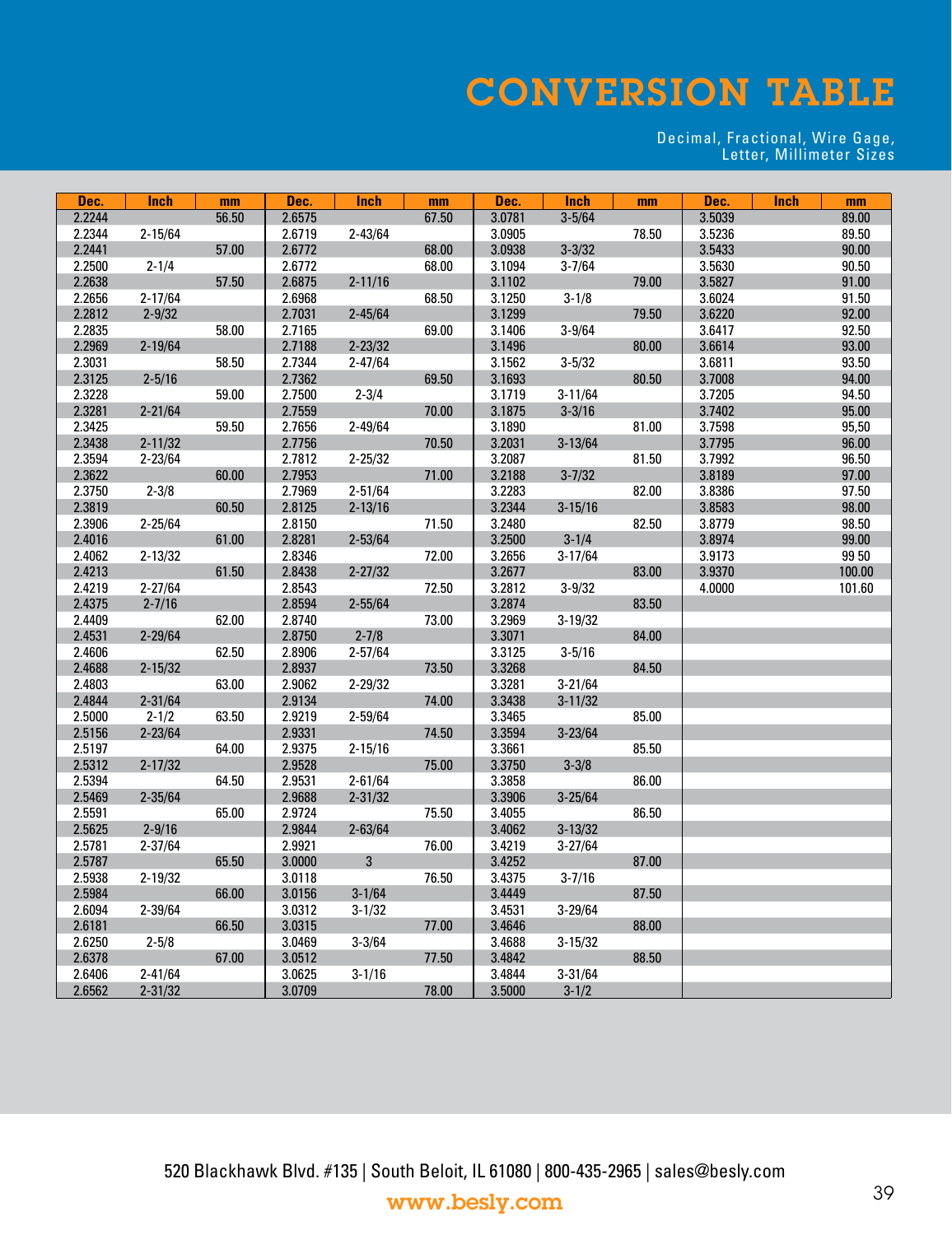# CONVERSION TABLE

Decimal, Fractional, Wire Gage, Letter, Millimeter Sizes

| Dec. | Inch | mm | Dec. | Inch | mm | Dec. | Inch | mm | Dec. | Inch | mm |
|---|---|---|---|---|---|---|---|---|---|---|---|
| 2.2244 | | 56.50 | 2.6575 | | 67.50 | 3.0781 | 3-5/64 | | 3.5039 | | 89.00 |
| 2.2344 | 2-15/64 | | 2.6719 | 2-43/64 | | 3.0905 | | 78.50 | 3.5236 | | 89.50 |
| 2.2441 | | 57.00 | 2.6772 | | 68.00 | 3.0938 | 3-3/32 | | 3.5433 | | 90.00 |
| 2.2500 | 2-1/4 | | 2.6772 | | 68.00 | 3.1094 | 3-7/64 | | 3.5630 | | 90.50 |
| 2.2638 | | 57.50 | 2.6875 | 2-11/16 | | 3.1102 | | 79.00 | 3.5827 | | 91.00 |
| 2.2656 | 2-17/64 | | 2.6968 | | 68.50 | 3.1250 | 3-1/8 | | 3.6024 | | 91.50 |
| 2.2812 | 2-9/32 | | 2.7031 | 2-45/64 | | 3.1299 | | 79.50 | 3.6220 | | 92.00 |
| 2.2835 | | 58.00 | 2.7165 | | 69.00 | 3.1406 | 3-9/64 | | 3.6417 | | 92.50 |
| 2.2969 | 2-19/64 | | 2.7188 | 2-23/32 | | 3.1496 | | 80.00 | 3.6614 | | 93.00 |
| 2.3031 | | 58.50 | 2.7344 | 2-47/64 | | 3.1562 | 3-5/32 | | 3.6811 | | 93.50 |
| 2.3125 | 2-5/16 | | 2.7362 | | 69.50 | 3.1693 | | 80.50 | 3.7008 | | 94.00 |
| 2.3228 | | 59.00 | 2.7500 | 2-3/4 | | 3.1719 | 3-11/64 | | 3.7205 | | 94.50 |
| 2.3281 | 2-21/64 | | 2.7559 | | 70.00 | 3.1875 | 3-3/16 | | 3.7402 | | 95.00 |
| 2.3425 | | 59.50 | 2.7656 | 2-49/64 | | 3.1890 | | 81.00 | 3.7598 | | 95,50 |
| 2.3438 | 2-11/32 | | 2.7756 | | 70.50 | 3.2031 | 3-13/64 | | 3.7795 | | 96.00 |
| 2.3594 | 2-23/64 | | 2.7812 | 2-25/32 | | 3.2087 | | 81.50 | 3.7992 | | 96.50 |
| 2.3622 | | 60.00 | 2.7953 | | 71.00 | 3.2188 | 3-7/32 | | 3.8189 | | 97.00 |
| 2.3750 | 2-3/8 | | 2.7969 | 2-51/64 | | 3.2283 | | 82.00 | 3.8386 | | 97.50 |
| 2.3819 | | 60.50 | 2.8125 | 2-13/16 | | 3.2344 | 3-15/16 | | 3.8583 | | 98.00 |
| 2.3906 | 2-25/64 | | 2.8150 | | 71.50 | 3.2480 | | 82.50 | 3.8779 | | 98.50 |
| 2.4016 | | 61.00 | 2.8281 | 2-53/64 | | 3.2500 | 3-1/4 | | 3.8974 | | 99.00 |
| 2.4062 | 2-13/32 | | 2.8346 | | 72.00 | 3.2656 | 3-17/64 | | 3.9173 | | 99 50 |
| 2.4213 | | 61.50 | 2.8438 | 2-27/32 | | 3.2677 | | 83.00 | 3.9370 | | 100.00 |
| 2.4219 | 2-27/64 | | 2.8543 | | 72.50 | 3.2812 | 3-9/32 | | 4.0000 | | 101.60 |
| 2.4375 | 2-7/16 | | 2.8594 | 2-55/64 | | 3.2874 | | 83.50 | | | |
| 2.4409 | | 62.00 | 2.8740 | | 73.00 | 3.2969 | 3-19/32 | | | | |
| 2.4531 | 2-29/64 | | 2.8750 | 2-7/8 | | 3.3071 | | 84.00 | | | |
| 2.4606 | | 62.50 | 2.8906 | 2-57/64 | | 3.3125 | 3-5/16 | | | | |
| 2.4688 | 2-15/32 | | 2.8937 | | 73.50 | 3.3268 | | 84.50 | | | |
| 2.4803 | | 63.00 | 2.9062 | 2-29/32 | | 3.3281 | 3-21/64 | | | | |
| 2.4844 | 2-31/64 | | 2.9134 | | 74.00 | 3.3438 | 3-11/32 | | | | |
| 2.5000 | 2-1/2 | 63.50 | 2.9219 | 2-59/64 | | 3.3465 | | 85.00 | | | |
| 2.5156 | 2-23/64 | | 2.9331 | | 74.50 | 3.3594 | 3-23/64 | | | | |
| 2.5197 | | 64.00 | 2.9375 | 2-15/16 | | 3.3661 | | 85.50 | | | |
| 2.5312 | 2-17/32 | | 2.9528 | | 75.00 | 3.3750 | 3-3/8 | | | | |
| 2.5394 | | 64.50 | 2.9531 | 2-61/64 | | 3.3858 | | 86.00 | | | |
| 2.5469 | 2-35/64 | | 2.9688 | 2-31/32 | | 3.3906 | 3-25/64 | | | | |
| 2.5591 | | 65.00 | 2.9724 | | 75.50 | 3.4055 | | 86.50 | | | |
| 2.5625 | 2-9/16 | | 2.9844 | 2-63/64 | | 3.4062 | 3-13/32 | | | | |
| 2.5781 | 2-37/64 | | 2.9921 | | 76.00 | 3.4219 | 3-27/64 | | | | |
| 2.5787 | | 65.50 | 3.0000 | 3 | | 3.4252 | | 87.00 | | | |
| 2.5938 | 2-19/32 | | 3.0118 | | 76.50 | 3.4375 | 3-7/16 | | | | |
| 2.5984 | | 66.00 | 3.0156 | 3-1/64 | | 3.4449 | | 87.50 | | | |
| 2.6094 | 2-39/64 | | 3.0312 | 3-1/32 | | 3.4531 | 3-29/64 | | | | |
| 2.6181 | | 66.50 | 3.0315 | | 77.00 | 3.4646 | | 88.00 | | | |
| 2.6250 | 2-5/8 | | 3.0469 | 3-3/64 | | 3.4688 | 3-15/32 | | | | |
| 2.6378 | | 67.00 | 3.0512 | | 77.50 | 3.4842 | | 88.50 | | | |
| 2.6406 | 2-41/64 | | 3.0625 | 3-1/16 | | 3.4844 | 3-31/64 | | | | |
| 2.6562 | 2-31/32 | | 3.0709 | | 78.00 | 3.5000 | 3-1/2 | | | | |

520 Blackhawk Blvd. #135 | South Beloit, IL 61080 | 800-435-2965 | sales@besly.com

www.besly.com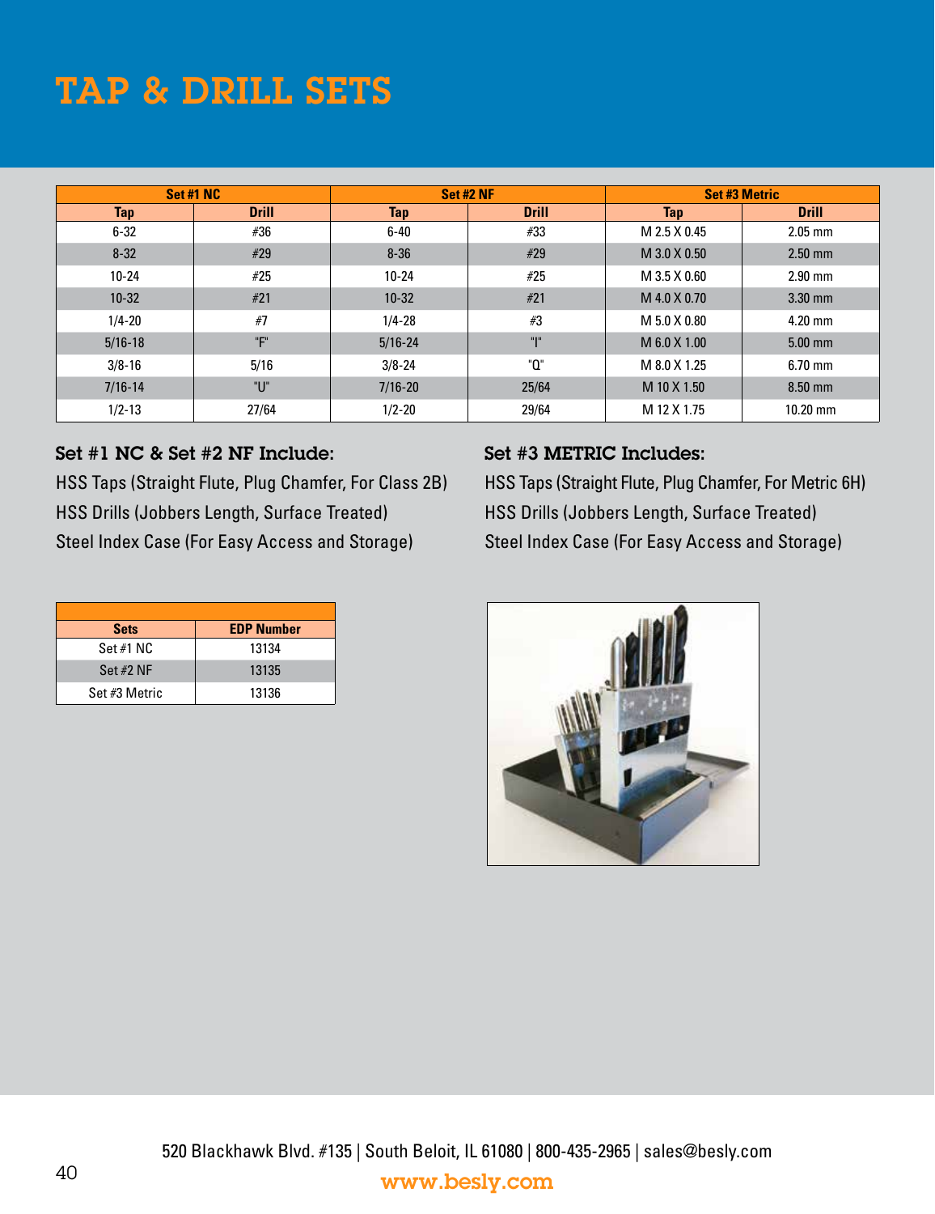# TAP & DRILL SETS

| Set #1 NC | | Set #2 NF | | Set #3 Metric | |
|---|---|---|---|---|---|
| Tap | Drill | Tap | Drill | Tap | Drill |
| 6-32 | #36 | 6-40 | #33 | M 2.5 X 0.45 | 2.05 mm |
| 8-32 | #29 | 8-36 | #29 | M 3.0 X 0.50 | 2.50 mm |
| 10-24 | #25 | 10-24 | #25 | M 3.5 X 0.60 | 2.90 mm |
| 10-32 | #21 | 10-32 | #21 | M 4.0 X 0.70 | 3.30 mm |
| 1/4-20 | #7 | 1/4-28 | #3 | M 5.0 X 0.80 | 4.20 mm |
| 5/16-18 | "F" | 5/16-24 | "I" | M 6.0 X 1.00 | 5.00 mm |
| 3/8-16 | 5/16 | 3/8-24 | "Q" | M 8.0 X 1.25 | 6.70 mm |
| 7/16-14 | "U" | 7/16-20 | 25/64 | M 10 X 1.50 | 8.50 mm |
| 1/2-13 | 27/64 | 1/2-20 | 29/64 | M 12 X 1.75 | 10.20 mm |

### Set #1 NC & Set #2 NF Include:

HSS Taps (Straight Flute, Plug Chamfer, For Class 2B)
HSS Drills (Jobbers Length, Surface Treated)
Steel Index Case (For Easy Access and Storage)

### Set #3 METRIC Includes:

HSS Taps (Straight Flute, Plug Chamfer, For Metric 6H)
HSS Drills (Jobbers Length, Surface Treated)
Steel Index Case (For Easy Access and Storage)

| Sets | EDP Number |
|---|---|
| Set #1 NC | 13134 |
| Set #2 NF | 13135 |
| Set #3 Metric | 13136 |

520 Blackhawk Blvd. #135 | South Beloit, IL 61080 | 800-435-2965 | sales@besly.com
www.besly.com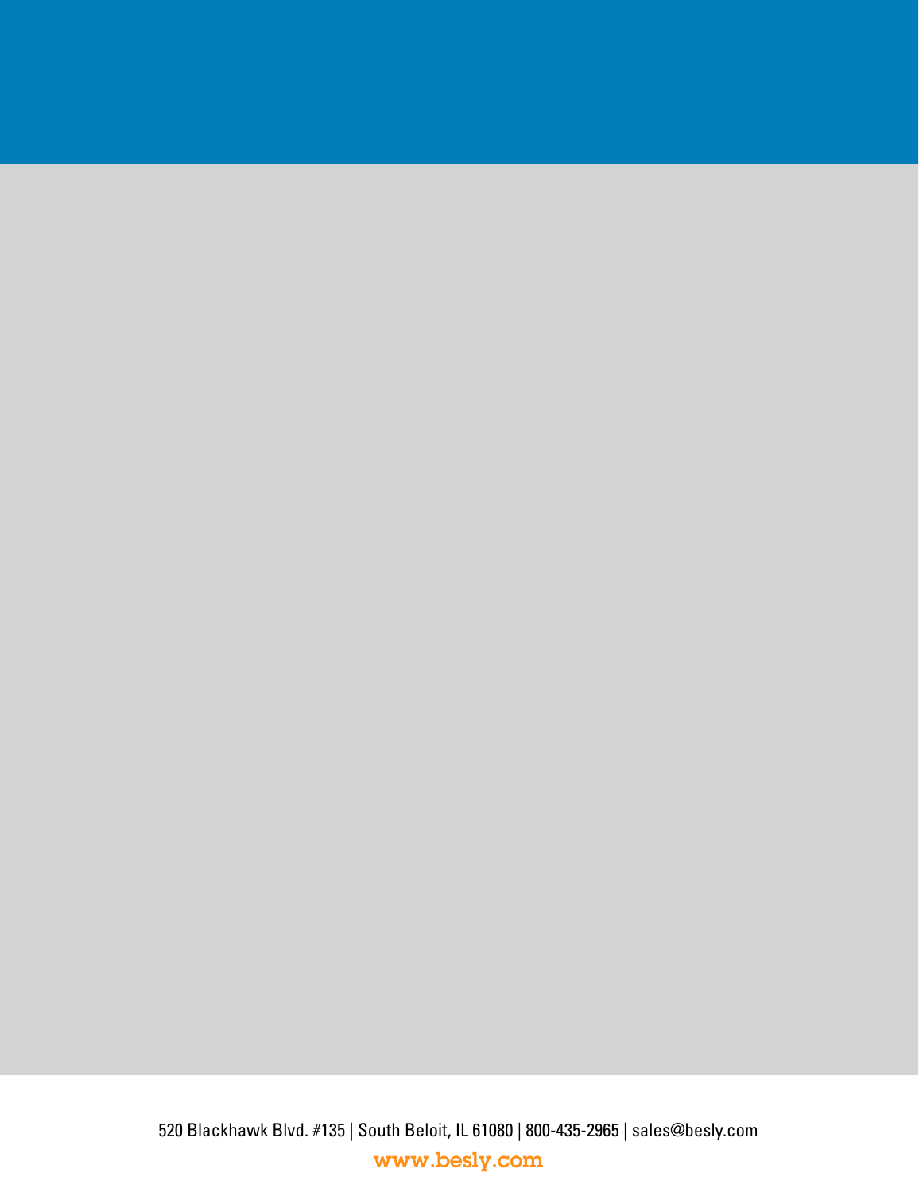520 Blackhawk Blvd. #135 | South Beloit, IL 61080 | 800-435-2965 | sales@besly.com

www.besly.com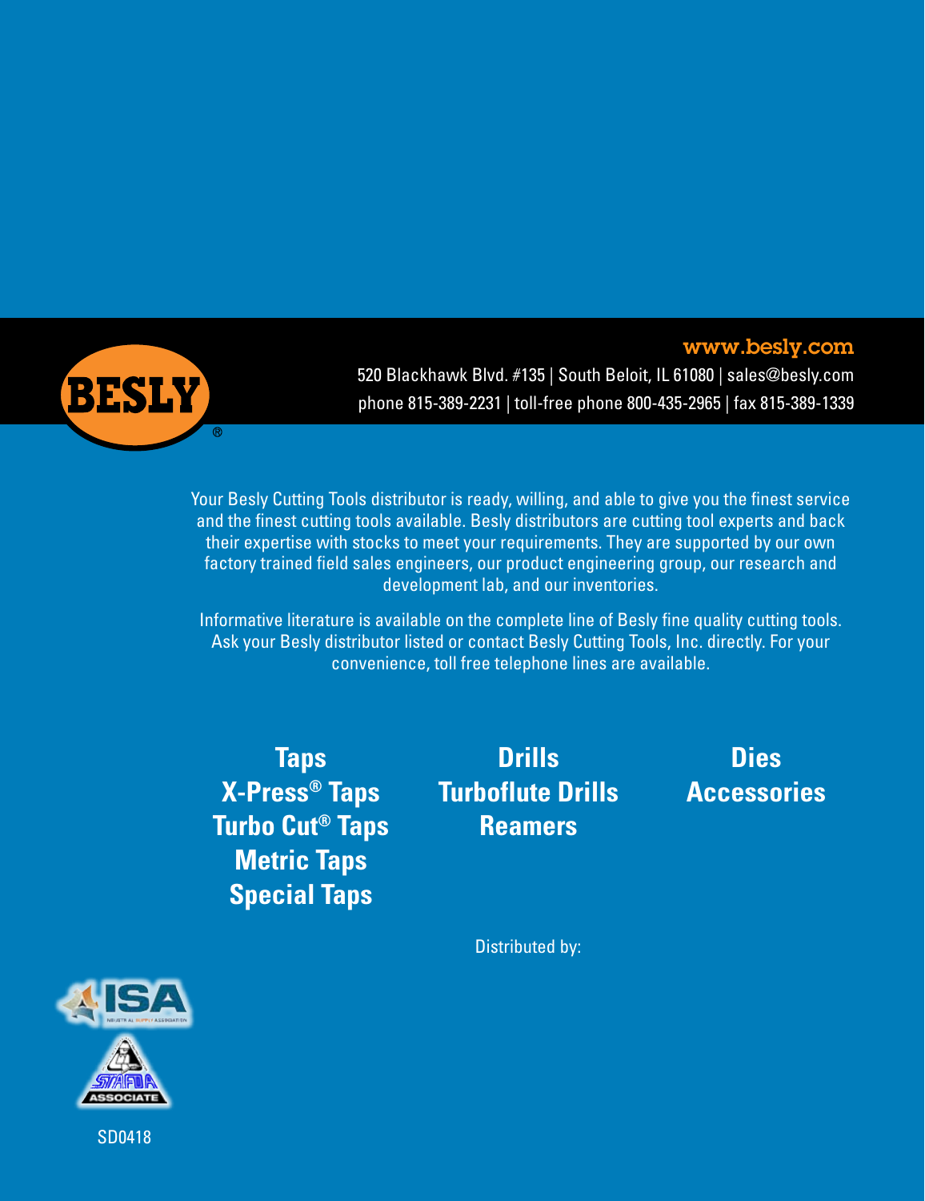BESLY®

www.besly.com

520 Blackhawk Blvd. #135 | South Beloit, IL 61080 | sales@besly.com

phone 815-389-2231 | toll-free phone 800-435-2965 | fax 815-389-1339

Your Besly Cutting Tools distributor is ready, willing, and able to give you the finest service and the finest cutting tools available. Besly distributors are cutting tool experts and back their expertise with stocks to meet your requirements. They are supported by our own factory trained field sales engineers, our product engineering group, our research and development lab, and our inventories.

Informative literature is available on the complete line of Besly fine quality cutting tools. Ask your Besly distributor listed or contact Besly Cutting Tools, Inc. directly. For your convenience, toll free telephone lines are available.

**Taps**
**X-Press® Taps**
**Turbo Cut® Taps**
**Metric Taps**
**Special Taps**

**Drills**
**Turboflute Drills**
**Reamers**

**Dies**
**Accessories**

Distributed by:

ISA

STAFDA ASSOCIATE

SD0418